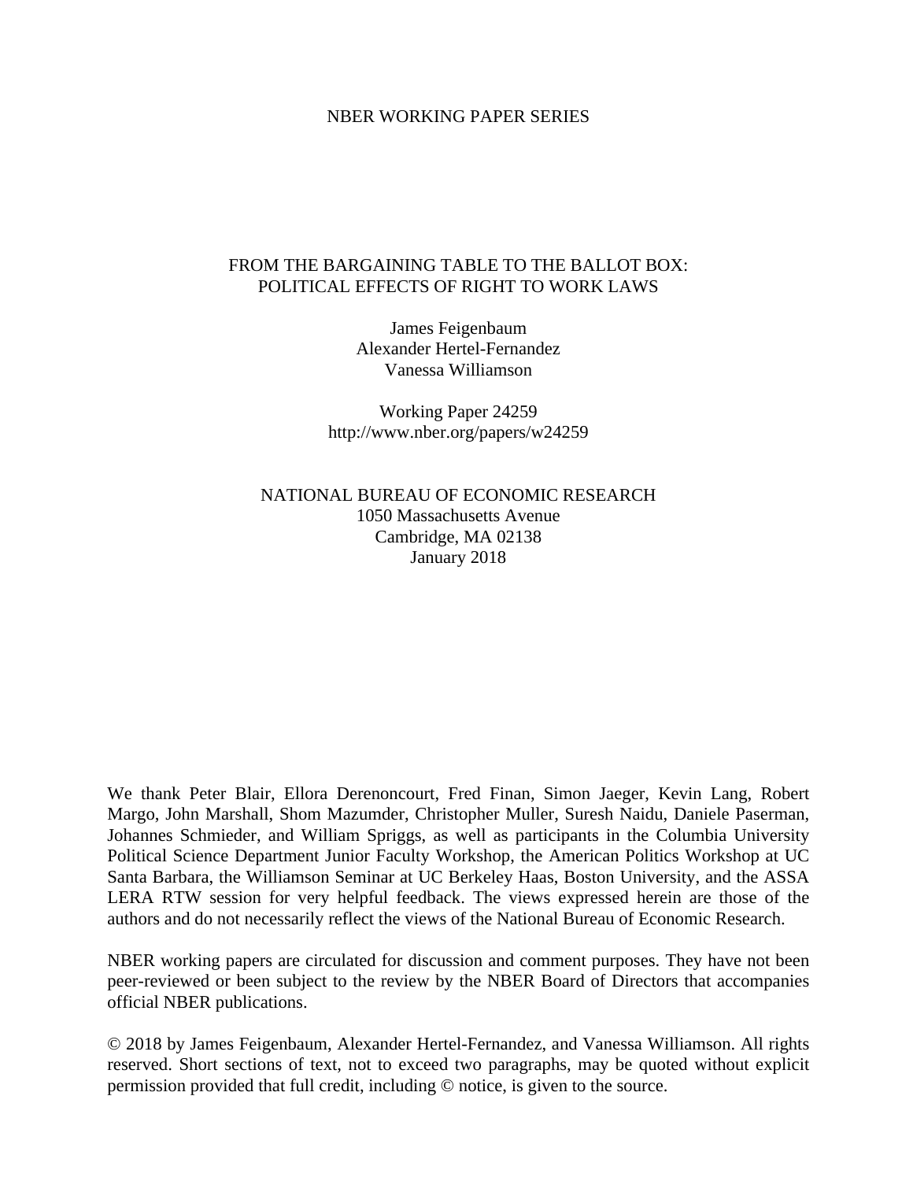NBER WORKING PAPER SERIES

# FROM THE BARGAINING TABLE TO THE BALLOT BOX: POLITICAL EFFECTS OF RIGHT TO WORK LAWS

James Feigenbaum
Alexander Hertel-Fernandez
Vanessa Williamson

Working Paper 24259
http://www.nber.org/papers/w24259

NATIONAL BUREAU OF ECONOMIC RESEARCH
1050 Massachusetts Avenue
Cambridge, MA 02138
January 2018

We thank Peter Blair, Ellora Derenoncourt, Fred Finan, Simon Jaeger, Kevin Lang, Robert Margo, John Marshall, Shom Mazumder, Christopher Muller, Suresh Naidu, Daniele Paserman, Johannes Schmieder, and William Spriggs, as well as participants in the Columbia University Political Science Department Junior Faculty Workshop, the American Politics Workshop at UC Santa Barbara, the Williamson Seminar at UC Berkeley Haas, Boston University, and the ASSA LERA RTW session for very helpful feedback. The views expressed herein are those of the authors and do not necessarily reflect the views of the National Bureau of Economic Research.

NBER working papers are circulated for discussion and comment purposes. They have not been peer-reviewed or been subject to the review by the NBER Board of Directors that accompanies official NBER publications.

© 2018 by James Feigenbaum, Alexander Hertel-Fernandez, and Vanessa Williamson. All rights reserved. Short sections of text, not to exceed two paragraphs, may be quoted without explicit permission provided that full credit, including © notice, is given to the source.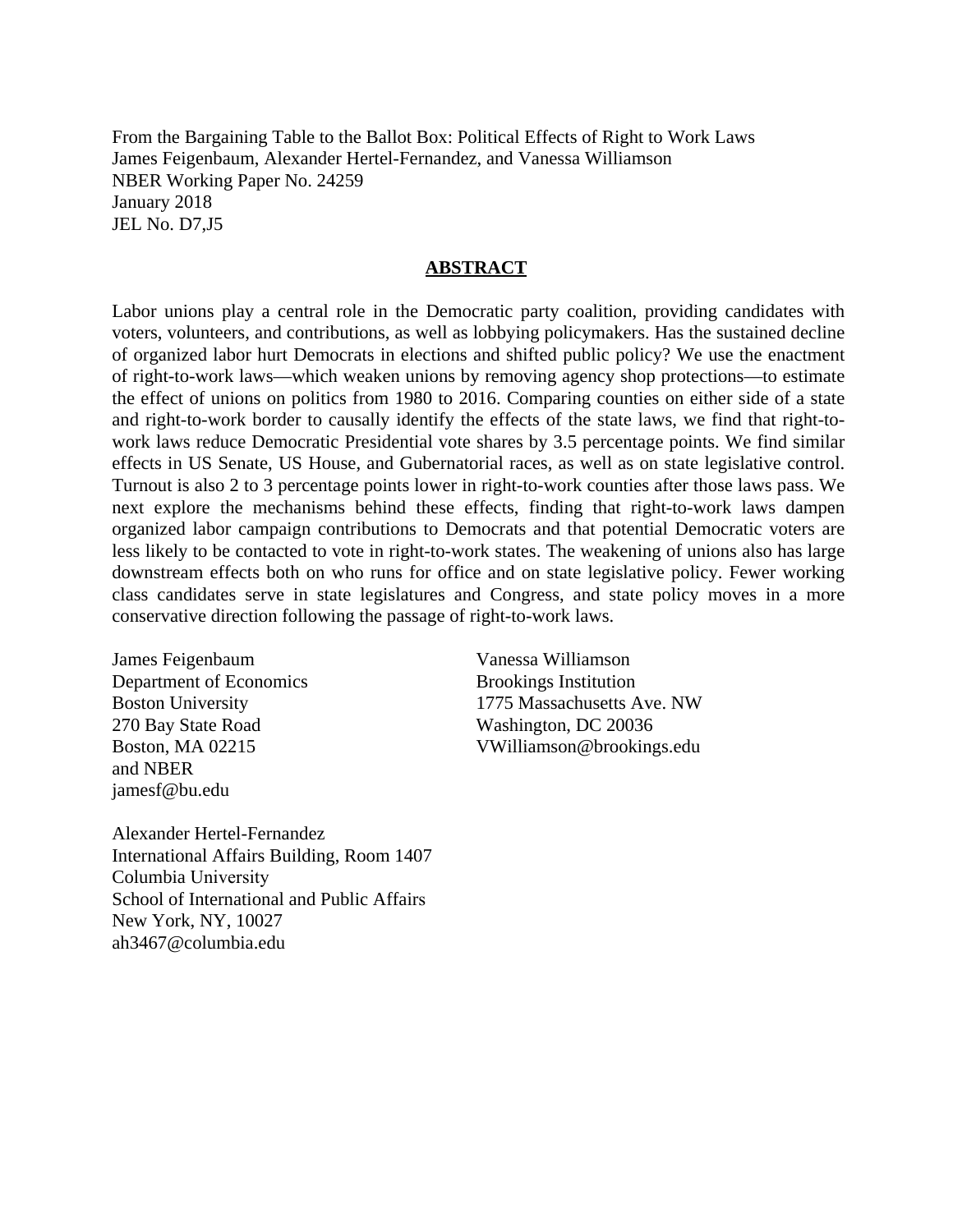From the Bargaining Table to the Ballot Box: Political Effects of Right to Work Laws
James Feigenbaum, Alexander Hertel-Fernandez, and Vanessa Williamson
NBER Working Paper No. 24259
January 2018
JEL No. D7,J5

## ABSTRACT

Labor unions play a central role in the Democratic party coalition, providing candidates with voters, volunteers, and contributions, as well as lobbying policymakers. Has the sustained decline of organized labor hurt Democrats in elections and shifted public policy? We use the enactment of right-to-work laws—which weaken unions by removing agency shop protections—to estimate the effect of unions on politics from 1980 to 2016. Comparing counties on either side of a state and right-to-work border to causally identify the effects of the state laws, we find that right-to-work laws reduce Democratic Presidential vote shares by 3.5 percentage points. We find similar effects in US Senate, US House, and Gubernatorial races, as well as on state legislative control. Turnout is also 2 to 3 percentage points lower in right-to-work counties after those laws pass. We next explore the mechanisms behind these effects, finding that right-to-work laws dampen organized labor campaign contributions to Democrats and that potential Democratic voters are less likely to be contacted to vote in right-to-work states. The weakening of unions also has large downstream effects both on who runs for office and on state legislative policy. Fewer working class candidates serve in state legislatures and Congress, and state policy moves in a more conservative direction following the passage of right-to-work laws.

James Feigenbaum
Department of Economics
Boston University
270 Bay State Road
Boston, MA 02215
and NBER
jamesf@bu.edu

Vanessa Williamson
Brookings Institution
1775 Massachusetts Ave. NW
Washington, DC 20036
VWilliamson@brookings.edu

Alexander Hertel-Fernandez
International Affairs Building, Room 1407
Columbia University
School of International and Public Affairs
New York, NY, 10027
ah3467@columbia.edu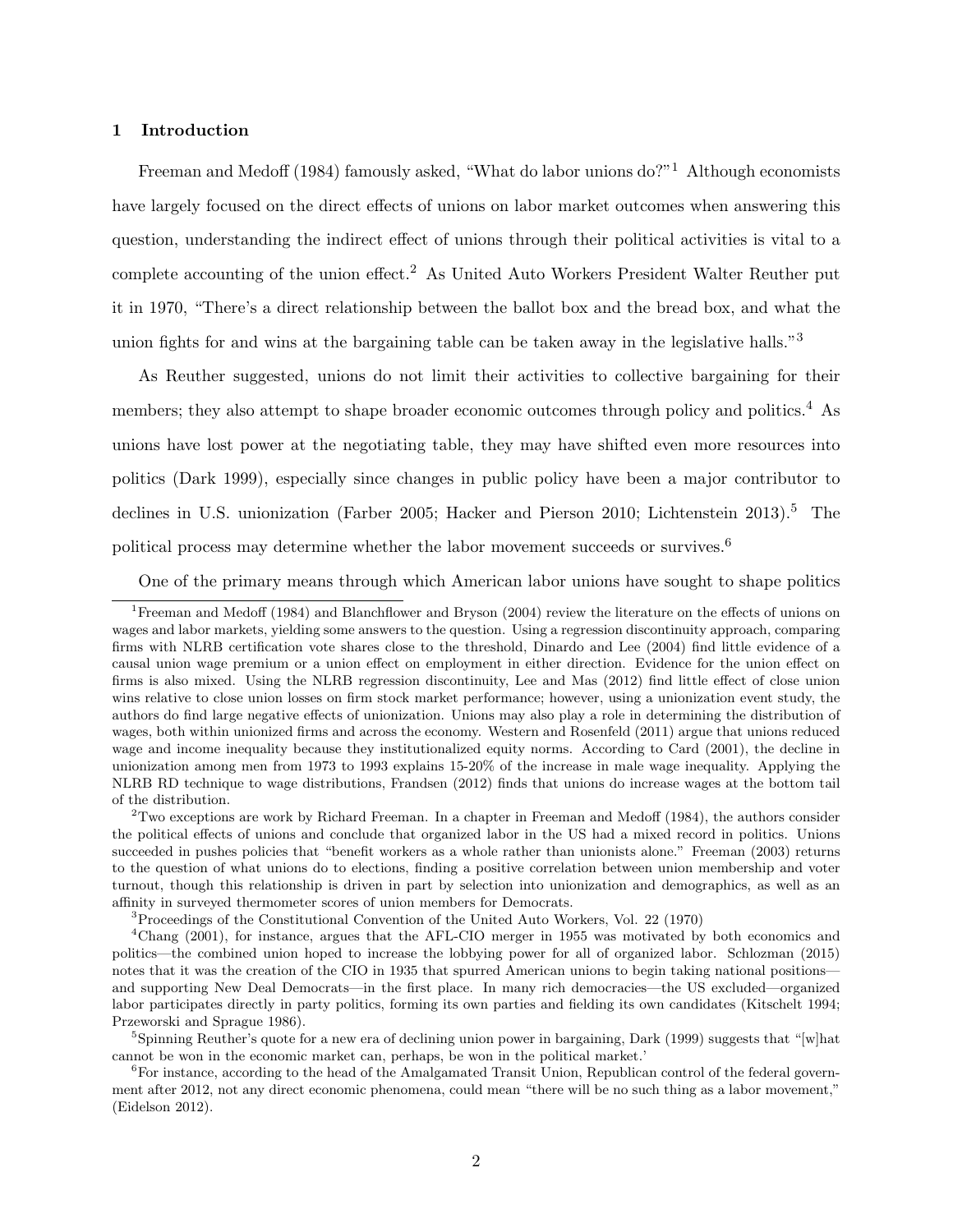## 1 Introduction

Freeman and Medoff (1984) famously asked, "What do labor unions do?"[1] Although economists have largely focused on the direct effects of unions on labor market outcomes when answering this question, understanding the indirect effect of unions through their political activities is vital to a complete accounting of the union effect.[2] As United Auto Workers President Walter Reuther put it in 1970, "There's a direct relationship between the ballot box and the bread box, and what the union fights for and wins at the bargaining table can be taken away in the legislative halls."[3]

As Reuther suggested, unions do not limit their activities to collective bargaining for their members; they also attempt to shape broader economic outcomes through policy and politics.[4] As unions have lost power at the negotiating table, they may have shifted even more resources into politics (Dark 1999), especially since changes in public policy have been a major contributor to declines in U.S. unionization (Farber 2005; Hacker and Pierson 2010; Lichtenstein 2013).[5] The political process may determine whether the labor movement succeeds or survives.[6]

One of the primary means through which American labor unions have sought to shape politics

[1] Freeman and Medoff (1984) and Blanchflower and Bryson (2004) review the literature on the effects of unions on wages and labor markets, yielding some answers to the question. Using a regression discontinuity approach, comparing firms with NLRB certification vote shares close to the threshold, Dinardo and Lee (2004) find little evidence of a causal union wage premium or a union effect on employment in either direction. Evidence for the union effect on firms is also mixed. Using the NLRB regression discontinuity, Lee and Mas (2012) find little effect of close union wins relative to close union losses on firm stock market performance; however, using a unionization event study, the authors do find large negative effects of unionization. Unions may also play a role in determining the distribution of wages, both within unionized firms and across the economy. Western and Rosenfeld (2011) argue that unions reduced wage and income inequality because they institutionalized equity norms. According to Card (2001), the decline in unionization among men from 1973 to 1993 explains 15-20% of the increase in male wage inequality. Applying the NLRB RD technique to wage distributions, Frandsen (2012) finds that unions do increase wages at the bottom tail of the distribution.

[2] Two exceptions are work by Richard Freeman. In a chapter in Freeman and Medoff (1984), the authors consider the political effects of unions and conclude that organized labor in the US had a mixed record in politics. Unions succeeded in pushes policies that "benefit workers as a whole rather than unionists alone." Freeman (2003) returns to the question of what unions do to elections, finding a positive correlation between union membership and voter turnout, though this relationship is driven in part by selection into unionization and demographics, as well as an affinity in surveyed thermometer scores of union members for Democrats.

[3] Proceedings of the Constitutional Convention of the United Auto Workers, Vol. 22 (1970)

[4] Chang (2001), for instance, argues that the AFL-CIO merger in 1955 was motivated by both economics and politics—the combined union hoped to increase the lobbying power for all of organized labor. Schlozman (2015) notes that it was the creation of the CIO in 1935 that spurred American unions to begin taking national positions—and supporting New Deal Democrats—in the first place. In many rich democracies—the US excluded—organized labor participates directly in party politics, forming its own parties and fielding its own candidates (Kitschelt 1994; Przeworski and Sprague 1986).

[5] Spinning Reuther's quote for a new era of declining union power in bargaining, Dark (1999) suggests that "[w]hat cannot be won in the economic market can, perhaps, be won in the political market.'

[6] For instance, according to the head of the Amalgamated Transit Union, Republican control of the federal government after 2012, not any direct economic phenomena, could mean "there will be no such thing as a labor movement," (Eidelson 2012).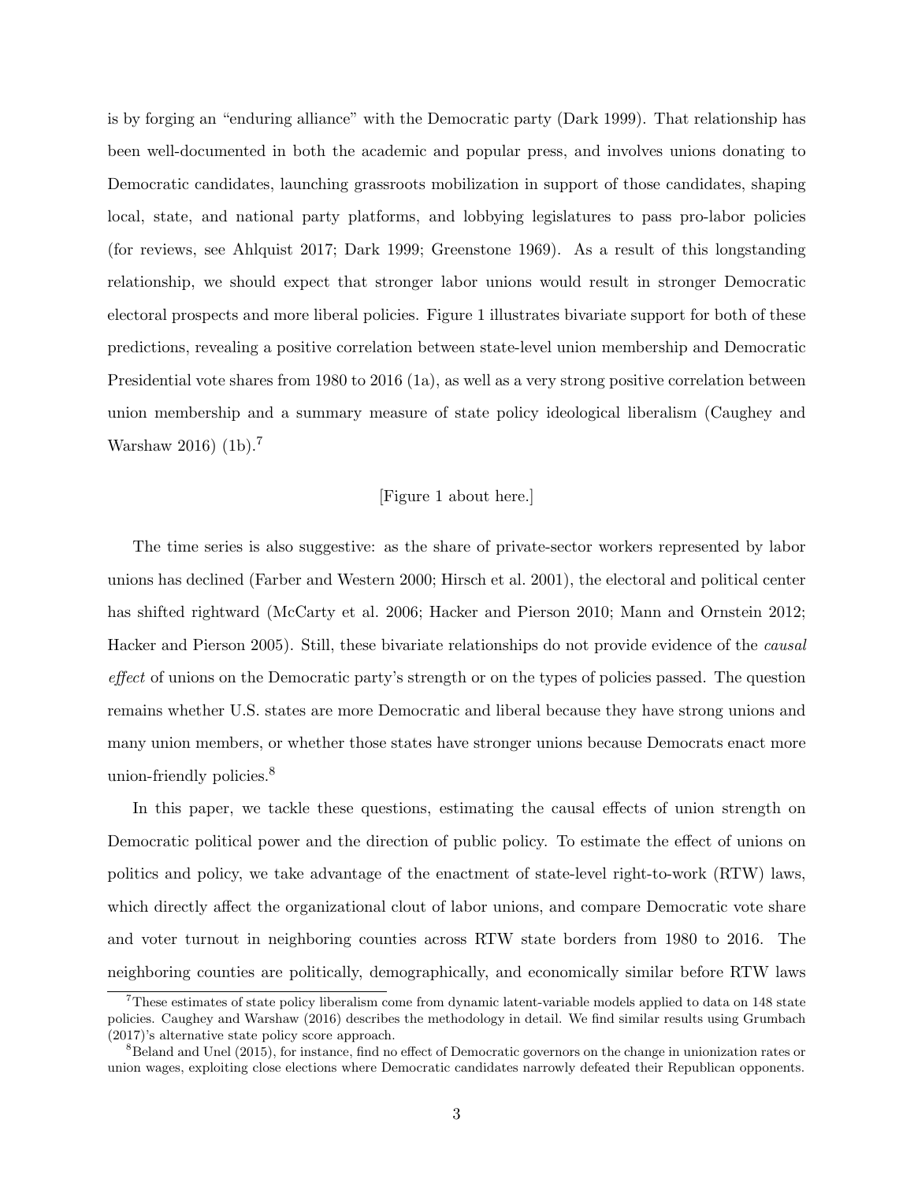is by forging an "enduring alliance" with the Democratic party (Dark 1999). That relationship has been well-documented in both the academic and popular press, and involves unions donating to Democratic candidates, launching grassroots mobilization in support of those candidates, shaping local, state, and national party platforms, and lobbying legislatures to pass pro-labor policies (for reviews, see Ahlquist 2017; Dark 1999; Greenstone 1969). As a result of this longstanding relationship, we should expect that stronger labor unions would result in stronger Democratic electoral prospects and more liberal policies. Figure 1 illustrates bivariate support for both of these predictions, revealing a positive correlation between state-level union membership and Democratic Presidential vote shares from 1980 to 2016 (1a), as well as a very strong positive correlation between union membership and a summary measure of state policy ideological liberalism (Caughey and Warshaw 2016) (1b).[7]

[Figure 1 about here.]

The time series is also suggestive: as the share of private-sector workers represented by labor unions has declined (Farber and Western 2000; Hirsch et al. 2001), the electoral and political center has shifted rightward (McCarty et al. 2006; Hacker and Pierson 2010; Mann and Ornstein 2012; Hacker and Pierson 2005). Still, these bivariate relationships do not provide evidence of the *causal effect* of unions on the Democratic party's strength or on the types of policies passed. The question remains whether U.S. states are more Democratic and liberal because they have strong unions and many union members, or whether those states have stronger unions because Democrats enact more union-friendly policies.[8]

In this paper, we tackle these questions, estimating the causal effects of union strength on Democratic political power and the direction of public policy. To estimate the effect of unions on politics and policy, we take advantage of the enactment of state-level right-to-work (RTW) laws, which directly affect the organizational clout of labor unions, and compare Democratic vote share and voter turnout in neighboring counties across RTW state borders from 1980 to 2016. The neighboring counties are politically, demographically, and economically similar before RTW laws

[7] These estimates of state policy liberalism come from dynamic latent-variable models applied to data on 148 state policies. Caughey and Warshaw (2016) describes the methodology in detail. We find similar results using Grumbach (2017)'s alternative state policy score approach.

[8] Beland and Unel (2015), for instance, find no effect of Democratic governors on the change in unionization rates or union wages, exploiting close elections where Democratic candidates narrowly defeated their Republican opponents.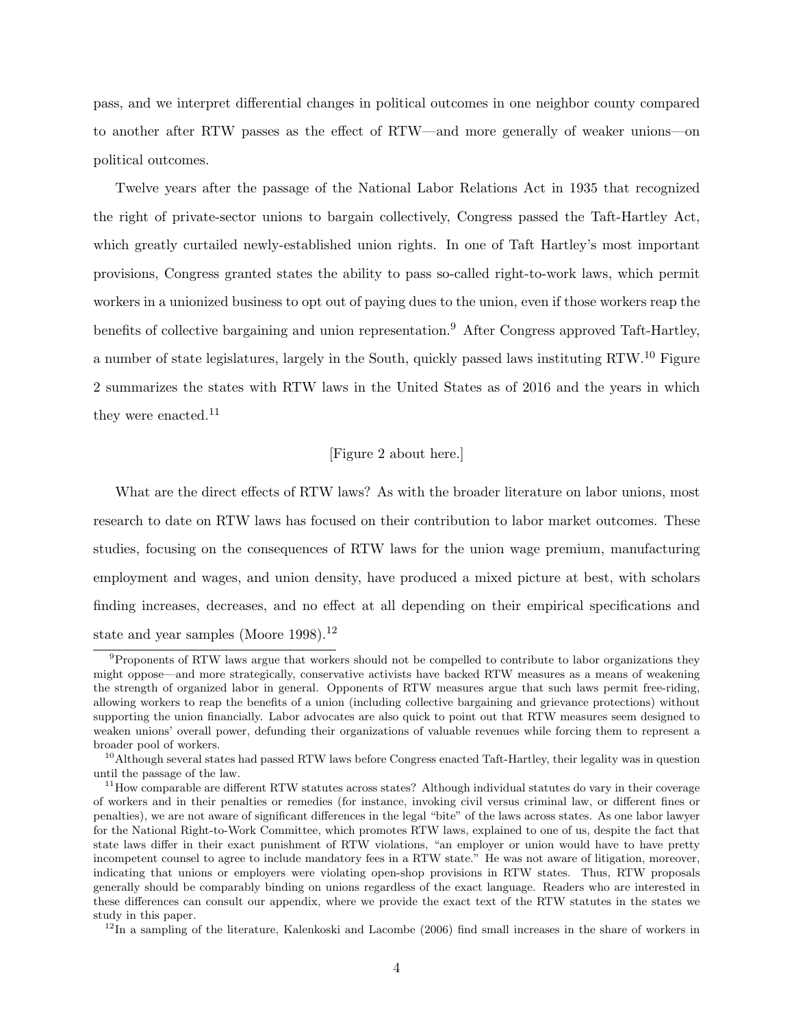pass, and we interpret differential changes in political outcomes in one neighbor county compared to another after RTW passes as the effect of RTW—and more generally of weaker unions—on political outcomes.

Twelve years after the passage of the National Labor Relations Act in 1935 that recognized the right of private-sector unions to bargain collectively, Congress passed the Taft-Hartley Act, which greatly curtailed newly-established union rights. In one of Taft Hartley's most important provisions, Congress granted states the ability to pass so-called right-to-work laws, which permit workers in a unionized business to opt out of paying dues to the union, even if those workers reap the benefits of collective bargaining and union representation.[9] After Congress approved Taft-Hartley, a number of state legislatures, largely in the South, quickly passed laws instituting RTW.[10] Figure 2 summarizes the states with RTW laws in the United States as of 2016 and the years in which they were enacted.[11]

[Figure 2 about here.]

What are the direct effects of RTW laws? As with the broader literature on labor unions, most research to date on RTW laws has focused on their contribution to labor market outcomes. These studies, focusing on the consequences of RTW laws for the union wage premium, manufacturing employment and wages, and union density, have produced a mixed picture at best, with scholars finding increases, decreases, and no effect at all depending on their empirical specifications and state and year samples (Moore 1998).[12]

---

[9] Proponents of RTW laws argue that workers should not be compelled to contribute to labor organizations they might oppose—and more strategically, conservative activists have backed RTW measures as a means of weakening the strength of organized labor in general. Opponents of RTW measures argue that such laws permit free-riding, allowing workers to reap the benefits of a union (including collective bargaining and grievance protections) without supporting the union financially. Labor advocates are also quick to point out that RTW measures seem designed to weaken unions' overall power, defunding their organizations of valuable revenues while forcing them to represent a broader pool of workers.

[10] Although several states had passed RTW laws before Congress enacted Taft-Hartley, their legality was in question until the passage of the law.

[11] How comparable are different RTW statutes across states? Although individual statutes do vary in their coverage of workers and in their penalties or remedies (for instance, invoking civil versus criminal law, or different fines or penalties), we are not aware of significant differences in the legal "bite" of the laws across states. As one labor lawyer for the National Right-to-Work Committee, which promotes RTW laws, explained to one of us, despite the fact that state laws differ in their exact punishment of RTW violations, "an employer or union would have to have pretty incompetent counsel to agree to include mandatory fees in a RTW state." He was not aware of litigation, moreover, indicating that unions or employers were violating open-shop provisions in RTW states. Thus, RTW proposals generally should be comparably binding on unions regardless of the exact language. Readers who are interested in these differences can consult our appendix, where we provide the exact text of the RTW statutes in the states we study in this paper.

[12] In a sampling of the literature, Kalenkoski and Lacombe (2006) find small increases in the share of workers in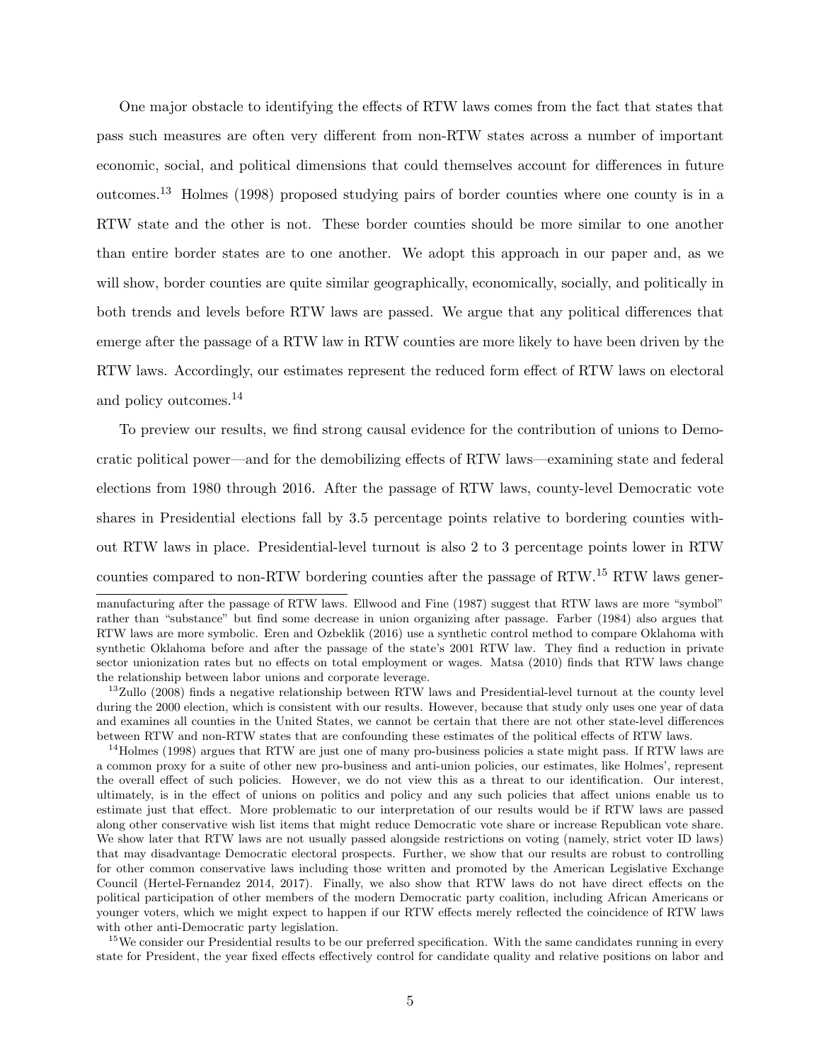One major obstacle to identifying the effects of RTW laws comes from the fact that states that pass such measures are often very different from non-RTW states across a number of important economic, social, and political dimensions that could themselves account for differences in future outcomes.[13] Holmes (1998) proposed studying pairs of border counties where one county is in a RTW state and the other is not. These border counties should be more similar to one another than entire border states are to one another. We adopt this approach in our paper and, as we will show, border counties are quite similar geographically, economically, socially, and politically in both trends and levels before RTW laws are passed. We argue that any political differences that emerge after the passage of a RTW law in RTW counties are more likely to have been driven by the RTW laws. Accordingly, our estimates represent the reduced form effect of RTW laws on electoral and policy outcomes.[14]

To preview our results, we find strong causal evidence for the contribution of unions to Democratic political power—and for the demobilizing effects of RTW laws—examining state and federal elections from 1980 through 2016. After the passage of RTW laws, county-level Democratic vote shares in Presidential elections fall by 3.5 percentage points relative to bordering counties without RTW laws in place. Presidential-level turnout is also 2 to 3 percentage points lower in RTW counties compared to non-RTW bordering counties after the passage of RTW.[15] RTW laws gener-

manufacturing after the passage of RTW laws. Ellwood and Fine (1987) suggest that RTW laws are more "symbol" rather than "substance" but find some decrease in union organizing after passage. Farber (1984) also argues that RTW laws are more symbolic. Eren and Ozbeklik (2016) use a synthetic control method to compare Oklahoma with synthetic Oklahoma before and after the passage of the state's 2001 RTW law. They find a reduction in private sector unionization rates but no effects on total employment or wages. Matsa (2010) finds that RTW laws change the relationship between labor unions and corporate leverage.

[13] Zullo (2008) finds a negative relationship between RTW laws and Presidential-level turnout at the county level during the 2000 election, which is consistent with our results. However, because that study only uses one year of data and examines all counties in the United States, we cannot be certain that there are not other state-level differences between RTW and non-RTW states that are confounding these estimates of the political effects of RTW laws.

[14] Holmes (1998) argues that RTW are just one of many pro-business policies a state might pass. If RTW laws are a common proxy for a suite of other new pro-business and anti-union policies, our estimates, like Holmes', represent the overall effect of such policies. However, we do not view this as a threat to our identification. Our interest, ultimately, is in the effect of unions on politics and policy and any such policies that affect unions enable us to estimate just that effect. More problematic to our interpretation of our results would be if RTW laws are passed along other conservative wish list items that might reduce Democratic vote share or increase Republican vote share. We show later that RTW laws are not usually passed alongside restrictions on voting (namely, strict voter ID laws) that may disadvantage Democratic electoral prospects. Further, we show that our results are robust to controlling for other common conservative laws including those written and promoted by the American Legislative Exchange Council (Hertel-Fernandez 2014, 2017). Finally, we also show that RTW laws do not have direct effects on the political participation of other members of the modern Democratic party coalition, including African Americans or younger voters, which we might expect to happen if our RTW effects merely reflected the coincidence of RTW laws with other anti-Democratic party legislation.

[15] We consider our Presidential results to be our preferred specification. With the same candidates running in every state for President, the year fixed effects effectively control for candidate quality and relative positions on labor and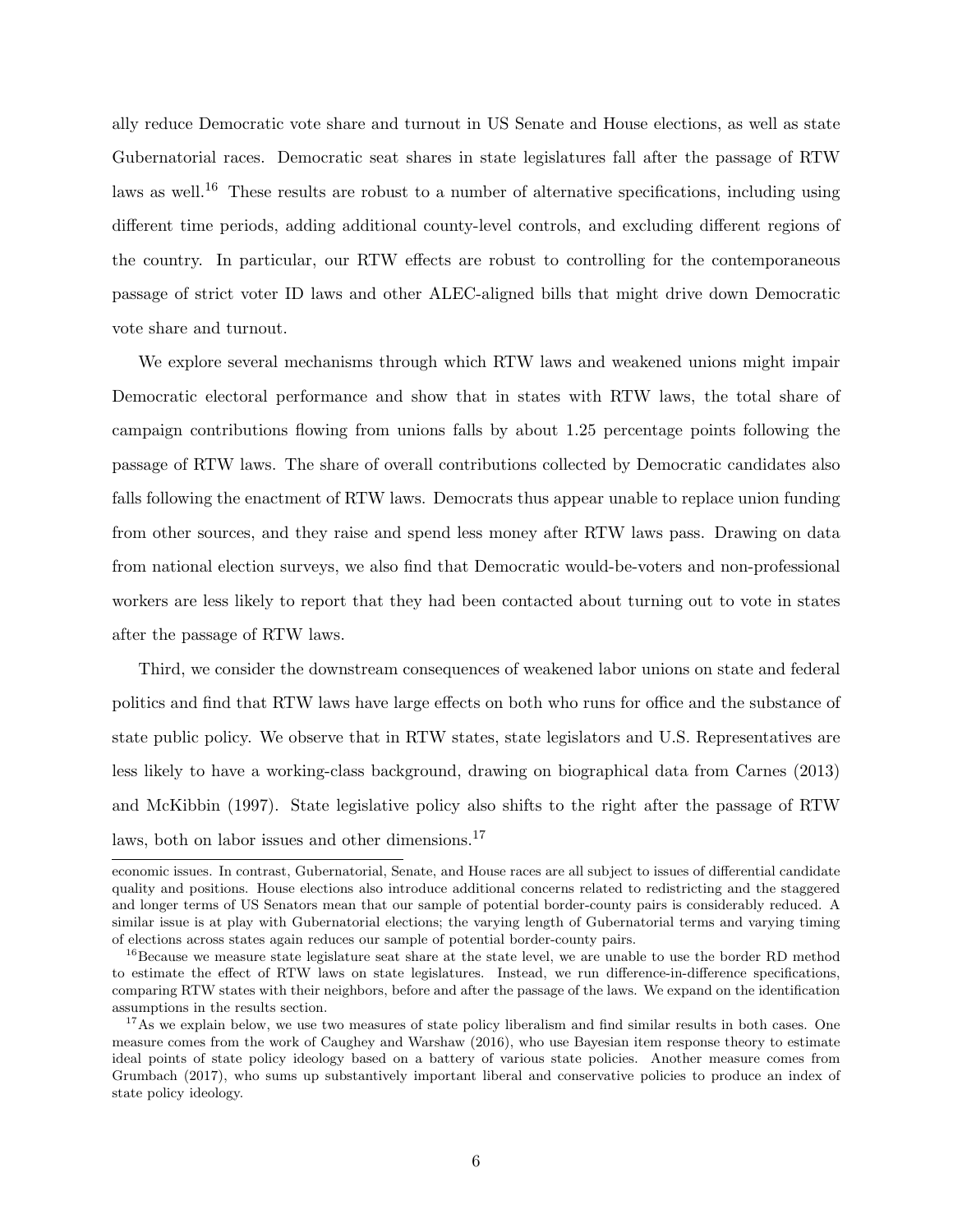ally reduce Democratic vote share and turnout in US Senate and House elections, as well as state Gubernatorial races. Democratic seat shares in state legislatures fall after the passage of RTW laws as well.[16] These results are robust to a number of alternative specifications, including using different time periods, adding additional county-level controls, and excluding different regions of the country. In particular, our RTW effects are robust to controlling for the contemporaneous passage of strict voter ID laws and other ALEC-aligned bills that might drive down Democratic vote share and turnout.

We explore several mechanisms through which RTW laws and weakened unions might impair Democratic electoral performance and show that in states with RTW laws, the total share of campaign contributions flowing from unions falls by about 1.25 percentage points following the passage of RTW laws. The share of overall contributions collected by Democratic candidates also falls following the enactment of RTW laws. Democrats thus appear unable to replace union funding from other sources, and they raise and spend less money after RTW laws pass. Drawing on data from national election surveys, we also find that Democratic would-be-voters and non-professional workers are less likely to report that they had been contacted about turning out to vote in states after the passage of RTW laws.

Third, we consider the downstream consequences of weakened labor unions on state and federal politics and find that RTW laws have large effects on both who runs for office and the substance of state public policy. We observe that in RTW states, state legislators and U.S. Representatives are less likely to have a working-class background, drawing on biographical data from Carnes (2013) and McKibbin (1997). State legislative policy also shifts to the right after the passage of RTW laws, both on labor issues and other dimensions.[17]

---

economic issues. In contrast, Gubernatorial, Senate, and House races are all subject to issues of differential candidate quality and positions. House elections also introduce additional concerns related to redistricting and the staggered and longer terms of US Senators mean that our sample of potential border-county pairs is considerably reduced. A similar issue is at play with Gubernatorial elections; the varying length of Gubernatorial terms and varying timing of elections across states again reduces our sample of potential border-county pairs.

[16] Because we measure state legislature seat share at the state level, we are unable to use the border RD method to estimate the effect of RTW laws on state legislatures. Instead, we run difference-in-difference specifications, comparing RTW states with their neighbors, before and after the passage of the laws. We expand on the identification assumptions in the results section.

[17] As we explain below, we use two measures of state policy liberalism and find similar results in both cases. One measure comes from the work of Caughey and Warshaw (2016), who use Bayesian item response theory to estimate ideal points of state policy ideology based on a battery of various state policies. Another measure comes from Grumbach (2017), who sums up substantively important liberal and conservative policies to produce an index of state policy ideology.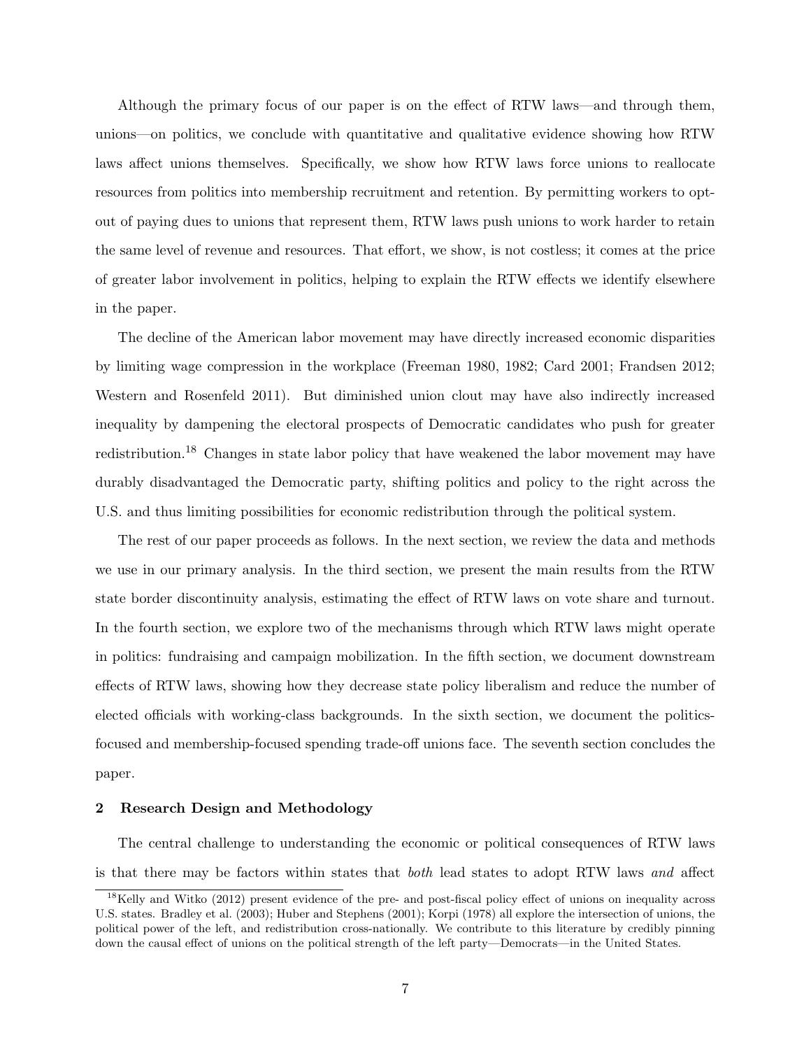Although the primary focus of our paper is on the effect of RTW laws—and through them, unions—on politics, we conclude with quantitative and qualitative evidence showing how RTW laws affect unions themselves. Specifically, we show how RTW laws force unions to reallocate resources from politics into membership recruitment and retention. By permitting workers to opt-out of paying dues to unions that represent them, RTW laws push unions to work harder to retain the same level of revenue and resources. That effort, we show, is not costless; it comes at the price of greater labor involvement in politics, helping to explain the RTW effects we identify elsewhere in the paper.

The decline of the American labor movement may have directly increased economic disparities by limiting wage compression in the workplace (Freeman 1980, 1982; Card 2001; Frandsen 2012; Western and Rosenfeld 2011). But diminished union clout may have also indirectly increased inequality by dampening the electoral prospects of Democratic candidates who push for greater redistribution.[18] Changes in state labor policy that have weakened the labor movement may have durably disadvantaged the Democratic party, shifting politics and policy to the right across the U.S. and thus limiting possibilities for economic redistribution through the political system.

The rest of our paper proceeds as follows. In the next section, we review the data and methods we use in our primary analysis. In the third section, we present the main results from the RTW state border discontinuity analysis, estimating the effect of RTW laws on vote share and turnout. In the fourth section, we explore two of the mechanisms through which RTW laws might operate in politics: fundraising and campaign mobilization. In the fifth section, we document downstream effects of RTW laws, showing how they decrease state policy liberalism and reduce the number of elected officials with working-class backgrounds. In the sixth section, we document the politics-focused and membership-focused spending trade-off unions face. The seventh section concludes the paper.

## 2 Research Design and Methodology

The central challenge to understanding the economic or political consequences of RTW laws is that there may be factors within states that *both* lead states to adopt RTW laws *and* affect

[18] Kelly and Witko (2012) present evidence of the pre- and post-fiscal policy effect of unions on inequality across U.S. states. Bradley et al. (2003); Huber and Stephens (2001); Korpi (1978) all explore the intersection of unions, the political power of the left, and redistribution cross-nationally. We contribute to this literature by credibly pinning down the causal effect of unions on the political strength of the left party—Democrats—in the United States.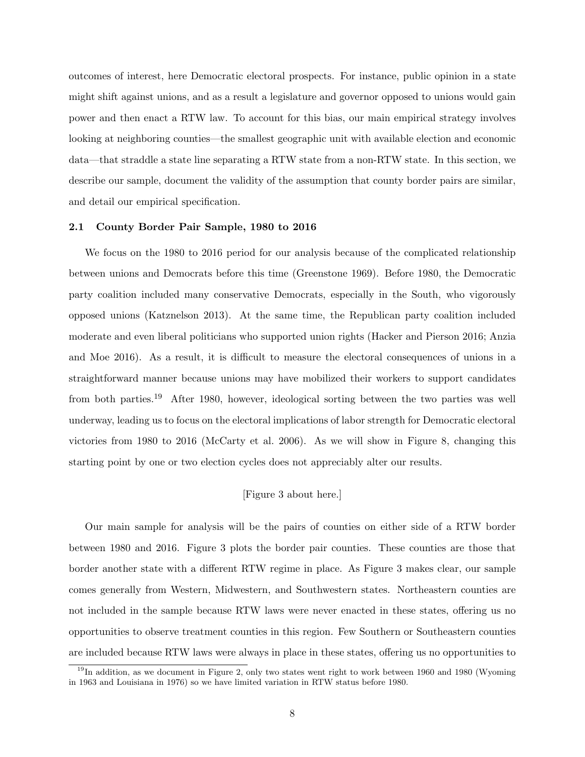outcomes of interest, here Democratic electoral prospects. For instance, public opinion in a state might shift against unions, and as a result a legislature and governor opposed to unions would gain power and then enact a RTW law. To account for this bias, our main empirical strategy involves looking at neighboring counties—the smallest geographic unit with available election and economic data—that straddle a state line separating a RTW state from a non-RTW state. In this section, we describe our sample, document the validity of the assumption that county border pairs are similar, and detail our empirical specification.

### 2.1 County Border Pair Sample, 1980 to 2016

We focus on the 1980 to 2016 period for our analysis because of the complicated relationship between unions and Democrats before this time (Greenstone 1969). Before 1980, the Democratic party coalition included many conservative Democrats, especially in the South, who vigorously opposed unions (Katznelson 2013). At the same time, the Republican party coalition included moderate and even liberal politicians who supported union rights (Hacker and Pierson 2016; Anzia and Moe 2016). As a result, it is difficult to measure the electoral consequences of unions in a straightforward manner because unions may have mobilized their workers to support candidates from both parties.[19] After 1980, however, ideological sorting between the two parties was well underway, leading us to focus on the electoral implications of labor strength for Democratic electoral victories from 1980 to 2016 (McCarty et al. 2006). As we will show in Figure 8, changing this starting point by one or two election cycles does not appreciably alter our results.

[Figure 3 about here.]

Our main sample for analysis will be the pairs of counties on either side of a RTW border between 1980 and 2016. Figure 3 plots the border pair counties. These counties are those that border another state with a different RTW regime in place. As Figure 3 makes clear, our sample comes generally from Western, Midwestern, and Southwestern states. Northeastern counties are not included in the sample because RTW laws were never enacted in these states, offering us no opportunities to observe treatment counties in this region. Few Southern or Southeastern counties are included because RTW laws were always in place in these states, offering us no opportunities to

[19] In addition, as we document in Figure 2, only two states went right to work between 1960 and 1980 (Wyoming in 1963 and Louisiana in 1976) so we have limited variation in RTW status before 1980.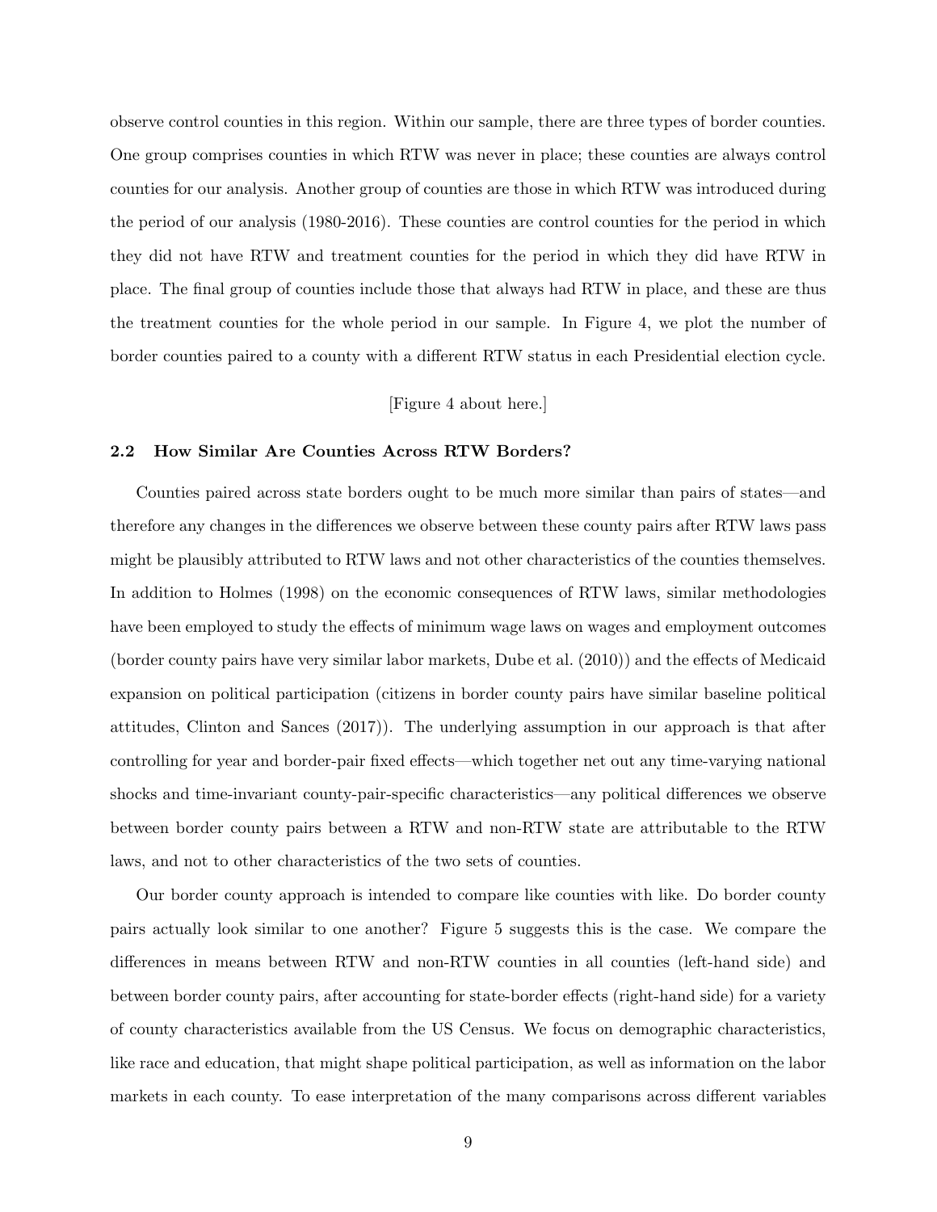observe control counties in this region. Within our sample, there are three types of border counties. One group comprises counties in which RTW was never in place; these counties are always control counties for our analysis. Another group of counties are those in which RTW was introduced during the period of our analysis (1980-2016). These counties are control counties for the period in which they did not have RTW and treatment counties for the period in which they did have RTW in place. The final group of counties include those that always had RTW in place, and these are thus the treatment counties for the whole period in our sample. In Figure 4, we plot the number of border counties paired to a county with a different RTW status in each Presidential election cycle.

[Figure 4 about here.]

### 2.2 How Similar Are Counties Across RTW Borders?

Counties paired across state borders ought to be much more similar than pairs of states—and therefore any changes in the differences we observe between these county pairs after RTW laws pass might be plausibly attributed to RTW laws and not other characteristics of the counties themselves. In addition to Holmes (1998) on the economic consequences of RTW laws, similar methodologies have been employed to study the effects of minimum wage laws on wages and employment outcomes (border county pairs have very similar labor markets, Dube et al. (2010)) and the effects of Medicaid expansion on political participation (citizens in border county pairs have similar baseline political attitudes, Clinton and Sances (2017)). The underlying assumption in our approach is that after controlling for year and border-pair fixed effects—which together net out any time-varying national shocks and time-invariant county-pair-specific characteristics—any political differences we observe between border county pairs between a RTW and non-RTW state are attributable to the RTW laws, and not to other characteristics of the two sets of counties.

Our border county approach is intended to compare like counties with like. Do border county pairs actually look similar to one another? Figure 5 suggests this is the case. We compare the differences in means between RTW and non-RTW counties in all counties (left-hand side) and between border county pairs, after accounting for state-border effects (right-hand side) for a variety of county characteristics available from the US Census. We focus on demographic characteristics, like race and education, that might shape political participation, as well as information on the labor markets in each county. To ease interpretation of the many comparisons across different variables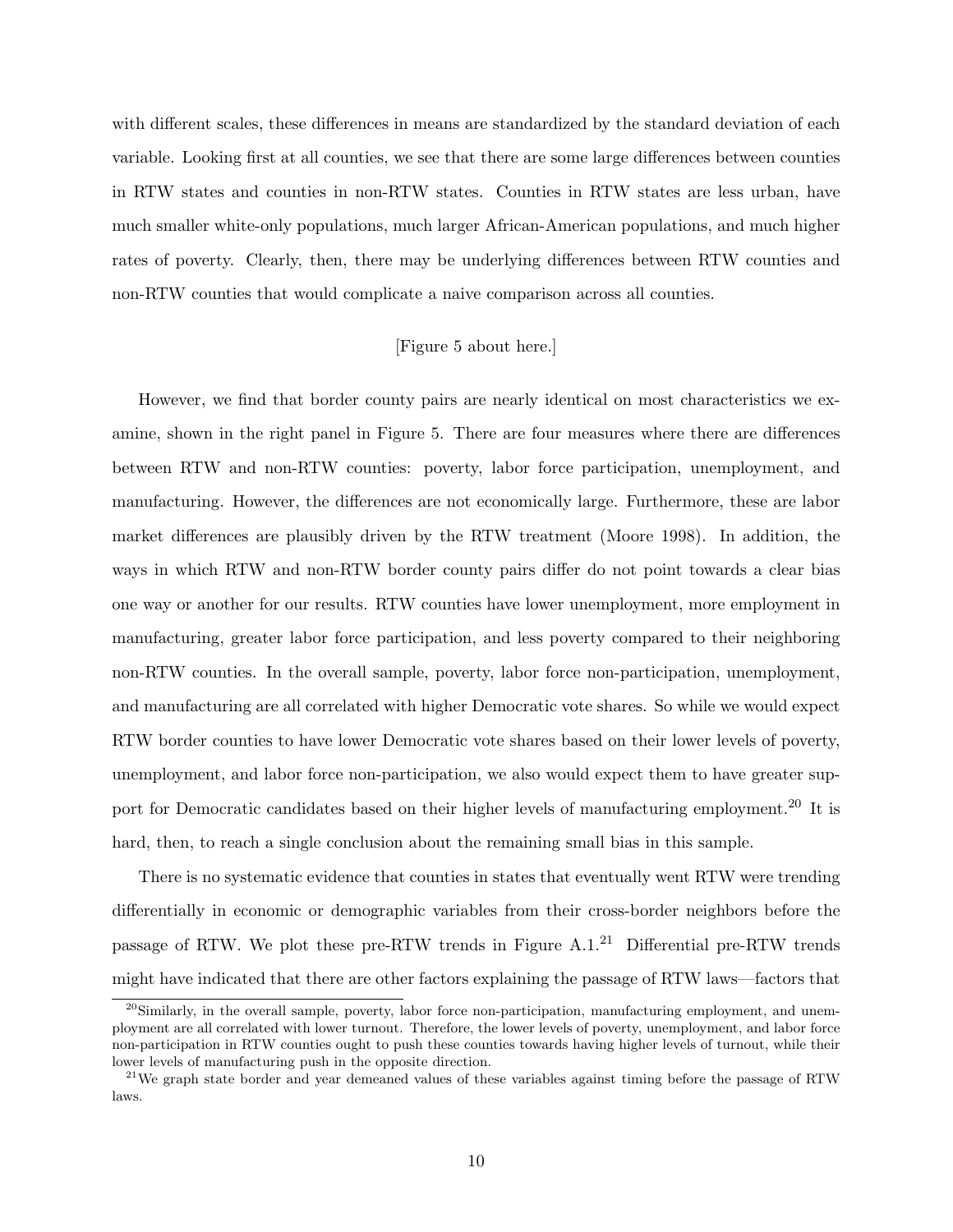with different scales, these differences in means are standardized by the standard deviation of each variable. Looking first at all counties, we see that there are some large differences between counties in RTW states and counties in non-RTW states. Counties in RTW states are less urban, have much smaller white-only populations, much larger African-American populations, and much higher rates of poverty. Clearly, then, there may be underlying differences between RTW counties and non-RTW counties that would complicate a naive comparison across all counties.

[Figure 5 about here.]

However, we find that border county pairs are nearly identical on most characteristics we examine, shown in the right panel in Figure 5. There are four measures where there are differences between RTW and non-RTW counties: poverty, labor force participation, unemployment, and manufacturing. However, the differences are not economically large. Furthermore, these are labor market differences are plausibly driven by the RTW treatment (Moore 1998). In addition, the ways in which RTW and non-RTW border county pairs differ do not point towards a clear bias one way or another for our results. RTW counties have lower unemployment, more employment in manufacturing, greater labor force participation, and less poverty compared to their neighboring non-RTW counties. In the overall sample, poverty, labor force non-participation, unemployment, and manufacturing are all correlated with higher Democratic vote shares. So while we would expect RTW border counties to have lower Democratic vote shares based on their lower levels of poverty, unemployment, and labor force non-participation, we also would expect them to have greater support for Democratic candidates based on their higher levels of manufacturing employment.[20] It is hard, then, to reach a single conclusion about the remaining small bias in this sample.

There is no systematic evidence that counties in states that eventually went RTW were trending differentially in economic or demographic variables from their cross-border neighbors before the passage of RTW. We plot these pre-RTW trends in Figure A.1.[21] Differential pre-RTW trends might have indicated that there are other factors explaining the passage of RTW laws—factors that

[20]Similarly, in the overall sample, poverty, labor force non-participation, manufacturing employment, and unemployment are all correlated with lower turnout. Therefore, the lower levels of poverty, unemployment, and labor force non-participation in RTW counties ought to push these counties towards having higher levels of turnout, while their lower levels of manufacturing push in the opposite direction.

[21]We graph state border and year demeaned values of these variables against timing before the passage of RTW laws.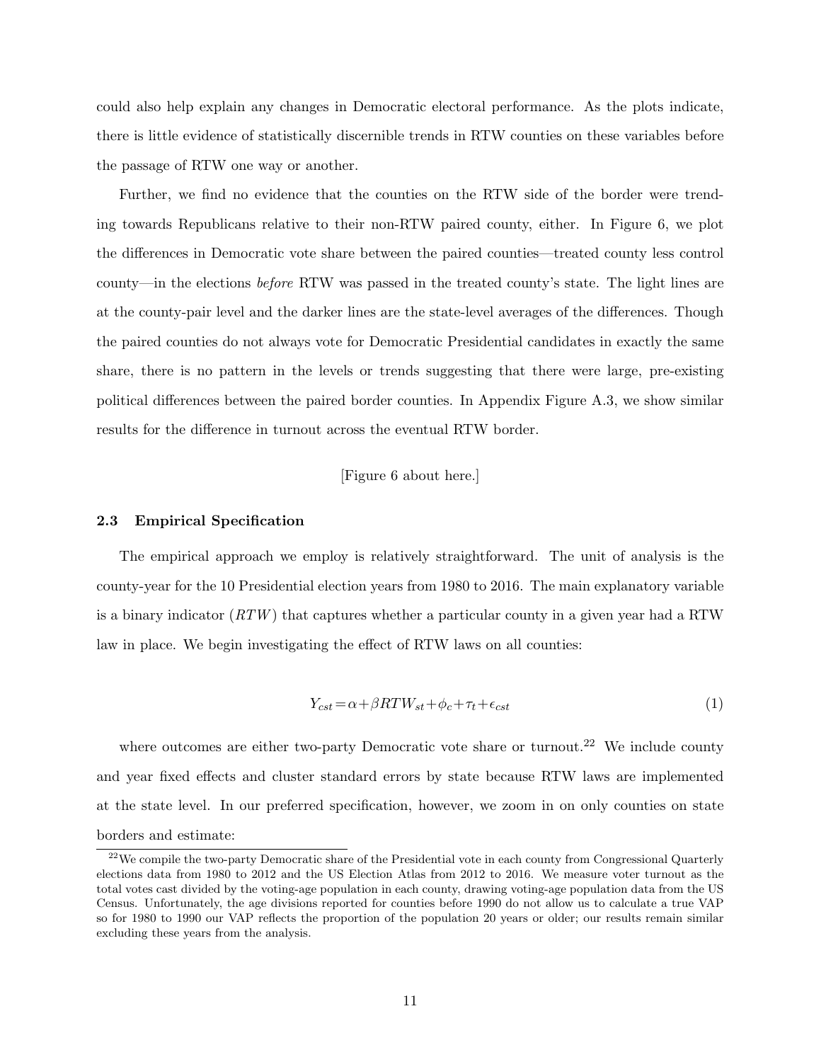could also help explain any changes in Democratic electoral performance. As the plots indicate, there is little evidence of statistically discernible trends in RTW counties on these variables before the passage of RTW one way or another.

Further, we find no evidence that the counties on the RTW side of the border were trending towards Republicans relative to their non-RTW paired county, either. In Figure 6, we plot the differences in Democratic vote share between the paired counties—treated county less control county—in the elections *before* RTW was passed in the treated county's state. The light lines are at the county-pair level and the darker lines are the state-level averages of the differences. Though the paired counties do not always vote for Democratic Presidential candidates in exactly the same share, there is no pattern in the levels or trends suggesting that there were large, pre-existing political differences between the paired border counties. In Appendix Figure A.3, we show similar results for the difference in turnout across the eventual RTW border.

[Figure 6 about here.]

### 2.3 Empirical Specification

The empirical approach we employ is relatively straightforward. The unit of analysis is the county-year for the 10 Presidential election years from 1980 to 2016. The main explanatory variable is a binary indicator ($RTW$) that captures whether a particular county in a given year had a RTW law in place. We begin investigating the effect of RTW laws on all counties:

$$Y_{cst} = \alpha + \beta RTW_{st} + \phi_c + \tau_t + \epsilon_{cst} \tag{1}$$

where outcomes are either two-party Democratic vote share or turnout.[22] We include county and year fixed effects and cluster standard errors by state because RTW laws are implemented at the state level. In our preferred specification, however, we zoom in on only counties on state borders and estimate:

[22] We compile the two-party Democratic share of the Presidential vote in each county from Congressional Quarterly elections data from 1980 to 2012 and the US Election Atlas from 2012 to 2016. We measure voter turnout as the total votes cast divided by the voting-age population in each county, drawing voting-age population data from the US Census. Unfortunately, the age divisions reported for counties before 1990 do not allow us to calculate a true VAP so for 1980 to 1990 our VAP reflects the proportion of the population 20 years or older; our results remain similar excluding these years from the analysis.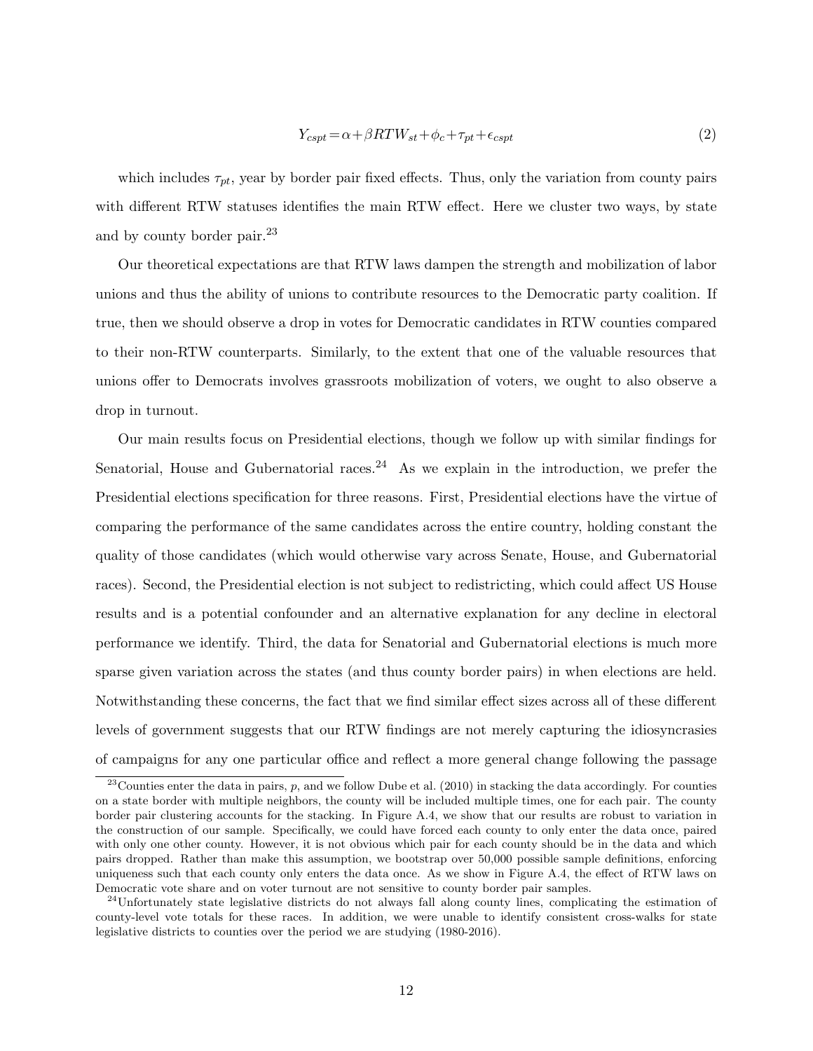$$Y_{cspt} = \alpha + \beta RTW_{st} + \phi_c + \tau_{pt} + \epsilon_{cspt} \tag{2}$$

which includes $\tau_{pt}$, year by border pair fixed effects. Thus, only the variation from county pairs with different RTW statuses identifies the main RTW effect. Here we cluster two ways, by state and by county border pair.[23]

Our theoretical expectations are that RTW laws dampen the strength and mobilization of labor unions and thus the ability of unions to contribute resources to the Democratic party coalition. If true, then we should observe a drop in votes for Democratic candidates in RTW counties compared to their non-RTW counterparts. Similarly, to the extent that one of the valuable resources that unions offer to Democrats involves grassroots mobilization of voters, we ought to also observe a drop in turnout.

Our main results focus on Presidential elections, though we follow up with similar findings for Senatorial, House and Gubernatorial races.[24] As we explain in the introduction, we prefer the Presidential elections specification for three reasons. First, Presidential elections have the virtue of comparing the performance of the same candidates across the entire country, holding constant the quality of those candidates (which would otherwise vary across Senate, House, and Gubernatorial races). Second, the Presidential election is not subject to redistricting, which could affect US House results and is a potential confounder and an alternative explanation for any decline in electoral performance we identify. Third, the data for Senatorial and Gubernatorial elections is much more sparse given variation across the states (and thus county border pairs) in when elections are held. Notwithstanding these concerns, the fact that we find similar effect sizes across all of these different levels of government suggests that our RTW findings are not merely capturing the idiosyncrasies of campaigns for any one particular office and reflect a more general change following the passage

[23] Counties enter the data in pairs, $p$, and we follow Dube et al. (2010) in stacking the data accordingly. For counties on a state border with multiple neighbors, the county will be included multiple times, one for each pair. The county border pair clustering accounts for the stacking. In Figure A.4, we show that our results are robust to variation in the construction of our sample. Specifically, we could have forced each county to only enter the data once, paired with only one other county. However, it is not obvious which pair for each county should be in the data and which pairs dropped. Rather than make this assumption, we bootstrap over 50,000 possible sample definitions, enforcing uniqueness such that each county only enters the data once. As we show in Figure A.4, the effect of RTW laws on Democratic vote share and on voter turnout are not sensitive to county border pair samples.

[24] Unfortunately state legislative districts do not always fall along county lines, complicating the estimation of county-level vote totals for these races. In addition, we were unable to identify consistent cross-walks for state legislative districts to counties over the period we are studying (1980-2016).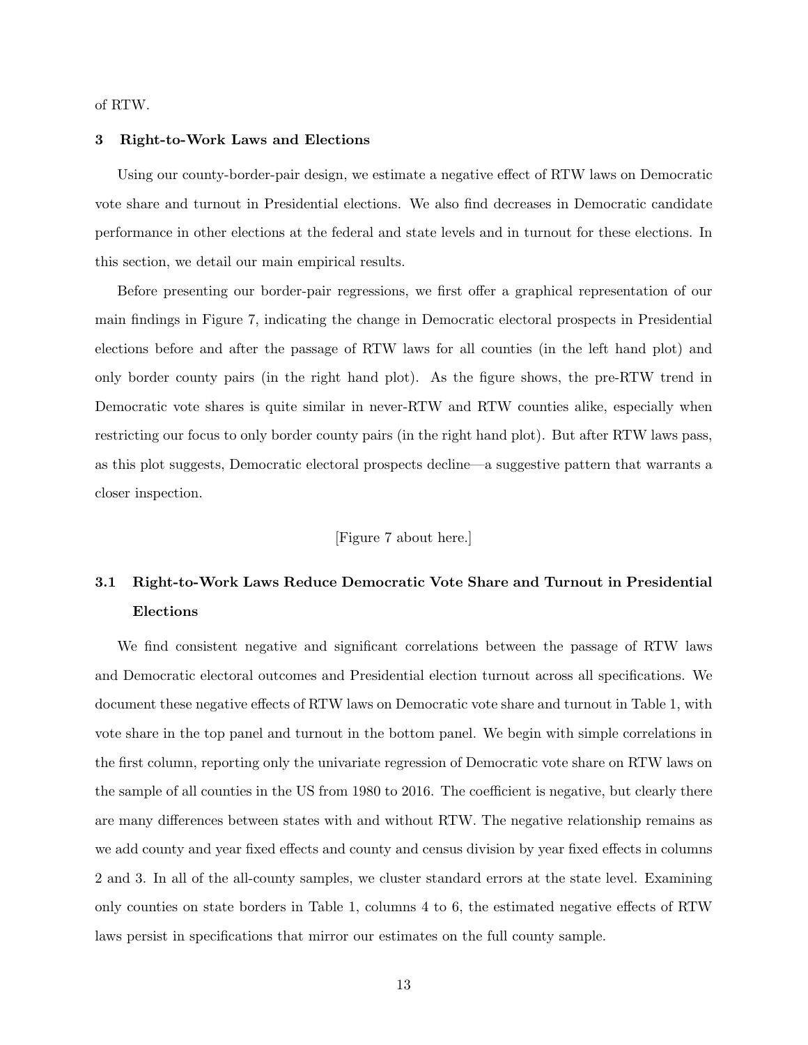of RTW.

## 3 Right-to-Work Laws and Elections

Using our county-border-pair design, we estimate a negative effect of RTW laws on Democratic vote share and turnout in Presidential elections. We also find decreases in Democratic candidate performance in other elections at the federal and state levels and in turnout for these elections. In this section, we detail our main empirical results.

Before presenting our border-pair regressions, we first offer a graphical representation of our main findings in Figure 7, indicating the change in Democratic electoral prospects in Presidential elections before and after the passage of RTW laws for all counties (in the left hand plot) and only border county pairs (in the right hand plot). As the figure shows, the pre-RTW trend in Democratic vote shares is quite similar in never-RTW and RTW counties alike, especially when restricting our focus to only border county pairs (in the right hand plot). But after RTW laws pass, as this plot suggests, Democratic electoral prospects decline—a suggestive pattern that warrants a closer inspection.

[Figure 7 about here.]

### 3.1 Right-to-Work Laws Reduce Democratic Vote Share and Turnout in Presidential Elections

We find consistent negative and significant correlations between the passage of RTW laws and Democratic electoral outcomes and Presidential election turnout across all specifications. We document these negative effects of RTW laws on Democratic vote share and turnout in Table 1, with vote share in the top panel and turnout in the bottom panel. We begin with simple correlations in the first column, reporting only the univariate regression of Democratic vote share on RTW laws on the sample of all counties in the US from 1980 to 2016. The coefficient is negative, but clearly there are many differences between states with and without RTW. The negative relationship remains as we add county and year fixed effects and county and census division by year fixed effects in columns 2 and 3. In all of the all-county samples, we cluster standard errors at the state level. Examining only counties on state borders in Table 1, columns 4 to 6, the estimated negative effects of RTW laws persist in specifications that mirror our estimates on the full county sample.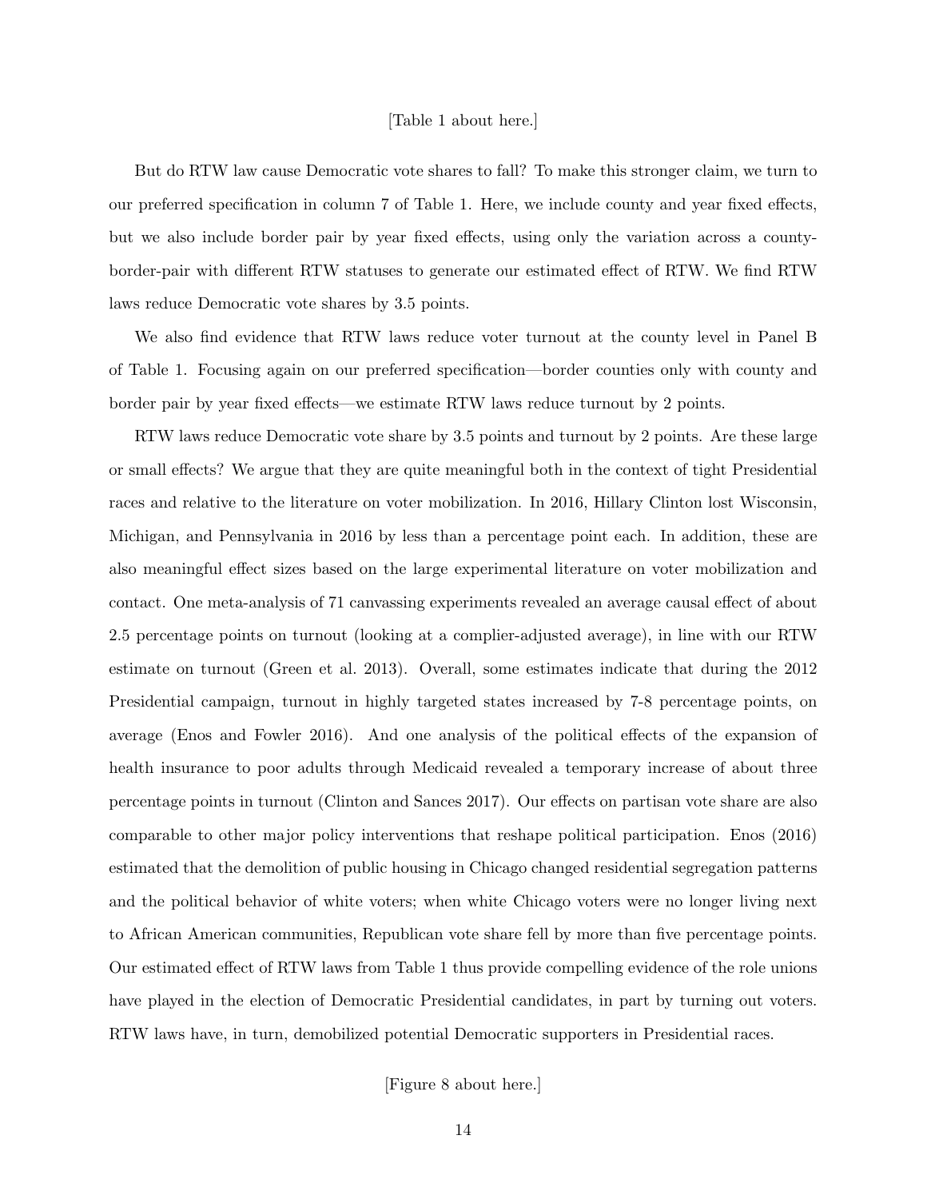[Table 1 about here.]

But do RTW law cause Democratic vote shares to fall? To make this stronger claim, we turn to our preferred specification in column 7 of Table 1. Here, we include county and year fixed effects, but we also include border pair by year fixed effects, using only the variation across a county-border-pair with different RTW statuses to generate our estimated effect of RTW. We find RTW laws reduce Democratic vote shares by 3.5 points.

We also find evidence that RTW laws reduce voter turnout at the county level in Panel B of Table 1. Focusing again on our preferred specification—border counties only with county and border pair by year fixed effects—we estimate RTW laws reduce turnout by 2 points.

RTW laws reduce Democratic vote share by 3.5 points and turnout by 2 points. Are these large or small effects? We argue that they are quite meaningful both in the context of tight Presidential races and relative to the literature on voter mobilization. In 2016, Hillary Clinton lost Wisconsin, Michigan, and Pennsylvania in 2016 by less than a percentage point each. In addition, these are also meaningful effect sizes based on the large experimental literature on voter mobilization and contact. One meta-analysis of 71 canvassing experiments revealed an average causal effect of about 2.5 percentage points on turnout (looking at a complier-adjusted average), in line with our RTW estimate on turnout (Green et al. 2013). Overall, some estimates indicate that during the 2012 Presidential campaign, turnout in highly targeted states increased by 7-8 percentage points, on average (Enos and Fowler 2016). And one analysis of the political effects of the expansion of health insurance to poor adults through Medicaid revealed a temporary increase of about three percentage points in turnout (Clinton and Sances 2017). Our effects on partisan vote share are also comparable to other major policy interventions that reshape political participation. Enos (2016) estimated that the demolition of public housing in Chicago changed residential segregation patterns and the political behavior of white voters; when white Chicago voters were no longer living next to African American communities, Republican vote share fell by more than five percentage points. Our estimated effect of RTW laws from Table 1 thus provide compelling evidence of the role unions have played in the election of Democratic Presidential candidates, in part by turning out voters. RTW laws have, in turn, demobilized potential Democratic supporters in Presidential races.

[Figure 8 about here.]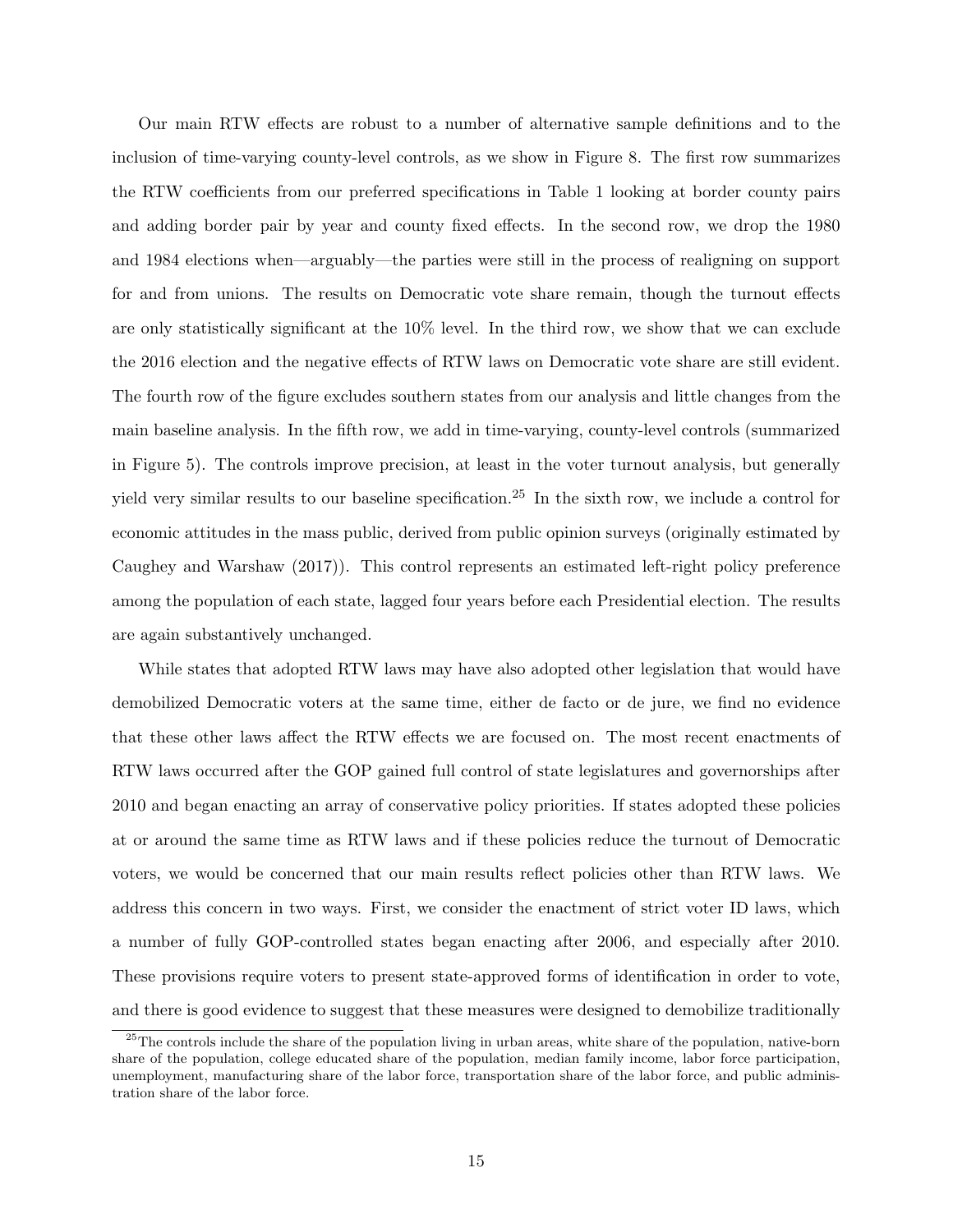Our main RTW effects are robust to a number of alternative sample definitions and to the inclusion of time-varying county-level controls, as we show in Figure 8. The first row summarizes the RTW coefficients from our preferred specifications in Table 1 looking at border county pairs and adding border pair by year and county fixed effects. In the second row, we drop the 1980 and 1984 elections when—arguably—the parties were still in the process of realigning on support for and from unions. The results on Democratic vote share remain, though the turnout effects are only statistically significant at the 10% level. In the third row, we show that we can exclude the 2016 election and the negative effects of RTW laws on Democratic vote share are still evident. The fourth row of the figure excludes southern states from our analysis and little changes from the main baseline analysis. In the fifth row, we add in time-varying, county-level controls (summarized in Figure 5). The controls improve precision, at least in the voter turnout analysis, but generally yield very similar results to our baseline specification.[25] In the sixth row, we include a control for economic attitudes in the mass public, derived from public opinion surveys (originally estimated by Caughey and Warshaw (2017)). This control represents an estimated left-right policy preference among the population of each state, lagged four years before each Presidential election. The results are again substantively unchanged.

While states that adopted RTW laws may have also adopted other legislation that would have demobilized Democratic voters at the same time, either de facto or de jure, we find no evidence that these other laws affect the RTW effects we are focused on. The most recent enactments of RTW laws occurred after the GOP gained full control of state legislatures and governorships after 2010 and began enacting an array of conservative policy priorities. If states adopted these policies at or around the same time as RTW laws and if these policies reduce the turnout of Democratic voters, we would be concerned that our main results reflect policies other than RTW laws. We address this concern in two ways. First, we consider the enactment of strict voter ID laws, which a number of fully GOP-controlled states began enacting after 2006, and especially after 2010. These provisions require voters to present state-approved forms of identification in order to vote, and there is good evidence to suggest that these measures were designed to demobilize traditionally

[25] The controls include the share of the population living in urban areas, white share of the population, native-born share of the population, college educated share of the population, median family income, labor force participation, unemployment, manufacturing share of the labor force, transportation share of the labor force, and public administration share of the labor force.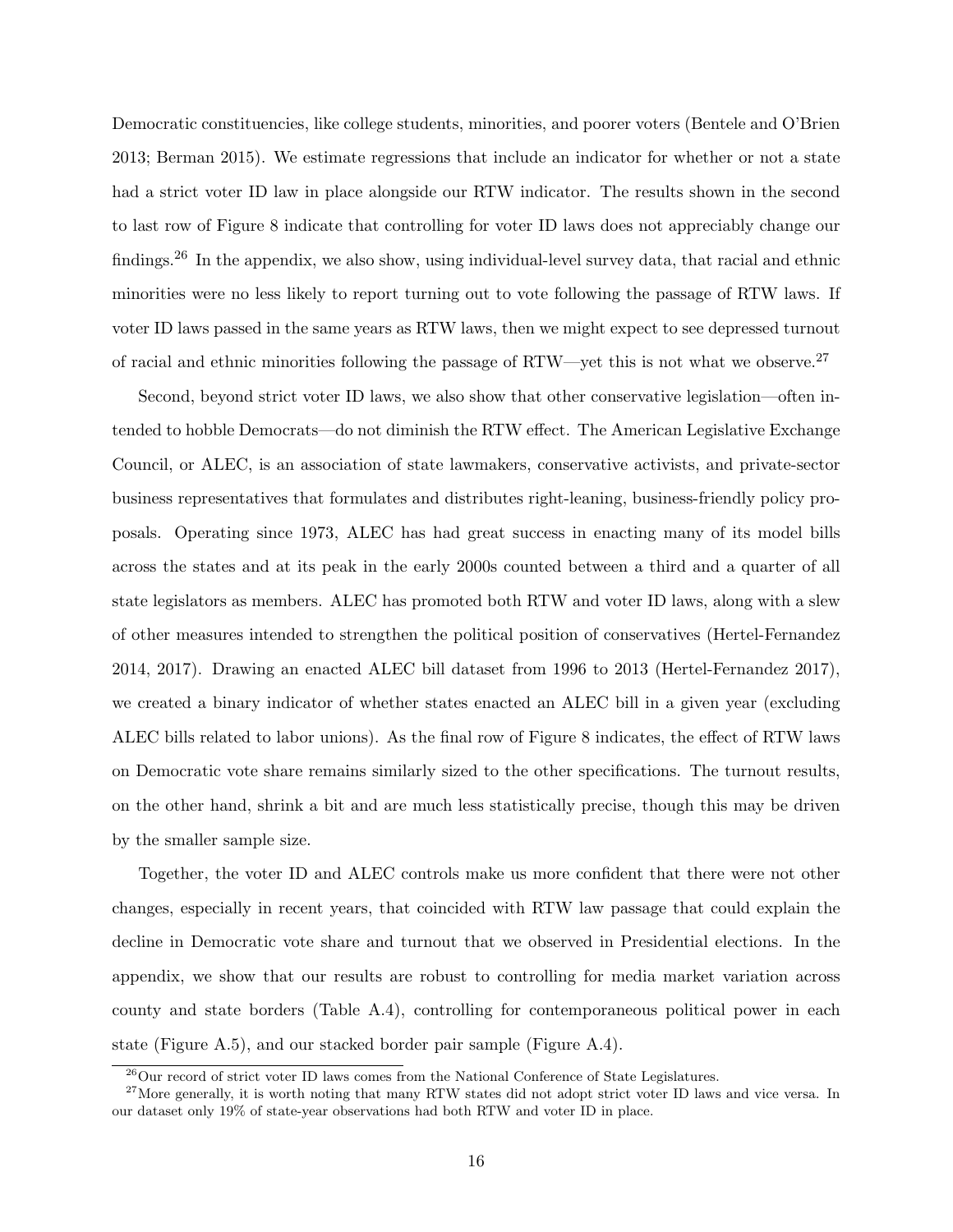Democratic constituencies, like college students, minorities, and poorer voters (Bentele and O'Brien 2013; Berman 2015). We estimate regressions that include an indicator for whether or not a state had a strict voter ID law in place alongside our RTW indicator. The results shown in the second to last row of Figure 8 indicate that controlling for voter ID laws does not appreciably change our findings.[26] In the appendix, we also show, using individual-level survey data, that racial and ethnic minorities were no less likely to report turning out to vote following the passage of RTW laws. If voter ID laws passed in the same years as RTW laws, then we might expect to see depressed turnout of racial and ethnic minorities following the passage of RTW—yet this is not what we observe.[27]

Second, beyond strict voter ID laws, we also show that other conservative legislation—often intended to hobble Democrats—do not diminish the RTW effect. The American Legislative Exchange Council, or ALEC, is an association of state lawmakers, conservative activists, and private-sector business representatives that formulates and distributes right-leaning, business-friendly policy proposals. Operating since 1973, ALEC has had great success in enacting many of its model bills across the states and at its peak in the early 2000s counted between a third and a quarter of all state legislators as members. ALEC has promoted both RTW and voter ID laws, along with a slew of other measures intended to strengthen the political position of conservatives (Hertel-Fernandez 2014, 2017). Drawing an enacted ALEC bill dataset from 1996 to 2013 (Hertel-Fernandez 2017), we created a binary indicator of whether states enacted an ALEC bill in a given year (excluding ALEC bills related to labor unions). As the final row of Figure 8 indicates, the effect of RTW laws on Democratic vote share remains similarly sized to the other specifications. The turnout results, on the other hand, shrink a bit and are much less statistically precise, though this may be driven by the smaller sample size.

Together, the voter ID and ALEC controls make us more confident that there were not other changes, especially in recent years, that coincided with RTW law passage that could explain the decline in Democratic vote share and turnout that we observed in Presidential elections. In the appendix, we show that our results are robust to controlling for media market variation across county and state borders (Table A.4), controlling for contemporaneous political power in each state (Figure A.5), and our stacked border pair sample (Figure A.4).

[26] Our record of strict voter ID laws comes from the National Conference of State Legislatures.

[27] More generally, it is worth noting that many RTW states did not adopt strict voter ID laws and vice versa. In our dataset only 19% of state-year observations had both RTW and voter ID in place.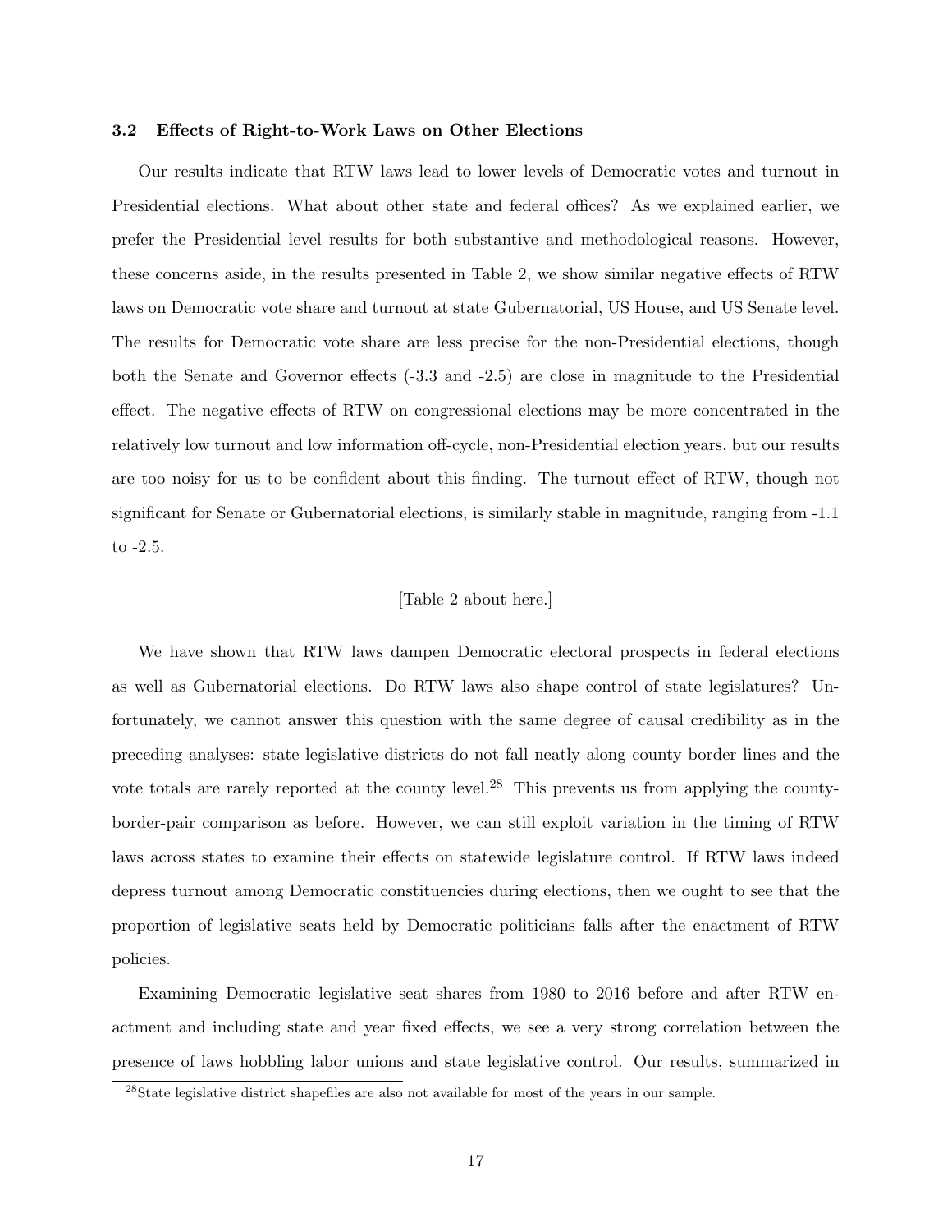### 3.2 Effects of Right-to-Work Laws on Other Elections

Our results indicate that RTW laws lead to lower levels of Democratic votes and turnout in Presidential elections. What about other state and federal offices? As we explained earlier, we prefer the Presidential level results for both substantive and methodological reasons. However, these concerns aside, in the results presented in Table 2, we show similar negative effects of RTW laws on Democratic vote share and turnout at state Gubernatorial, US House, and US Senate level. The results for Democratic vote share are less precise for the non-Presidential elections, though both the Senate and Governor effects (-3.3 and -2.5) are close in magnitude to the Presidential effect. The negative effects of RTW on congressional elections may be more concentrated in the relatively low turnout and low information off-cycle, non-Presidential election years, but our results are too noisy for us to be confident about this finding. The turnout effect of RTW, though not significant for Senate or Gubernatorial elections, is similarly stable in magnitude, ranging from -1.1 to -2.5.

[Table 2 about here.]

We have shown that RTW laws dampen Democratic electoral prospects in federal elections as well as Gubernatorial elections. Do RTW laws also shape control of state legislatures? Unfortunately, we cannot answer this question with the same degree of causal credibility as in the preceding analyses: state legislative districts do not fall neatly along county border lines and the vote totals are rarely reported at the county level.[28] This prevents us from applying the county-border-pair comparison as before. However, we can still exploit variation in the timing of RTW laws across states to examine their effects on statewide legislature control. If RTW laws indeed depress turnout among Democratic constituencies during elections, then we ought to see that the proportion of legislative seats held by Democratic politicians falls after the enactment of RTW policies.

Examining Democratic legislative seat shares from 1980 to 2016 before and after RTW enactment and including state and year fixed effects, we see a very strong correlation between the presence of laws hobbling labor unions and state legislative control. Our results, summarized in

[28] State legislative district shapefiles are also not available for most of the years in our sample.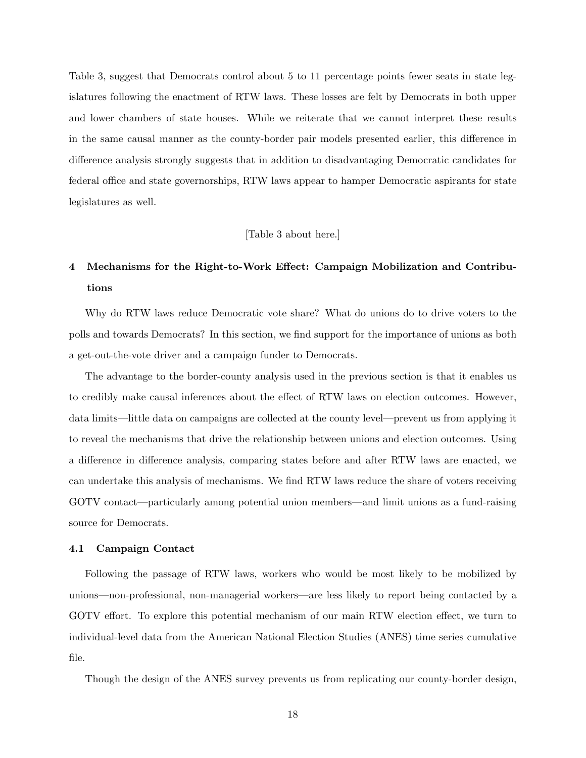Table 3, suggest that Democrats control about 5 to 11 percentage points fewer seats in state legislatures following the enactment of RTW laws. These losses are felt by Democrats in both upper and lower chambers of state houses. While we reiterate that we cannot interpret these results in the same causal manner as the county-border pair models presented earlier, this difference in difference analysis strongly suggests that in addition to disadvantaging Democratic candidates for federal office and state governorships, RTW laws appear to hamper Democratic aspirants for state legislatures as well.

[Table 3 about here.]

## 4 Mechanisms for the Right-to-Work Effect: Campaign Mobilization and Contributions

Why do RTW laws reduce Democratic vote share? What do unions do to drive voters to the polls and towards Democrats? In this section, we find support for the importance of unions as both a get-out-the-vote driver and a campaign funder to Democrats.

The advantage to the border-county analysis used in the previous section is that it enables us to credibly make causal inferences about the effect of RTW laws on election outcomes. However, data limits—little data on campaigns are collected at the county level—prevent us from applying it to reveal the mechanisms that drive the relationship between unions and election outcomes. Using a difference in difference analysis, comparing states before and after RTW laws are enacted, we can undertake this analysis of mechanisms. We find RTW laws reduce the share of voters receiving GOTV contact—particularly among potential union members—and limit unions as a fund-raising source for Democrats.

### 4.1 Campaign Contact

Following the passage of RTW laws, workers who would be most likely to be mobilized by unions—non-professional, non-managerial workers—are less likely to report being contacted by a GOTV effort. To explore this potential mechanism of our main RTW election effect, we turn to individual-level data from the American National Election Studies (ANES) time series cumulative file.

Though the design of the ANES survey prevents us from replicating our county-border design,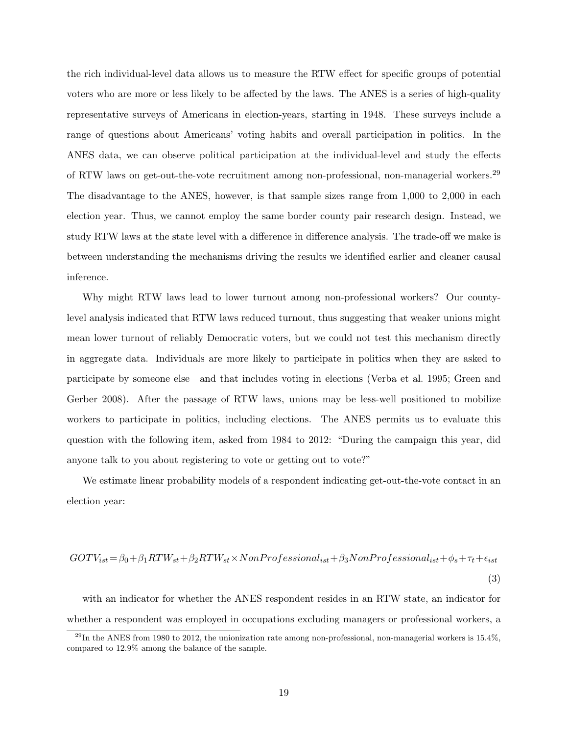the rich individual-level data allows us to measure the RTW effect for specific groups of potential voters who are more or less likely to be affected by the laws. The ANES is a series of high-quality representative surveys of Americans in election-years, starting in 1948. These surveys include a range of questions about Americans' voting habits and overall participation in politics. In the ANES data, we can observe political participation at the individual-level and study the effects of RTW laws on get-out-the-vote recruitment among non-professional, non-managerial workers.[29] The disadvantage to the ANES, however, is that sample sizes range from 1,000 to 2,000 in each election year. Thus, we cannot employ the same border county pair research design. Instead, we study RTW laws at the state level with a difference in difference analysis. The trade-off we make is between understanding the mechanisms driving the results we identified earlier and cleaner causal inference.

Why might RTW laws lead to lower turnout among non-professional workers? Our county-level analysis indicated that RTW laws reduced turnout, thus suggesting that weaker unions might mean lower turnout of reliably Democratic voters, but we could not test this mechanism directly in aggregate data. Individuals are more likely to participate in politics when they are asked to participate by someone else—and that includes voting in elections (Verba et al. 1995; Green and Gerber 2008). After the passage of RTW laws, unions may be less-well positioned to mobilize workers to participate in politics, including elections. The ANES permits us to evaluate this question with the following item, asked from 1984 to 2012: "During the campaign this year, did anyone talk to you about registering to vote or getting out to vote?"

We estimate linear probability models of a respondent indicating get-out-the-vote contact in an election year:

$$GOTV_{ist} = \beta_0 + \beta_1 RTW_{st} + \beta_2 RTW_{st} \times NonProfessional_{ist} + \beta_3 NonProfessional_{ist} + \phi_s + \tau_t + \epsilon_{ist} \tag{3}$$

with an indicator for whether the ANES respondent resides in an RTW state, an indicator for whether a respondent was employed in occupations excluding managers or professional workers, a

[29] In the ANES from 1980 to 2012, the unionization rate among non-professional, non-managerial workers is 15.4%, compared to 12.9% among the balance of the sample.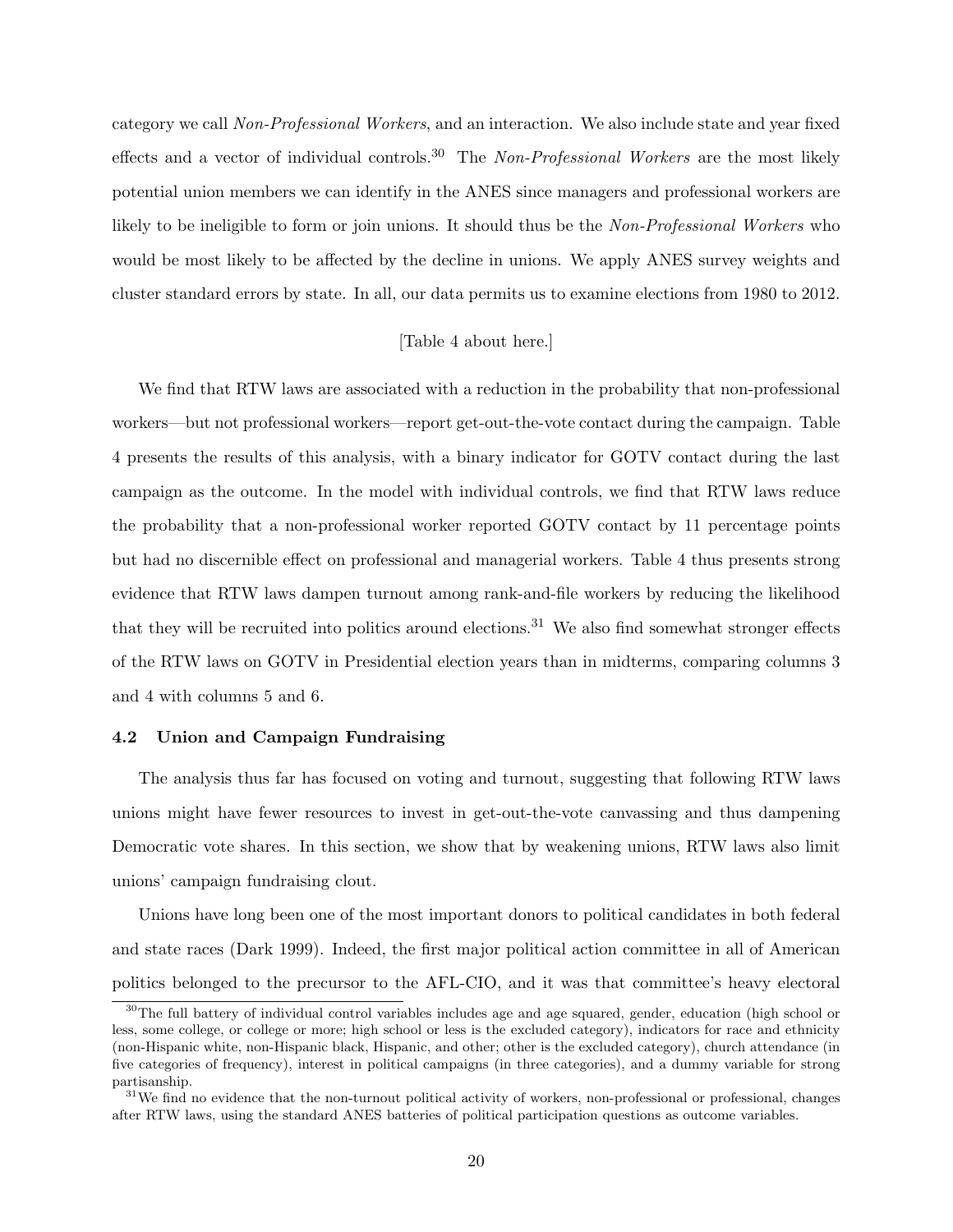category we call *Non-Professional Workers*, and an interaction. We also include state and year fixed effects and a vector of individual controls.[30] The *Non-Professional Workers* are the most likely potential union members we can identify in the ANES since managers and professional workers are likely to be ineligible to form or join unions. It should thus be the *Non-Professional Workers* who would be most likely to be affected by the decline in unions. We apply ANES survey weights and cluster standard errors by state. In all, our data permits us to examine elections from 1980 to 2012.

[Table 4 about here.]

We find that RTW laws are associated with a reduction in the probability that non-professional workers—but not professional workers—report get-out-the-vote contact during the campaign. Table 4 presents the results of this analysis, with a binary indicator for GOTV contact during the last campaign as the outcome. In the model with individual controls, we find that RTW laws reduce the probability that a non-professional worker reported GOTV contact by 11 percentage points but had no discernible effect on professional and managerial workers. Table 4 thus presents strong evidence that RTW laws dampen turnout among rank-and-file workers by reducing the likelihood that they will be recruited into politics around elections.[31] We also find somewhat stronger effects of the RTW laws on GOTV in Presidential election years than in midterms, comparing columns 3 and 4 with columns 5 and 6.

### 4.2 Union and Campaign Fundraising

The analysis thus far has focused on voting and turnout, suggesting that following RTW laws unions might have fewer resources to invest in get-out-the-vote canvassing and thus dampening Democratic vote shares. In this section, we show that by weakening unions, RTW laws also limit unions' campaign fundraising clout.

Unions have long been one of the most important donors to political candidates in both federal and state races (Dark 1999). Indeed, the first major political action committee in all of American politics belonged to the precursor to the AFL-CIO, and it was that committee's heavy electoral

[30] The full battery of individual control variables includes age and age squared, gender, education (high school or less, some college, or college or more; high school or less is the excluded category), indicators for race and ethnicity (non-Hispanic white, non-Hispanic black, Hispanic, and other; other is the excluded category), church attendance (in five categories of frequency), interest in political campaigns (in three categories), and a dummy variable for strong partisanship.

[31] We find no evidence that the non-turnout political activity of workers, non-professional or professional, changes after RTW laws, using the standard ANES batteries of political participation questions as outcome variables.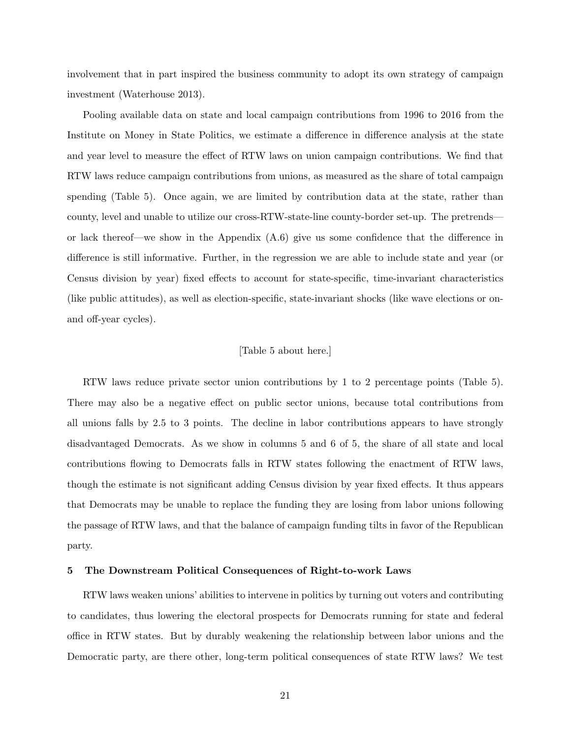involvement that in part inspired the business community to adopt its own strategy of campaign investment (Waterhouse 2013).

Pooling available data on state and local campaign contributions from 1996 to 2016 from the Institute on Money in State Politics, we estimate a difference in difference analysis at the state and year level to measure the effect of RTW laws on union campaign contributions. We find that RTW laws reduce campaign contributions from unions, as measured as the share of total campaign spending (Table 5). Once again, we are limited by contribution data at the state, rather than county, level and unable to utilize our cross-RTW-state-line county-border set-up. The pretrends—or lack thereof—we show in the Appendix (A.6) give us some confidence that the difference in difference is still informative. Further, in the regression we are able to include state and year (or Census division by year) fixed effects to account for state-specific, time-invariant characteristics (like public attitudes), as well as election-specific, state-invariant shocks (like wave elections or on- and off-year cycles).

[Table 5 about here.]

RTW laws reduce private sector union contributions by 1 to 2 percentage points (Table 5). There may also be a negative effect on public sector unions, because total contributions from all unions falls by 2.5 to 3 points. The decline in labor contributions appears to have strongly disadvantaged Democrats. As we show in columns 5 and 6 of 5, the share of all state and local contributions flowing to Democrats falls in RTW states following the enactment of RTW laws, though the estimate is not significant adding Census division by year fixed effects. It thus appears that Democrats may be unable to replace the funding they are losing from labor unions following the passage of RTW laws, and that the balance of campaign funding tilts in favor of the Republican party.

## 5 The Downstream Political Consequences of Right-to-work Laws

RTW laws weaken unions' abilities to intervene in politics by turning out voters and contributing to candidates, thus lowering the electoral prospects for Democrats running for state and federal office in RTW states. But by durably weakening the relationship between labor unions and the Democratic party, are there other, long-term political consequences of state RTW laws? We test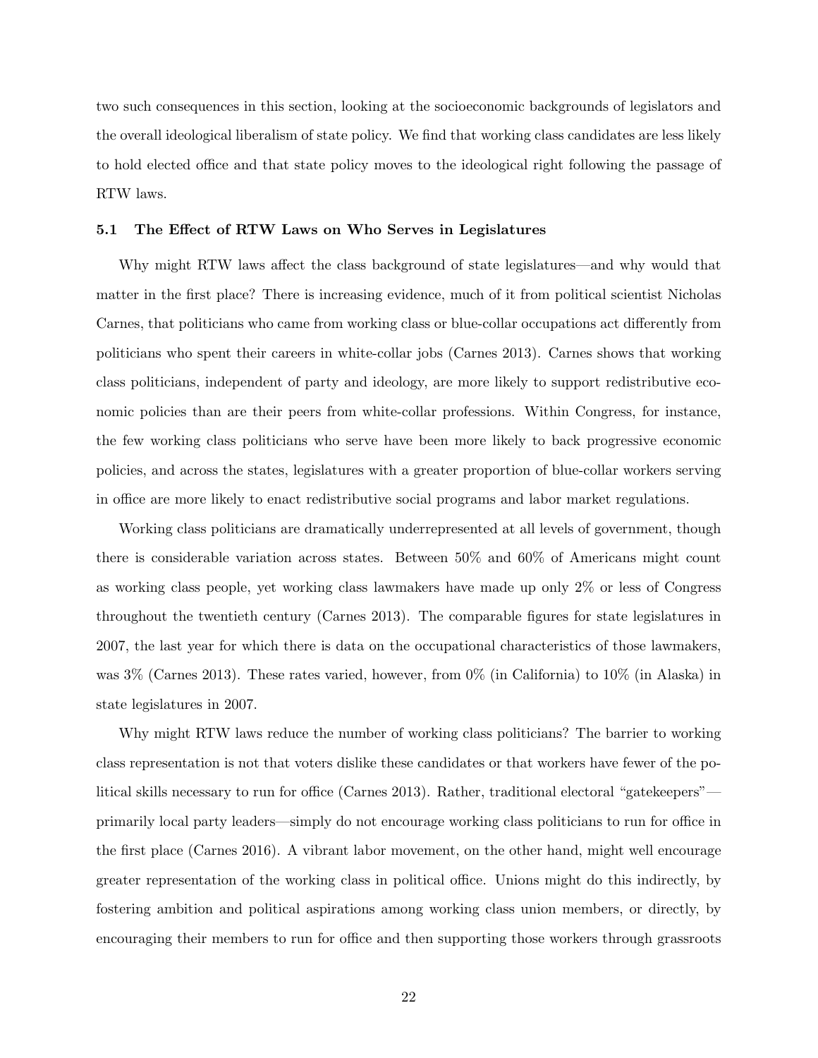two such consequences in this section, looking at the socioeconomic backgrounds of legislators and the overall ideological liberalism of state policy. We find that working class candidates are less likely to hold elected office and that state policy moves to the ideological right following the passage of RTW laws.

### 5.1 The Effect of RTW Laws on Who Serves in Legislatures

Why might RTW laws affect the class background of state legislatures—and why would that matter in the first place? There is increasing evidence, much of it from political scientist Nicholas Carnes, that politicians who came from working class or blue-collar occupations act differently from politicians who spent their careers in white-collar jobs (Carnes 2013). Carnes shows that working class politicians, independent of party and ideology, are more likely to support redistributive economic policies than are their peers from white-collar professions. Within Congress, for instance, the few working class politicians who serve have been more likely to back progressive economic policies, and across the states, legislatures with a greater proportion of blue-collar workers serving in office are more likely to enact redistributive social programs and labor market regulations.

Working class politicians are dramatically underrepresented at all levels of government, though there is considerable variation across states. Between 50% and 60% of Americans might count as working class people, yet working class lawmakers have made up only 2% or less of Congress throughout the twentieth century (Carnes 2013). The comparable figures for state legislatures in 2007, the last year for which there is data on the occupational characteristics of those lawmakers, was 3% (Carnes 2013). These rates varied, however, from 0% (in California) to 10% (in Alaska) in state legislatures in 2007.

Why might RTW laws reduce the number of working class politicians? The barrier to working class representation is not that voters dislike these candidates or that workers have fewer of the political skills necessary to run for office (Carnes 2013). Rather, traditional electoral "gatekeepers"—primarily local party leaders—simply do not encourage working class politicians to run for office in the first place (Carnes 2016). A vibrant labor movement, on the other hand, might well encourage greater representation of the working class in political office. Unions might do this indirectly, by fostering ambition and political aspirations among working class union members, or directly, by encouraging their members to run for office and then supporting those workers through grassroots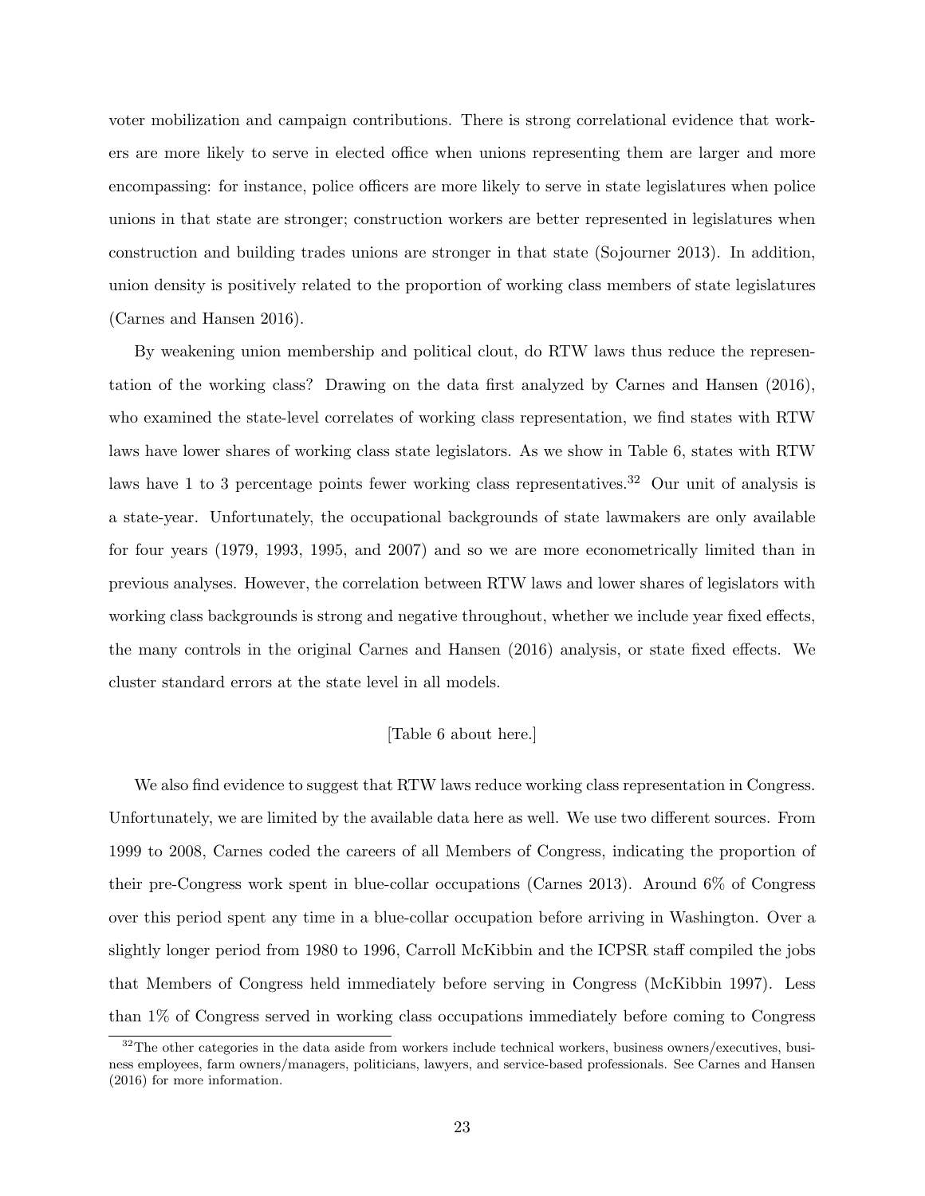voter mobilization and campaign contributions. There is strong correlational evidence that workers are more likely to serve in elected office when unions representing them are larger and more encompassing: for instance, police officers are more likely to serve in state legislatures when police unions in that state are stronger; construction workers are better represented in legislatures when construction and building trades unions are stronger in that state (Sojourner 2013). In addition, union density is positively related to the proportion of working class members of state legislatures (Carnes and Hansen 2016).

By weakening union membership and political clout, do RTW laws thus reduce the representation of the working class? Drawing on the data first analyzed by Carnes and Hansen (2016), who examined the state-level correlates of working class representation, we find states with RTW laws have lower shares of working class state legislators. As we show in Table 6, states with RTW laws have 1 to 3 percentage points fewer working class representatives.[32] Our unit of analysis is a state-year. Unfortunately, the occupational backgrounds of state lawmakers are only available for four years (1979, 1993, 1995, and 2007) and so we are more econometrically limited than in previous analyses. However, the correlation between RTW laws and lower shares of legislators with working class backgrounds is strong and negative throughout, whether we include year fixed effects, the many controls in the original Carnes and Hansen (2016) analysis, or state fixed effects. We cluster standard errors at the state level in all models.

[Table 6 about here.]

We also find evidence to suggest that RTW laws reduce working class representation in Congress. Unfortunately, we are limited by the available data here as well. We use two different sources. From 1999 to 2008, Carnes coded the careers of all Members of Congress, indicating the proportion of their pre-Congress work spent in blue-collar occupations (Carnes 2013). Around 6% of Congress over this period spent any time in a blue-collar occupation before arriving in Washington. Over a slightly longer period from 1980 to 1996, Carroll McKibbin and the ICPSR staff compiled the jobs that Members of Congress held immediately before serving in Congress (McKibbin 1997). Less than 1% of Congress served in working class occupations immediately before coming to Congress

[32] The other categories in the data aside from workers include technical workers, business owners/executives, business employees, farm owners/managers, politicians, lawyers, and service-based professionals. See Carnes and Hansen (2016) for more information.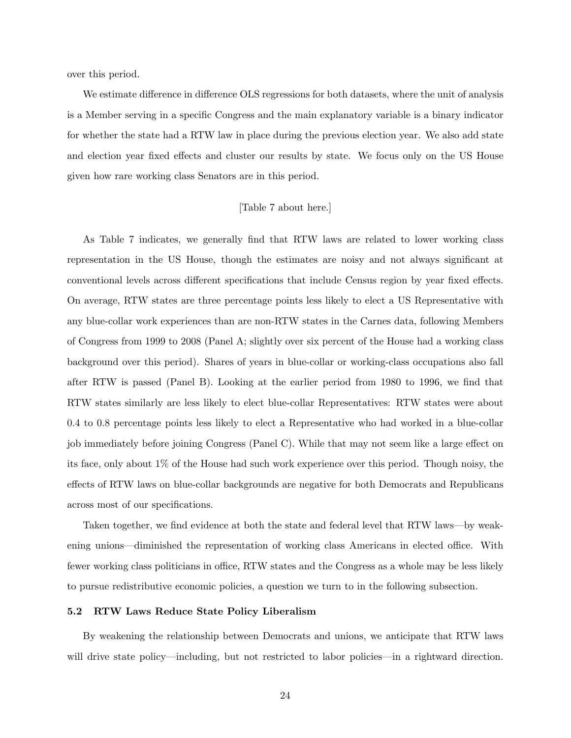over this period.

We estimate difference in difference OLS regressions for both datasets, where the unit of analysis is a Member serving in a specific Congress and the main explanatory variable is a binary indicator for whether the state had a RTW law in place during the previous election year. We also add state and election year fixed effects and cluster our results by state. We focus only on the US House given how rare working class Senators are in this period.

[Table 7 about here.]

As Table 7 indicates, we generally find that RTW laws are related to lower working class representation in the US House, though the estimates are noisy and not always significant at conventional levels across different specifications that include Census region by year fixed effects. On average, RTW states are three percentage points less likely to elect a US Representative with any blue-collar work experiences than are non-RTW states in the Carnes data, following Members of Congress from 1999 to 2008 (Panel A; slightly over six percent of the House had a working class background over this period). Shares of years in blue-collar or working-class occupations also fall after RTW is passed (Panel B). Looking at the earlier period from 1980 to 1996, we find that RTW states similarly are less likely to elect blue-collar Representatives: RTW states were about 0.4 to 0.8 percentage points less likely to elect a Representative who had worked in a blue-collar job immediately before joining Congress (Panel C). While that may not seem like a large effect on its face, only about 1% of the House had such work experience over this period. Though noisy, the effects of RTW laws on blue-collar backgrounds are negative for both Democrats and Republicans across most of our specifications.

Taken together, we find evidence at both the state and federal level that RTW laws—by weakening unions—diminished the representation of working class Americans in elected office. With fewer working class politicians in office, RTW states and the Congress as a whole may be less likely to pursue redistributive economic policies, a question we turn to in the following subsection.

### 5.2 RTW Laws Reduce State Policy Liberalism

By weakening the relationship between Democrats and unions, we anticipate that RTW laws will drive state policy—including, but not restricted to labor policies—in a rightward direction.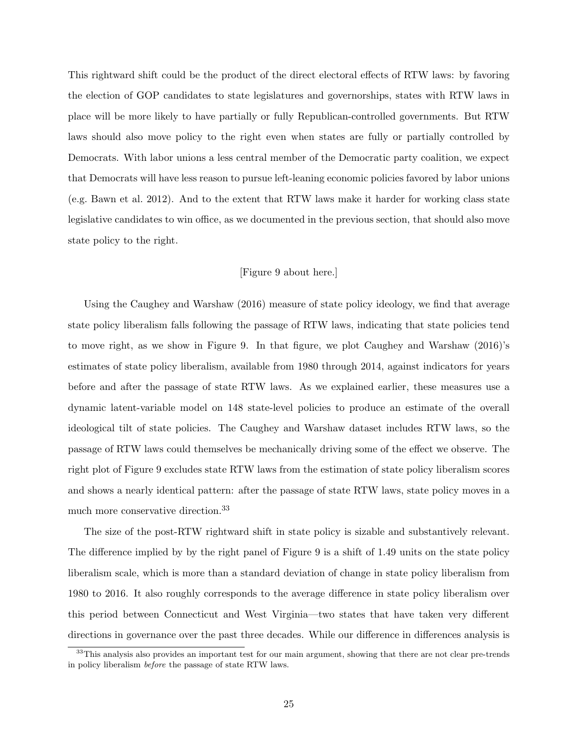This rightward shift could be the product of the direct electoral effects of RTW laws: by favoring the election of GOP candidates to state legislatures and governorships, states with RTW laws in place will be more likely to have partially or fully Republican-controlled governments. But RTW laws should also move policy to the right even when states are fully or partially controlled by Democrats. With labor unions a less central member of the Democratic party coalition, we expect that Democrats will have less reason to pursue left-leaning economic policies favored by labor unions (e.g. Bawn et al. 2012). And to the extent that RTW laws make it harder for working class state legislative candidates to win office, as we documented in the previous section, that should also move state policy to the right.

[Figure 9 about here.]

Using the Caughey and Warshaw (2016) measure of state policy ideology, we find that average state policy liberalism falls following the passage of RTW laws, indicating that state policies tend to move right, as we show in Figure 9. In that figure, we plot Caughey and Warshaw (2016)'s estimates of state policy liberalism, available from 1980 through 2014, against indicators for years before and after the passage of state RTW laws. As we explained earlier, these measures use a dynamic latent-variable model on 148 state-level policies to produce an estimate of the overall ideological tilt of state policies. The Caughey and Warshaw dataset includes RTW laws, so the passage of RTW laws could themselves be mechanically driving some of the effect we observe. The right plot of Figure 9 excludes state RTW laws from the estimation of state policy liberalism scores and shows a nearly identical pattern: after the passage of state RTW laws, state policy moves in a much more conservative direction.[33]

The size of the post-RTW rightward shift in state policy is sizable and substantively relevant. The difference implied by by the right panel of Figure 9 is a shift of 1.49 units on the state policy liberalism scale, which is more than a standard deviation of change in state policy liberalism from 1980 to 2016. It also roughly corresponds to the average difference in state policy liberalism over this period between Connecticut and West Virginia—two states that have taken very different directions in governance over the past three decades. While our difference in differences analysis is

[33]This analysis also provides an important test for our main argument, showing that there are not clear pre-trends in policy liberalism *before* the passage of state RTW laws.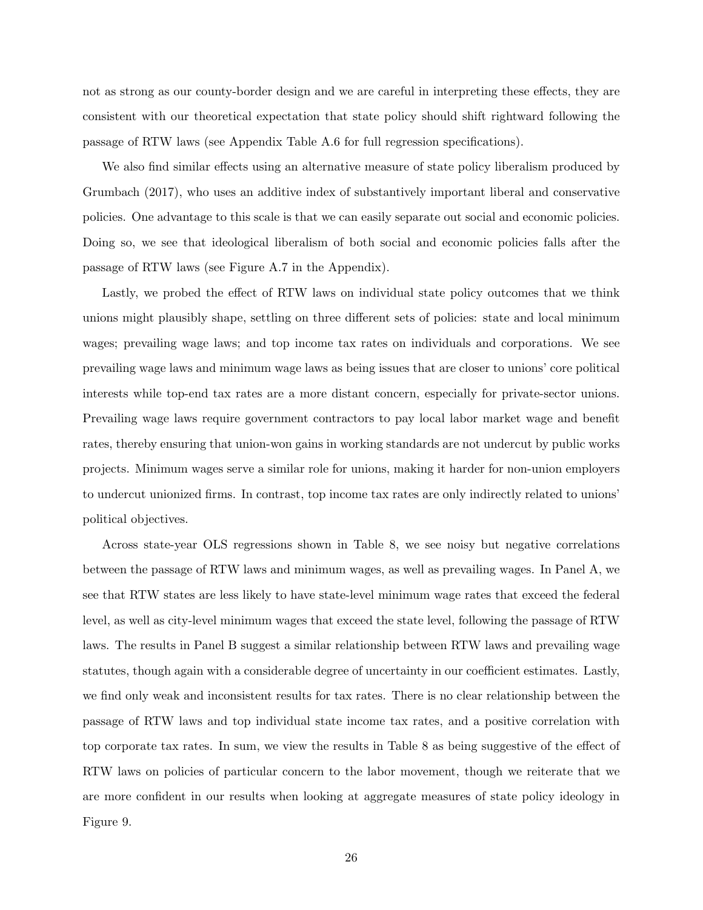not as strong as our county-border design and we are careful in interpreting these effects, they are consistent with our theoretical expectation that state policy should shift rightward following the passage of RTW laws (see Appendix Table A.6 for full regression specifications).

We also find similar effects using an alternative measure of state policy liberalism produced by Grumbach (2017), who uses an additive index of substantively important liberal and conservative policies. One advantage to this scale is that we can easily separate out social and economic policies. Doing so, we see that ideological liberalism of both social and economic policies falls after the passage of RTW laws (see Figure A.7 in the Appendix).

Lastly, we probed the effect of RTW laws on individual state policy outcomes that we think unions might plausibly shape, settling on three different sets of policies: state and local minimum wages; prevailing wage laws; and top income tax rates on individuals and corporations. We see prevailing wage laws and minimum wage laws as being issues that are closer to unions' core political interests while top-end tax rates are a more distant concern, especially for private-sector unions. Prevailing wage laws require government contractors to pay local labor market wage and benefit rates, thereby ensuring that union-won gains in working standards are not undercut by public works projects. Minimum wages serve a similar role for unions, making it harder for non-union employers to undercut unionized firms. In contrast, top income tax rates are only indirectly related to unions' political objectives.

Across state-year OLS regressions shown in Table 8, we see noisy but negative correlations between the passage of RTW laws and minimum wages, as well as prevailing wages. In Panel A, we see that RTW states are less likely to have state-level minimum wage rates that exceed the federal level, as well as city-level minimum wages that exceed the state level, following the passage of RTW laws. The results in Panel B suggest a similar relationship between RTW laws and prevailing wage statutes, though again with a considerable degree of uncertainty in our coefficient estimates. Lastly, we find only weak and inconsistent results for tax rates. There is no clear relationship between the passage of RTW laws and top individual state income tax rates, and a positive correlation with top corporate tax rates. In sum, we view the results in Table 8 as being suggestive of the effect of RTW laws on policies of particular concern to the labor movement, though we reiterate that we are more confident in our results when looking at aggregate measures of state policy ideology in Figure 9.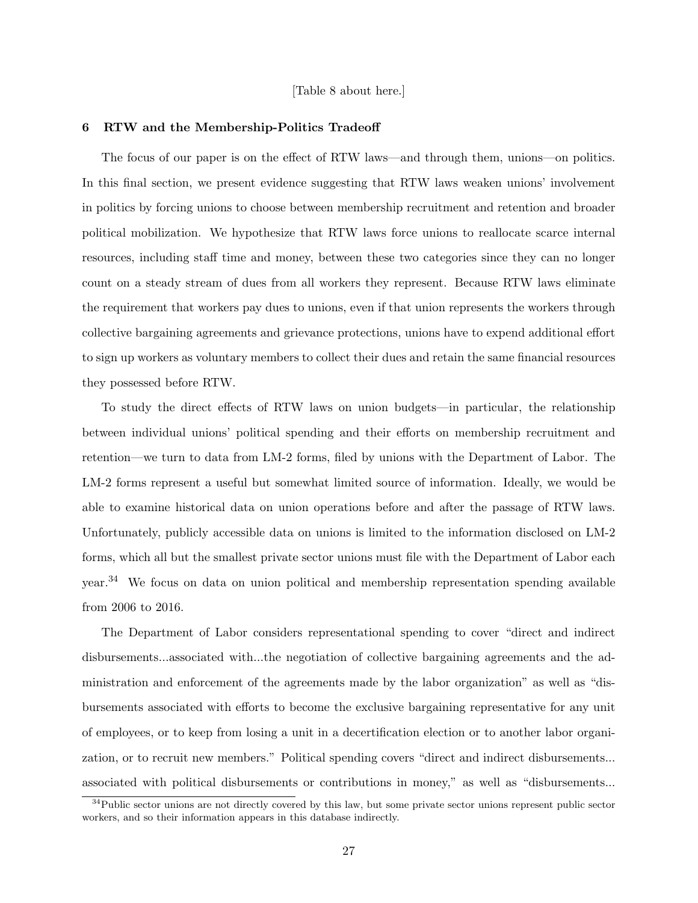[Table 8 about here.]

## 6 RTW and the Membership-Politics Tradeoff

The focus of our paper is on the effect of RTW laws—and through them, unions—on politics. In this final section, we present evidence suggesting that RTW laws weaken unions' involvement in politics by forcing unions to choose between membership recruitment and retention and broader political mobilization. We hypothesize that RTW laws force unions to reallocate scarce internal resources, including staff time and money, between these two categories since they can no longer count on a steady stream of dues from all workers they represent. Because RTW laws eliminate the requirement that workers pay dues to unions, even if that union represents the workers through collective bargaining agreements and grievance protections, unions have to expend additional effort to sign up workers as voluntary members to collect their dues and retain the same financial resources they possessed before RTW.

To study the direct effects of RTW laws on union budgets—in particular, the relationship between individual unions' political spending and their efforts on membership recruitment and retention—we turn to data from LM-2 forms, filed by unions with the Department of Labor. The LM-2 forms represent a useful but somewhat limited source of information. Ideally, we would be able to examine historical data on union operations before and after the passage of RTW laws. Unfortunately, publicly accessible data on unions is limited to the information disclosed on LM-2 forms, which all but the smallest private sector unions must file with the Department of Labor each year.[34] We focus on data on union political and membership representation spending available from 2006 to 2016.

The Department of Labor considers representational spending to cover "direct and indirect disbursements...associated with...the negotiation of collective bargaining agreements and the administration and enforcement of the agreements made by the labor organization" as well as "disbursements associated with efforts to become the exclusive bargaining representative for any unit of employees, or to keep from losing a unit in a decertification election or to another labor organization, or to recruit new members." Political spending covers "direct and indirect disbursements... associated with political disbursements or contributions in money," as well as "disbursements...

[34] Public sector unions are not directly covered by this law, but some private sector unions represent public sector workers, and so their information appears in this database indirectly.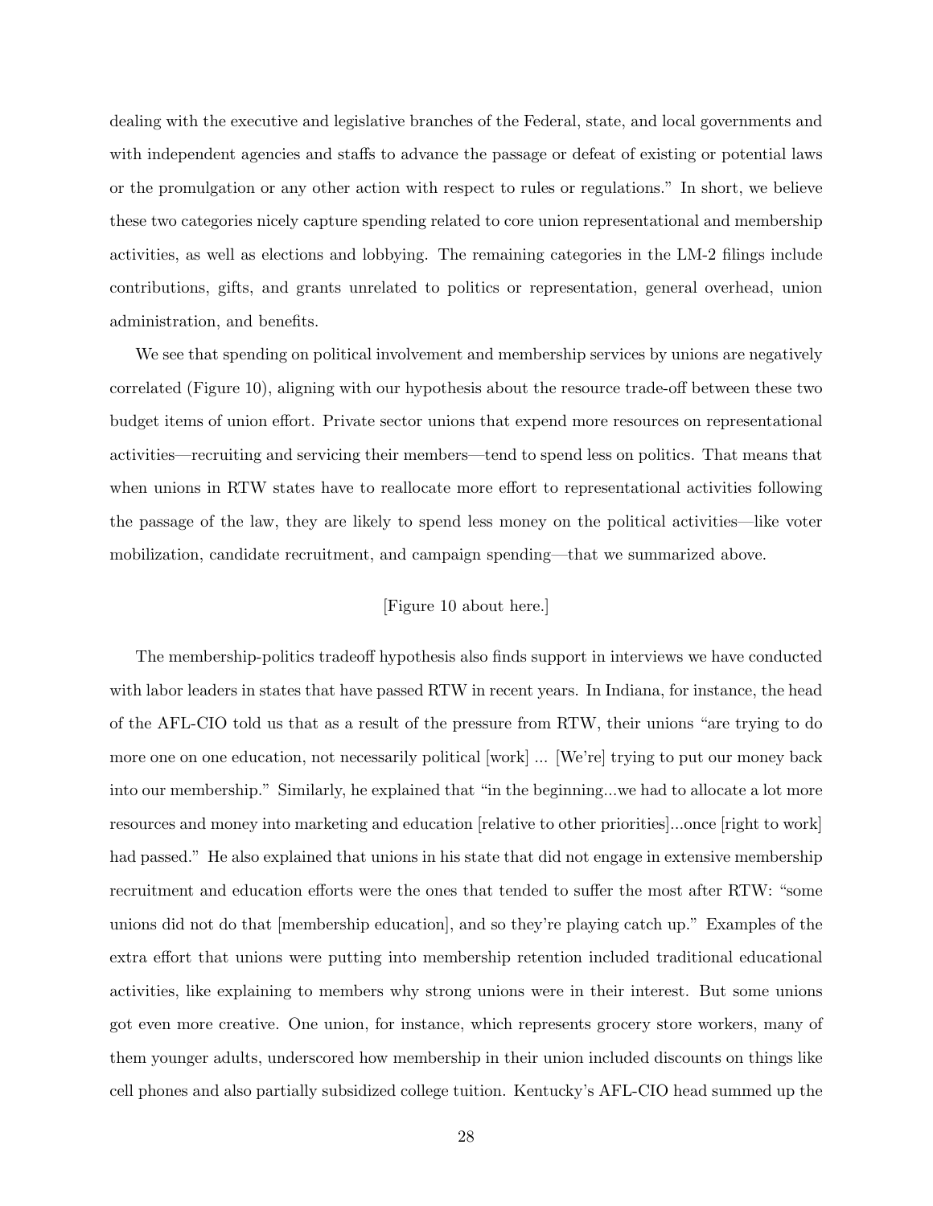dealing with the executive and legislative branches of the Federal, state, and local governments and with independent agencies and staffs to advance the passage or defeat of existing or potential laws or the promulgation or any other action with respect to rules or regulations." In short, we believe these two categories nicely capture spending related to core union representational and membership activities, as well as elections and lobbying. The remaining categories in the LM-2 filings include contributions, gifts, and grants unrelated to politics or representation, general overhead, union administration, and benefits.

We see that spending on political involvement and membership services by unions are negatively correlated (Figure 10), aligning with our hypothesis about the resource trade-off between these two budget items of union effort. Private sector unions that expend more resources on representational activities—recruiting and servicing their members—tend to spend less on politics. That means that when unions in RTW states have to reallocate more effort to representational activities following the passage of the law, they are likely to spend less money on the political activities—like voter mobilization, candidate recruitment, and campaign spending—that we summarized above.

[Figure 10 about here.]

The membership-politics tradeoff hypothesis also finds support in interviews we have conducted with labor leaders in states that have passed RTW in recent years. In Indiana, for instance, the head of the AFL-CIO told us that as a result of the pressure from RTW, their unions "are trying to do more one on one education, not necessarily political [work] ... [We're] trying to put our money back into our membership." Similarly, he explained that "in the beginning...we had to allocate a lot more resources and money into marketing and education [relative to other priorities]...once [right to work] had passed." He also explained that unions in his state that did not engage in extensive membership recruitment and education efforts were the ones that tended to suffer the most after RTW: "some unions did not do that [membership education], and so they're playing catch up." Examples of the extra effort that unions were putting into membership retention included traditional educational activities, like explaining to members why strong unions were in their interest. But some unions got even more creative. One union, for instance, which represents grocery store workers, many of them younger adults, underscored how membership in their union included discounts on things like cell phones and also partially subsidized college tuition. Kentucky's AFL-CIO head summed up the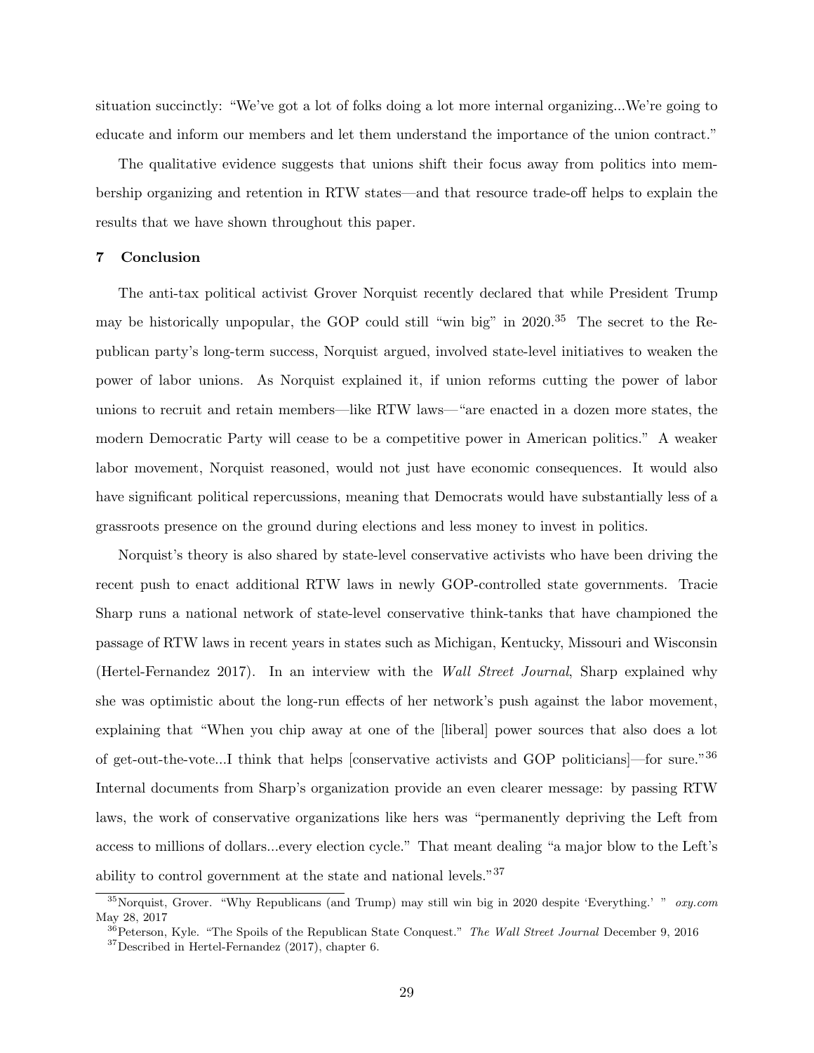situation succinctly: "We've got a lot of folks doing a lot more internal organizing...We're going to educate and inform our members and let them understand the importance of the union contract."

The qualitative evidence suggests that unions shift their focus away from politics into membership organizing and retention in RTW states—and that resource trade-off helps to explain the results that we have shown throughout this paper.

## 7 Conclusion

The anti-tax political activist Grover Norquist recently declared that while President Trump may be historically unpopular, the GOP could still "win big" in 2020.[35] The secret to the Republican party's long-term success, Norquist argued, involved state-level initiatives to weaken the power of labor unions. As Norquist explained it, if union reforms cutting the power of labor unions to recruit and retain members—like RTW laws—"are enacted in a dozen more states, the modern Democratic Party will cease to be a competitive power in American politics." A weaker labor movement, Norquist reasoned, would not just have economic consequences. It would also have significant political repercussions, meaning that Democrats would have substantially less of a grassroots presence on the ground during elections and less money to invest in politics.

Norquist's theory is also shared by state-level conservative activists who have been driving the recent push to enact additional RTW laws in newly GOP-controlled state governments. Tracie Sharp runs a national network of state-level conservative think-tanks that have championed the passage of RTW laws in recent years in states such as Michigan, Kentucky, Missouri and Wisconsin (Hertel-Fernandez 2017). In an interview with the *Wall Street Journal*, Sharp explained why she was optimistic about the long-run effects of her network's push against the labor movement, explaining that "When you chip away at one of the [liberal] power sources that also does a lot of get-out-the-vote...I think that helps [conservative activists and GOP politicians]—for sure."[36] Internal documents from Sharp's organization provide an even clearer message: by passing RTW laws, the work of conservative organizations like hers was "permanently depriving the Left from access to millions of dollars...every election cycle." That meant dealing "a major blow to the Left's ability to control government at the state and national levels."[37]

---

[35] Norquist, Grover. "Why Republicans (and Trump) may still win big in 2020 despite 'Everything.' " *oxy.com* May 28, 2017

[36] Peterson, Kyle. "The Spoils of the Republican State Conquest." *The Wall Street Journal* December 9, 2016

[37] Described in Hertel-Fernandez (2017), chapter 6.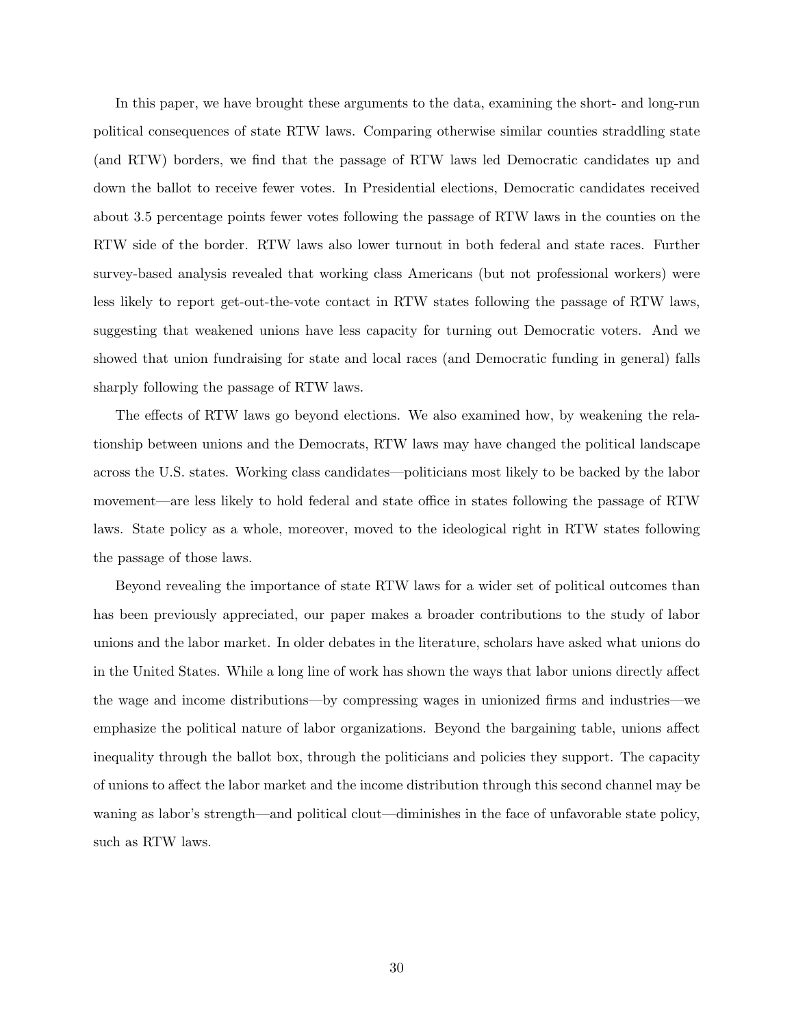In this paper, we have brought these arguments to the data, examining the short- and long-run political consequences of state RTW laws. Comparing otherwise similar counties straddling state (and RTW) borders, we find that the passage of RTW laws led Democratic candidates up and down the ballot to receive fewer votes. In Presidential elections, Democratic candidates received about 3.5 percentage points fewer votes following the passage of RTW laws in the counties on the RTW side of the border. RTW laws also lower turnout in both federal and state races. Further survey-based analysis revealed that working class Americans (but not professional workers) were less likely to report get-out-the-vote contact in RTW states following the passage of RTW laws, suggesting that weakened unions have less capacity for turning out Democratic voters. And we showed that union fundraising for state and local races (and Democratic funding in general) falls sharply following the passage of RTW laws.

The effects of RTW laws go beyond elections. We also examined how, by weakening the relationship between unions and the Democrats, RTW laws may have changed the political landscape across the U.S. states. Working class candidates—politicians most likely to be backed by the labor movement—are less likely to hold federal and state office in states following the passage of RTW laws. State policy as a whole, moreover, moved to the ideological right in RTW states following the passage of those laws.

Beyond revealing the importance of state RTW laws for a wider set of political outcomes than has been previously appreciated, our paper makes a broader contributions to the study of labor unions and the labor market. In older debates in the literature, scholars have asked what unions do in the United States. While a long line of work has shown the ways that labor unions directly affect the wage and income distributions—by compressing wages in unionized firms and industries—we emphasize the political nature of labor organizations. Beyond the bargaining table, unions affect inequality through the ballot box, through the politicians and policies they support. The capacity of unions to affect the labor market and the income distribution through this second channel may be waning as labor's strength—and political clout—diminishes in the face of unfavorable state policy, such as RTW laws.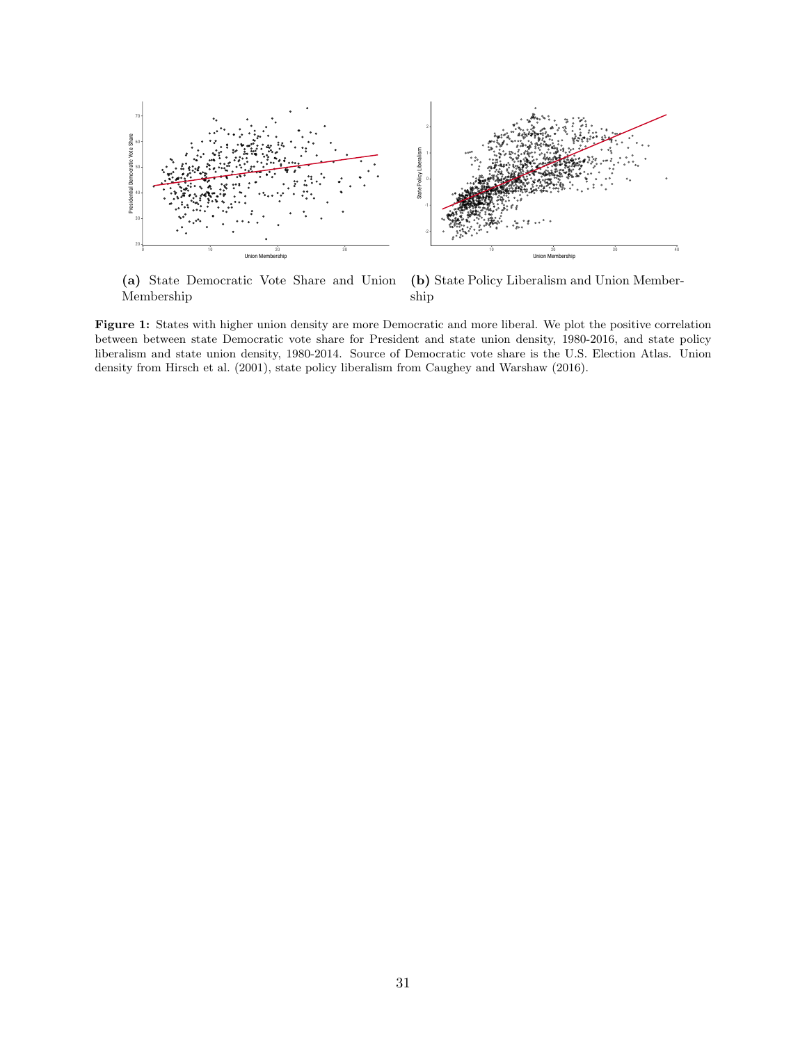(a) State Democratic Vote Share and Union Membership

(b) State Policy Liberalism and Union Membership

**Figure 1:** States with higher union density are more Democratic and more liberal. We plot the positive correlation between between state Democratic vote share for President and state union density, 1980-2016, and state policy liberalism and state union density, 1980-2014. Source of Democratic vote share is the U.S. Election Atlas. Union density from Hirsch et al. (2001), state policy liberalism from Caughey and Warshaw (2016).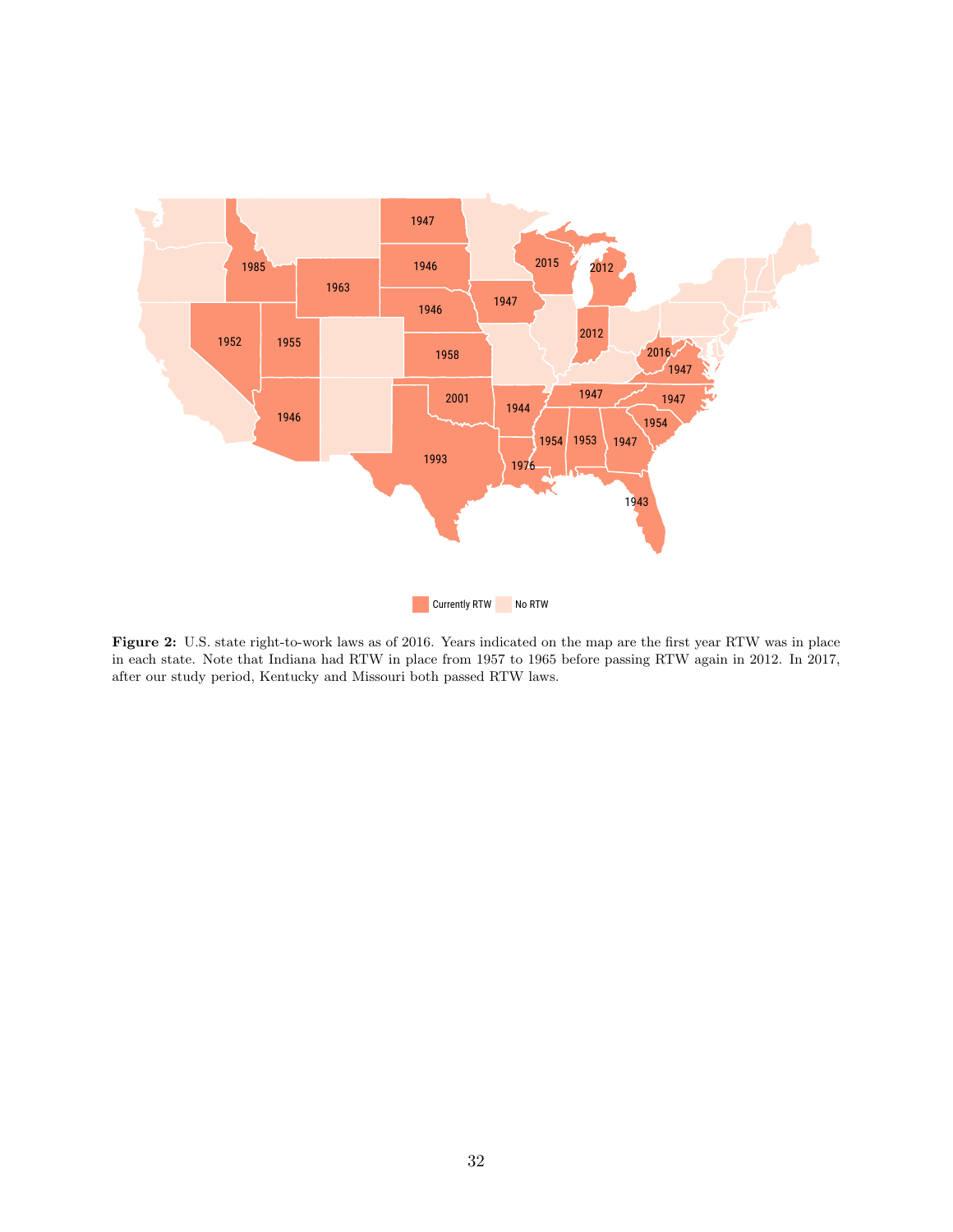**Figure 2:** U.S. state right-to-work laws as of 2016. Years indicated on the map are the first year RTW was in place in each state. Note that Indiana had RTW in place from 1957 to 1965 before passing RTW again in 2012. In 2017, after our study period, Kentucky and Missouri both passed RTW laws.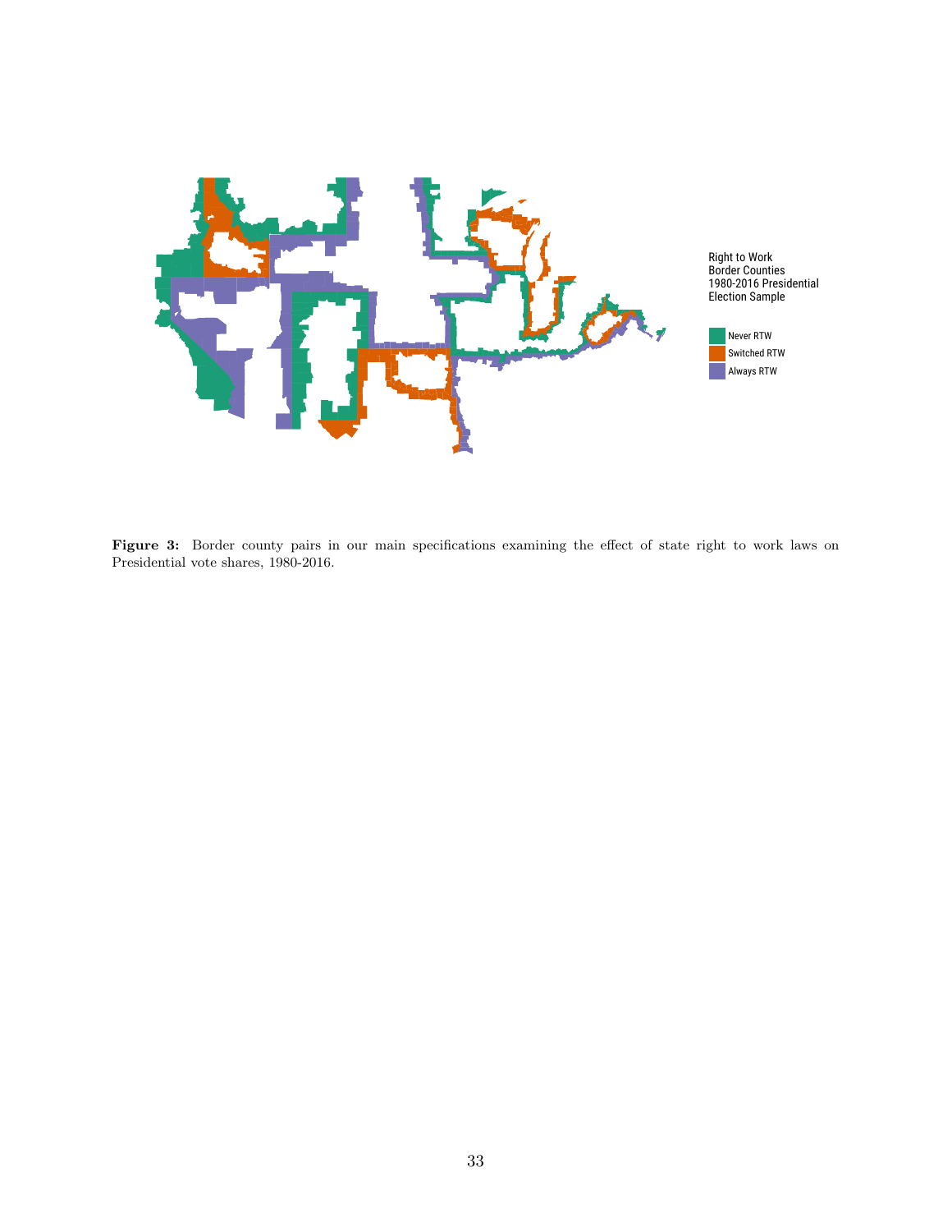Right to Work
Border Counties
1980-2016 Presidential
Election Sample

Never RTW
Switched RTW
Always RTW

**Figure 3:** Border county pairs in our main specifications examining the effect of state right to work laws on Presidential vote shares, 1980-2016.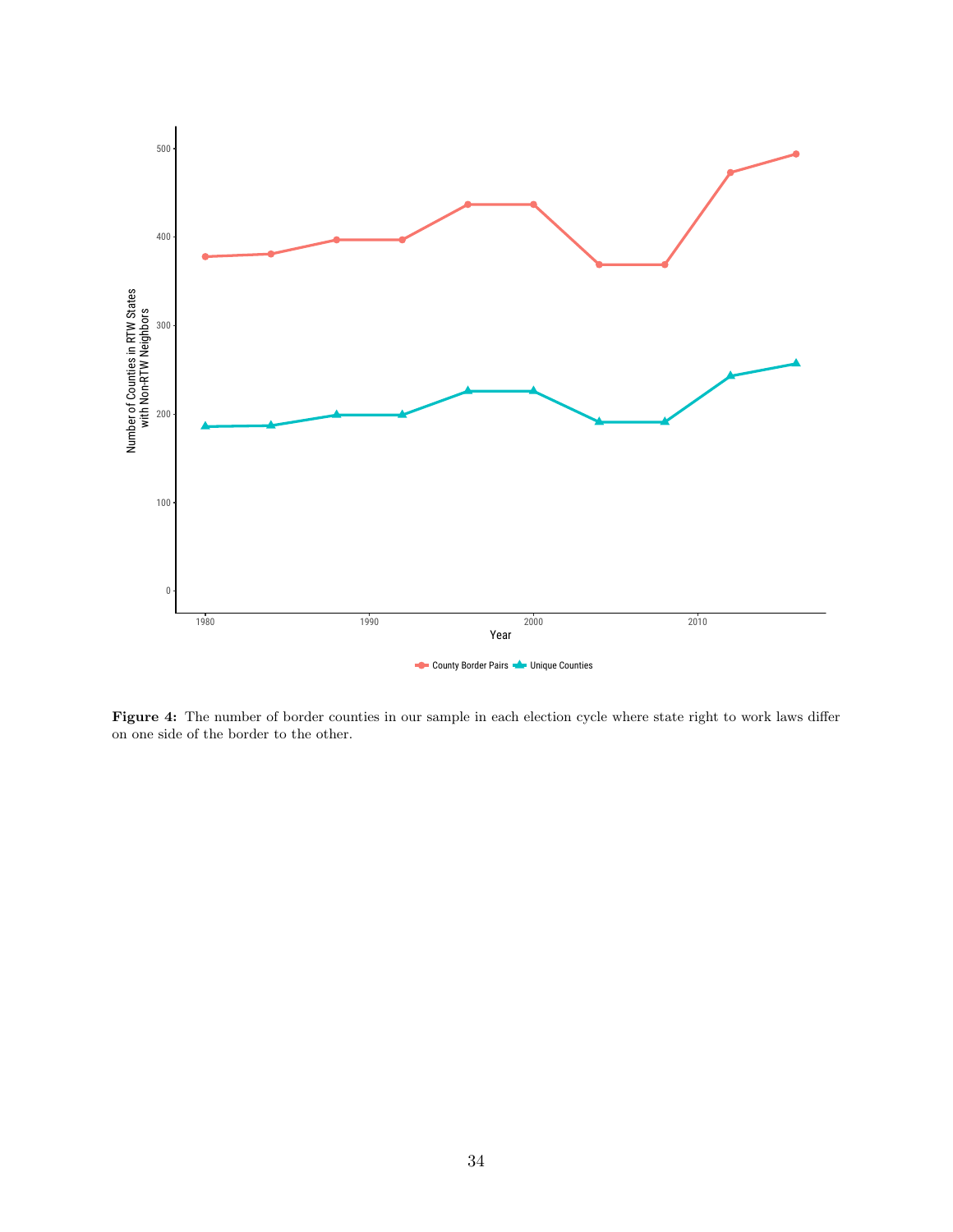**Figure 4:** The number of border counties in our sample in each election cycle where state right to work laws differ on one side of the border to the other.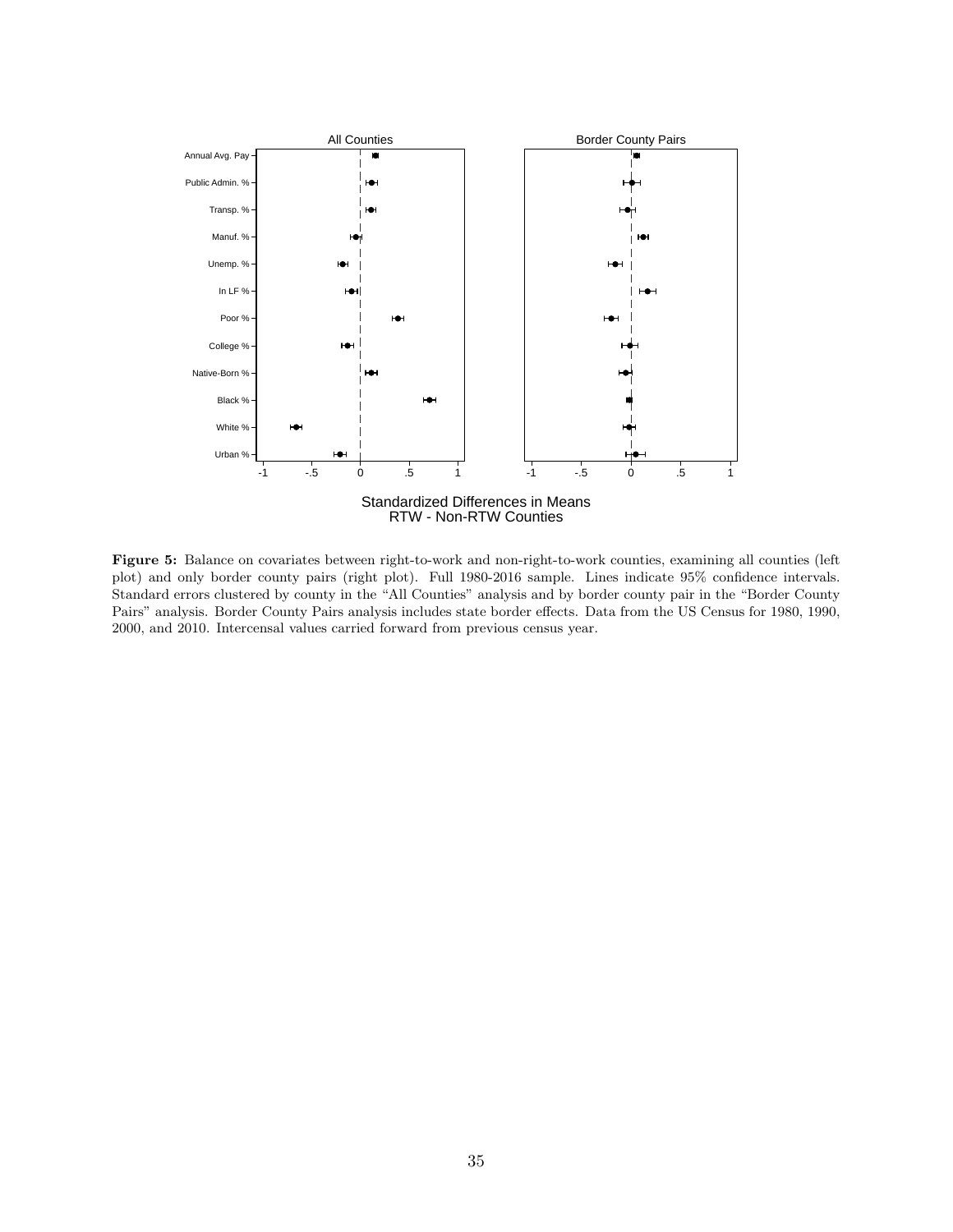**Figure 5:** Balance on covariates between right-to-work and non-right-to-work counties, examining all counties (left plot) and only border county pairs (right plot). Full 1980-2016 sample. Lines indicate 95% confidence intervals. Standard errors clustered by county in the "All Counties" analysis and by border county pair in the "Border County Pairs" analysis. Border County Pairs analysis includes state border effects. Data from the US Census for 1980, 1990, 2000, and 2010. Intercensal values carried forward from previous census year.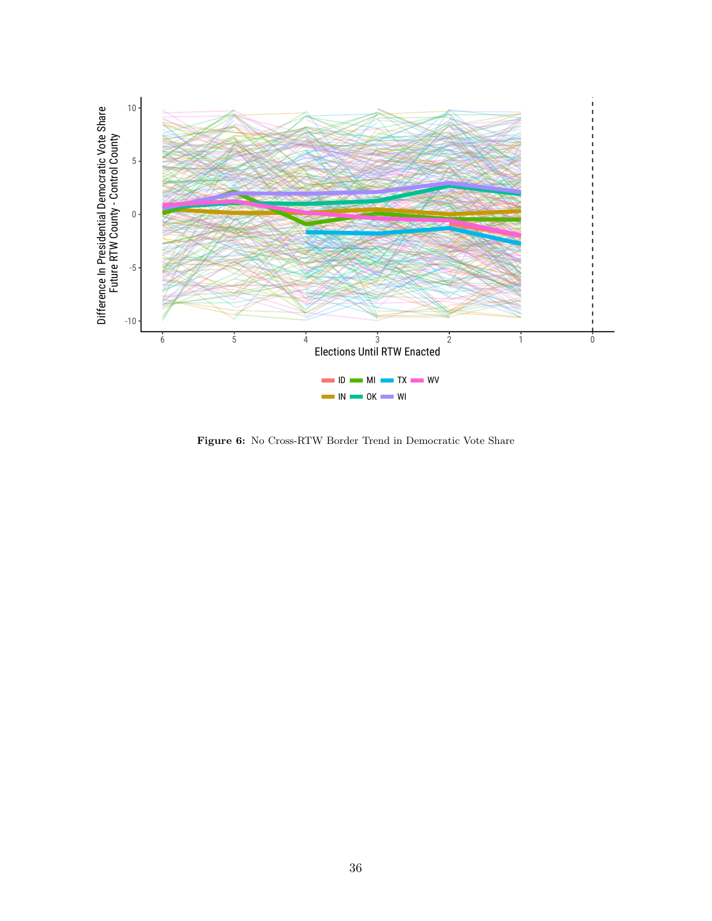**Figure 6:** No Cross-RTW Border Trend in Democratic Vote Share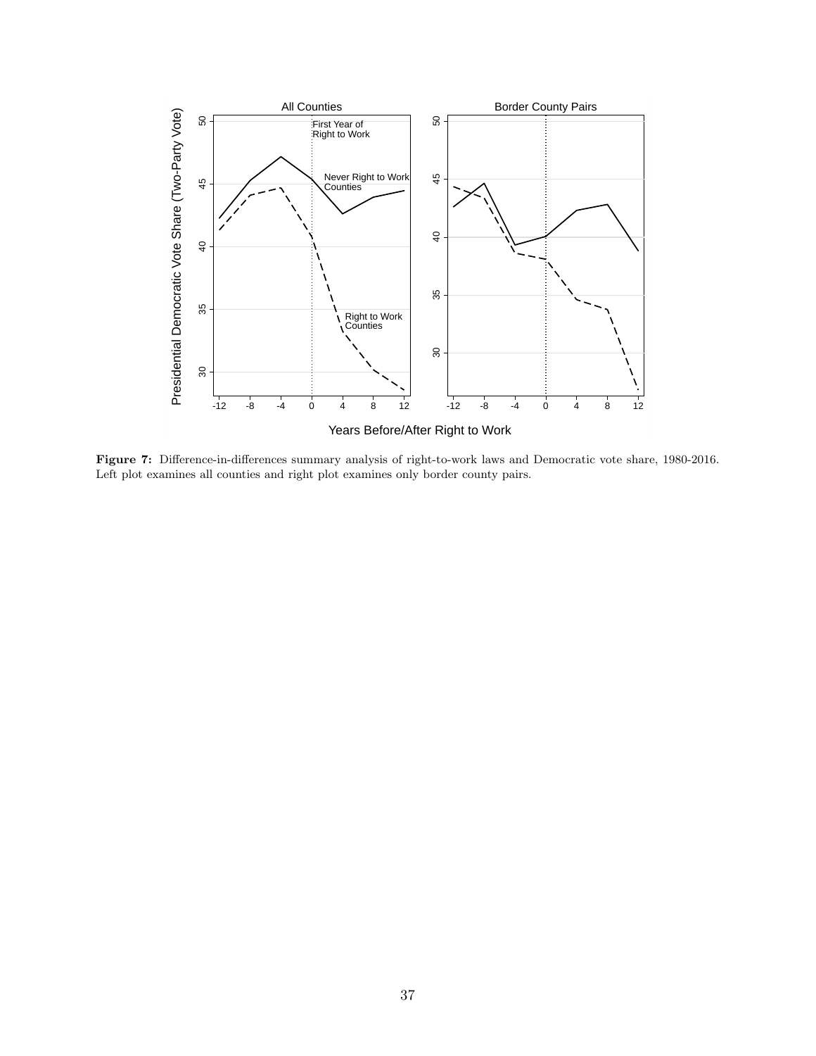**Figure 7:** Difference-in-differences summary analysis of right-to-work laws and Democratic vote share, 1980-2016. Left plot examines all counties and right plot examines only border county pairs.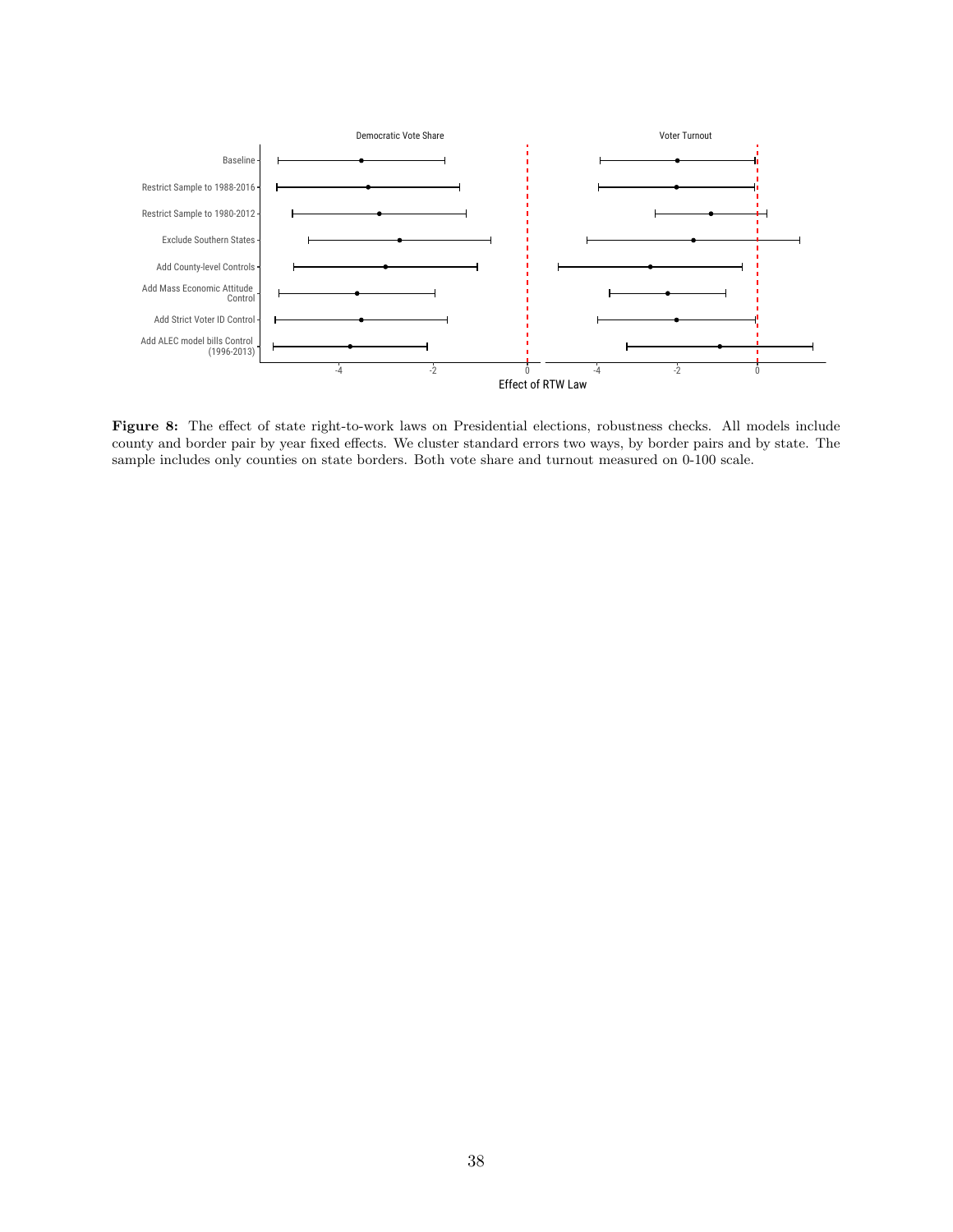**Figure 8:** The effect of state right-to-work laws on Presidential elections, robustness checks. All models include county and border pair by year fixed effects. We cluster standard errors two ways, by border pairs and by state. The sample includes only counties on state borders. Both vote share and turnout measured on 0-100 scale.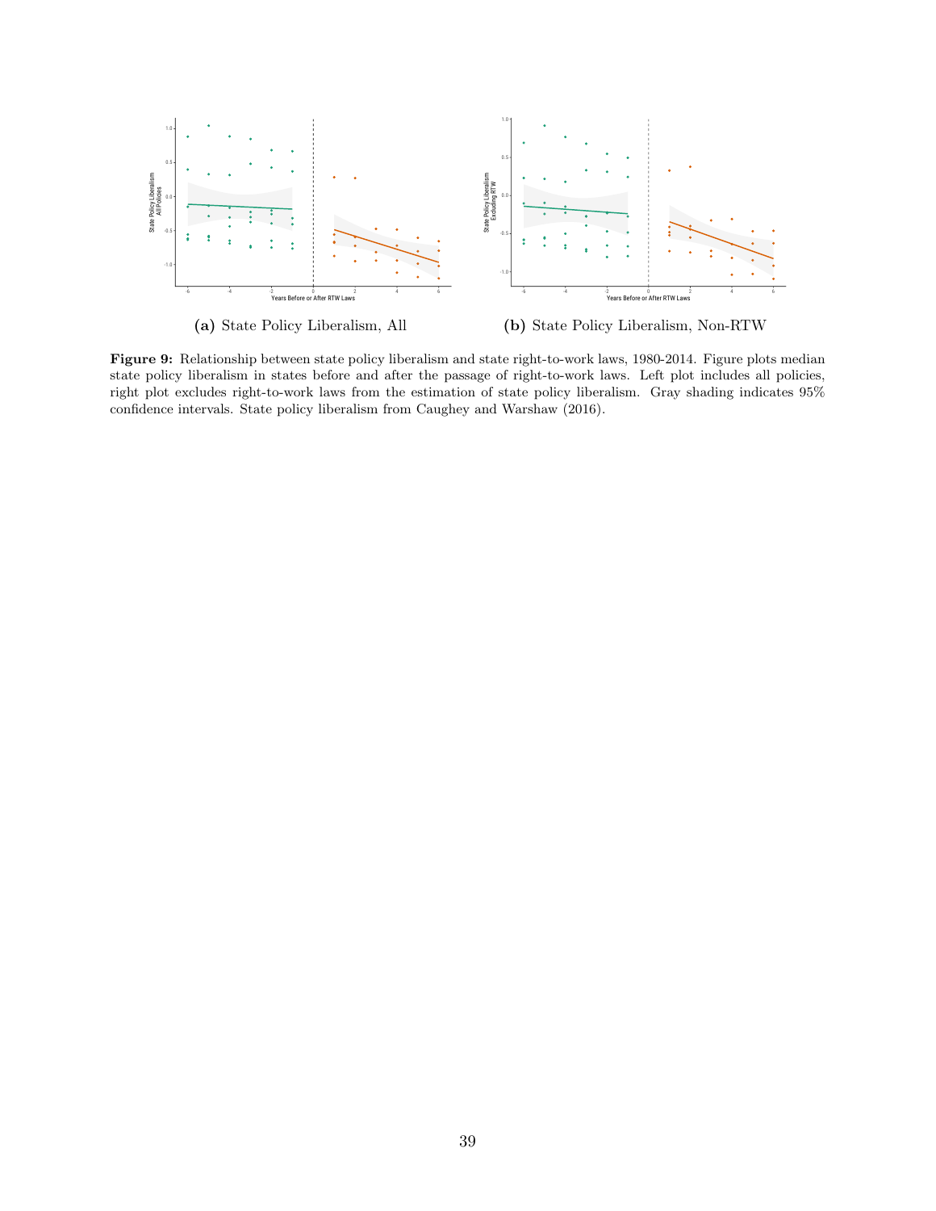**(a)** State Policy Liberalism, All

**(b)** State Policy Liberalism, Non-RTW

**Figure 9:** Relationship between state policy liberalism and state right-to-work laws, 1980-2014. Figure plots median state policy liberalism in states before and after the passage of right-to-work laws. Left plot includes all policies, right plot excludes right-to-work laws from the estimation of state policy liberalism. Gray shading indicates 95% confidence intervals. State policy liberalism from Caughey and Warshaw (2016).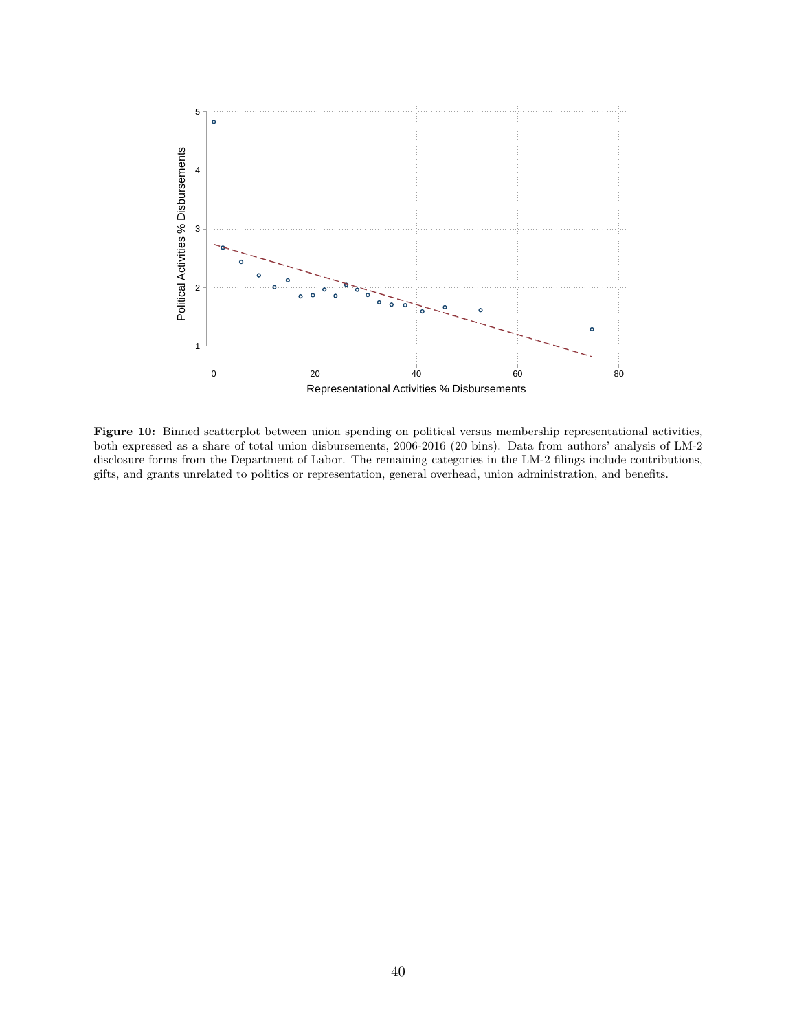**Figure 10:** Binned scatterplot between union spending on political versus membership representational activities, both expressed as a share of total union disbursements, 2006-2016 (20 bins). Data from authors' analysis of LM-2 disclosure forms from the Department of Labor. The remaining categories in the LM-2 filings include contributions, gifts, and grants unrelated to politics or representation, general overhead, union administration, and benefits.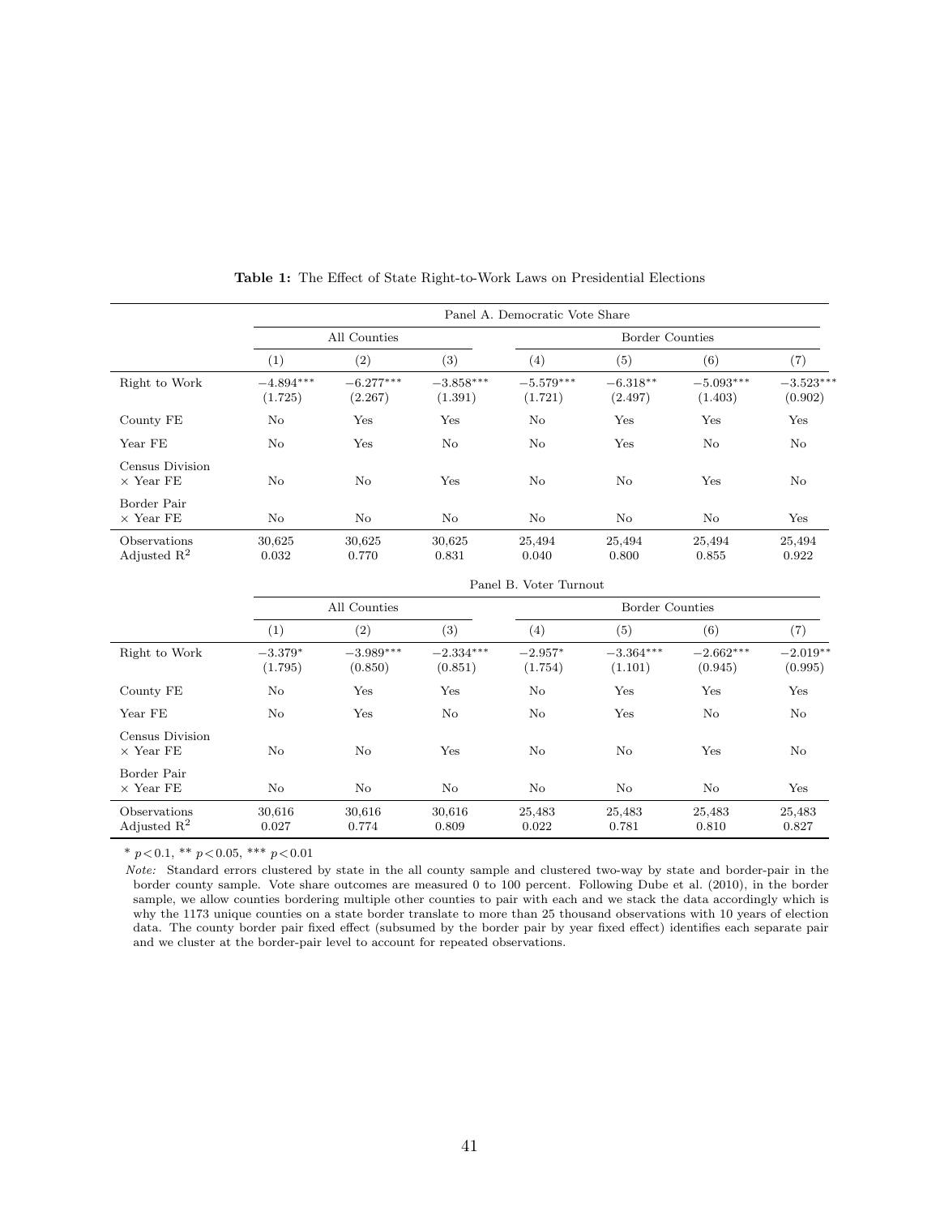**Table 1:** The Effect of State Right-to-Work Laws on Presidential Elections

| | Panel A. Democratic Vote Share | | | | | | |
|---|---|---|---|---|---|---|---|
| | All Counties | | | Border Counties | | | |
| | (1) | (2) | (3) | (4) | (5) | (6) | (7) |
| Right to Work | $-4.894^{***}$ | $-6.277^{***}$ | $-3.858^{***}$ | $-5.579^{***}$ | $-6.318^{**}$ | $-5.093^{***}$ | $-3.523^{***}$ |
| | (1.725) | (2.267) | (1.391) | (1.721) | (2.497) | (1.403) | (0.902) |
| County FE | No | Yes | Yes | No | Yes | Yes | Yes |
| Year FE | No | Yes | No | No | Yes | No | No |
| Census Division × Year FE | No | No | Yes | No | No | Yes | No |
| Border Pair × Year FE | No | No | No | No | No | No | Yes |
| Observations | 30,625 | 30,625 | 30,625 | 25,494 | 25,494 | 25,494 | 25,494 |
| Adjusted $R^2$ | 0.032 | 0.770 | 0.831 | 0.040 | 0.800 | 0.855 | 0.922 |
| | Panel B. Voter Turnout | | | | | | |
| | All Counties | | | Border Counties | | | |
| | (1) | (2) | (3) | (4) | (5) | (6) | (7) |
| Right to Work | $-3.379^{*}$ | $-3.989^{***}$ | $-2.334^{***}$ | $-2.957^{*}$ | $-3.364^{***}$ | $-2.662^{***}$ | $-2.019^{**}$ |
| | (1.795) | (0.850) | (0.851) | (1.754) | (1.101) | (0.945) | (0.995) |
| County FE | No | Yes | Yes | No | Yes | Yes | Yes |
| Year FE | No | Yes | No | No | Yes | No | No |
| Census Division × Year FE | No | No | Yes | No | No | Yes | No |
| Border Pair × Year FE | No | No | No | No | No | No | Yes |
| Observations | 30,616 | 30,616 | 30,616 | 25,483 | 25,483 | 25,483 | 25,483 |
| Adjusted $R^2$ | 0.027 | 0.774 | 0.809 | 0.022 | 0.781 | 0.810 | 0.827 |

$^{*}$ $p<0.1$, $^{**}$ $p<0.05$, $^{***}$ $p<0.01$

*Note:* Standard errors clustered by state in the all county sample and clustered two-way by state and border-pair in the border county sample. Vote share outcomes are measured 0 to 100 percent. Following Dube et al. (2010), in the border sample, we allow counties bordering multiple other counties to pair with each and we stack the data accordingly which is why the 1173 unique counties on a state border translate to more than 25 thousand observations with 10 years of election data. The county border pair fixed effect (subsumed by the border pair by year fixed effect) identifies each separate pair and we cluster at the border-pair level to account for repeated observations.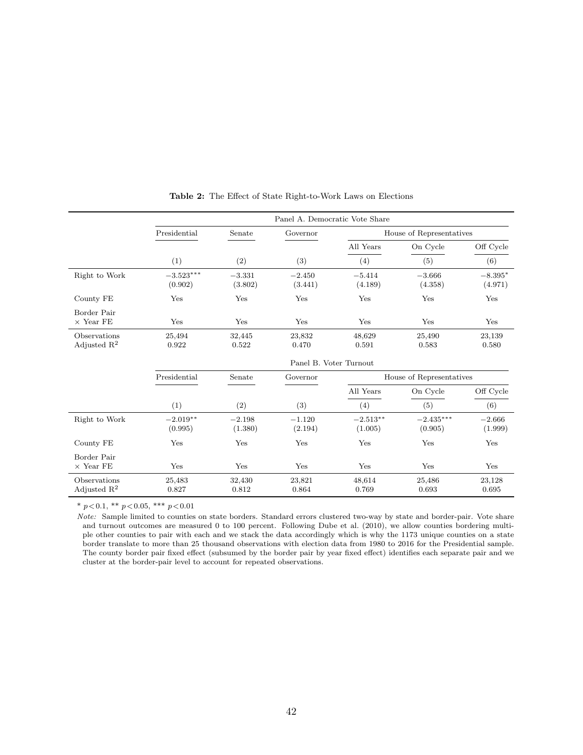**Table 2:** The Effect of State Right-to-Work Laws on Elections

| | Panel A. Democratic Vote Share | | | | | |
|---|---|---|---|---|---|---|
| | Presidential | Senate | Governor | House of Representatives | | |
| | | | | All Years | On Cycle | Off Cycle |
| | (1) | (2) | (3) | (4) | (5) | (6) |
| Right to Work | −3.523*** | −3.331 | −2.450 | −5.414 | −3.666 | −8.395* |
| | (0.902) | (3.802) | (3.441) | (4.189) | (4.358) | (4.971) |
| County FE | Yes | Yes | Yes | Yes | Yes | Yes |
| Border Pair × Year FE | Yes | Yes | Yes | Yes | Yes | Yes |
| Observations | 25,494 | 32,445 | 23,832 | 48,629 | 25,490 | 23,139 |
| Adjusted $R^2$ | 0.922 | 0.522 | 0.470 | 0.591 | 0.583 | 0.580 |
| | **Panel B. Voter Turnout** | | | | | |
| | Presidential | Senate | Governor | House of Representatives | | |
| | | | | All Years | On Cycle | Off Cycle |
| | (1) | (2) | (3) | (4) | (5) | (6) |
| Right to Work | −2.019** | −2.198 | −1.120 | −2.513** | −2.435*** | −2.666 |
| | (0.995) | (1.380) | (2.194) | (1.005) | (0.905) | (1.999) |
| County FE | Yes | Yes | Yes | Yes | Yes | Yes |
| Border Pair × Year FE | Yes | Yes | Yes | Yes | Yes | Yes |
| Observations | 25,483 | 32,430 | 23,821 | 48,614 | 25,486 | 23,128 |
| Adjusted $R^2$ | 0.827 | 0.812 | 0.864 | 0.769 | 0.693 | 0.695 |

* $p<0.1$, ** $p<0.05$, *** $p<0.01$

*Note:* Sample limited to counties on state borders. Standard errors clustered two-way by state and border-pair. Vote share and turnout outcomes are measured 0 to 100 percent. Following Dube et al. (2010), we allow counties bordering multiple other counties to pair with each and we stack the data accordingly which is why the 1173 unique counties on a state border translate to more than 25 thousand observations with election data from 1980 to 2016 for the Presidential sample. The county border pair fixed effect (subsumed by the border pair by year fixed effect) identifies each separate pair and we cluster at the border-pair level to account for repeated observations.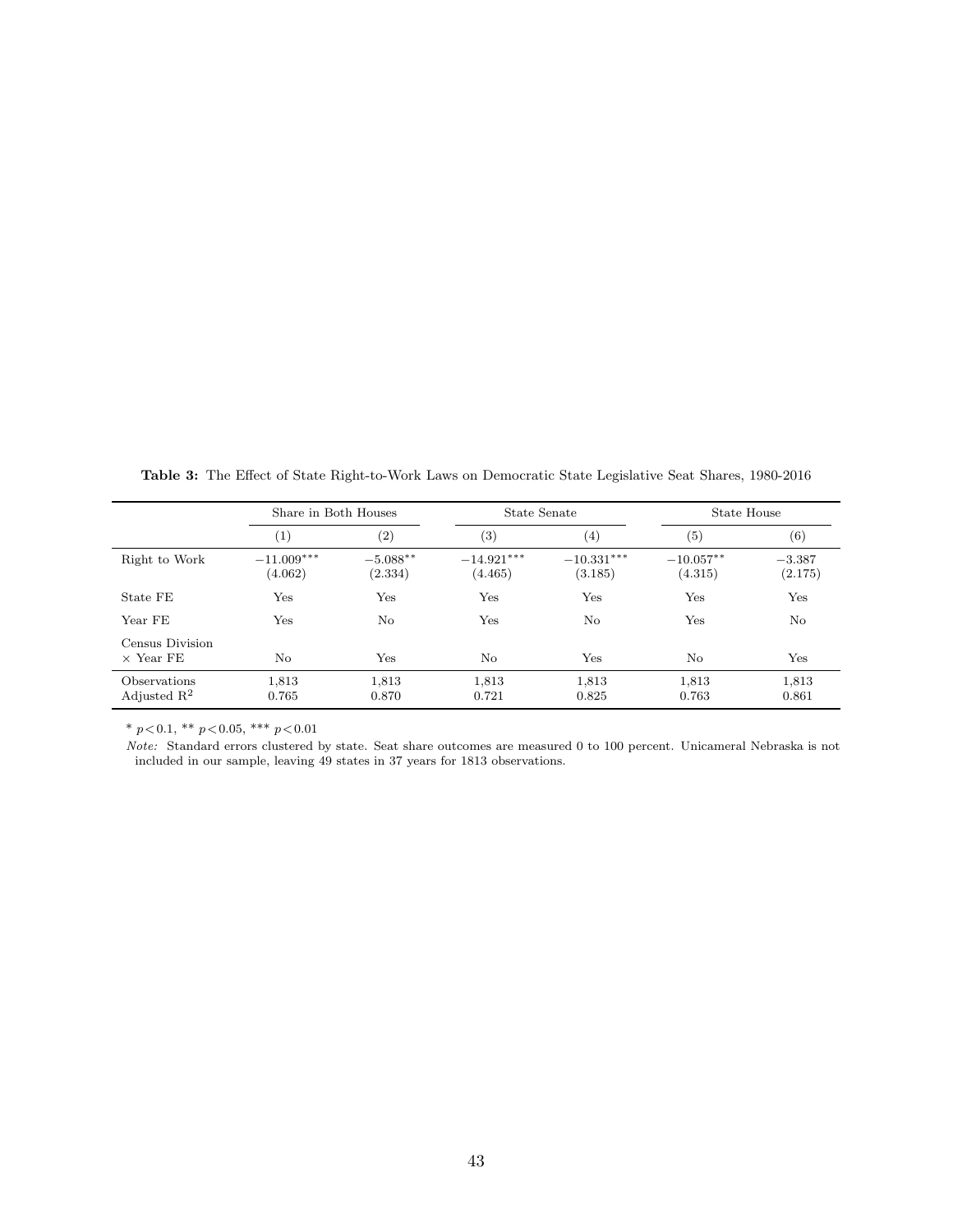**Table 3:** The Effect of State Right-to-Work Laws on Democratic State Legislative Seat Shares, 1980-2016

| | Share in Both Houses | | State Senate | | State House | |
|---|---|---|---|---|---|---|
| | (1) | (2) | (3) | (4) | (5) | (6) |
| Right to Work | $-11.009^{***}$ (4.062) | $-5.088^{**}$ (2.334) | $-14.921^{***}$ (4.465) | $-10.331^{***}$ (3.185) | $-10.057^{**}$ (4.315) | $-3.387$ (2.175) |
| State FE | Yes | Yes | Yes | Yes | Yes | Yes |
| Year FE | Yes | No | Yes | No | Yes | No |
| Census Division × Year FE | No | Yes | No | Yes | No | Yes |
| Observations | 1,813 | 1,813 | 1,813 | 1,813 | 1,813 | 1,813 |
| Adjusted $R^2$ | 0.765 | 0.870 | 0.721 | 0.825 | 0.763 | 0.861 |

$^{*}$ $p<0.1$, $^{**}$ $p<0.05$, $^{***}$ $p<0.01$

*Note:* Standard errors clustered by state. Seat share outcomes are measured 0 to 100 percent. Unicameral Nebraska is not included in our sample, leaving 49 states in 37 years for 1813 observations.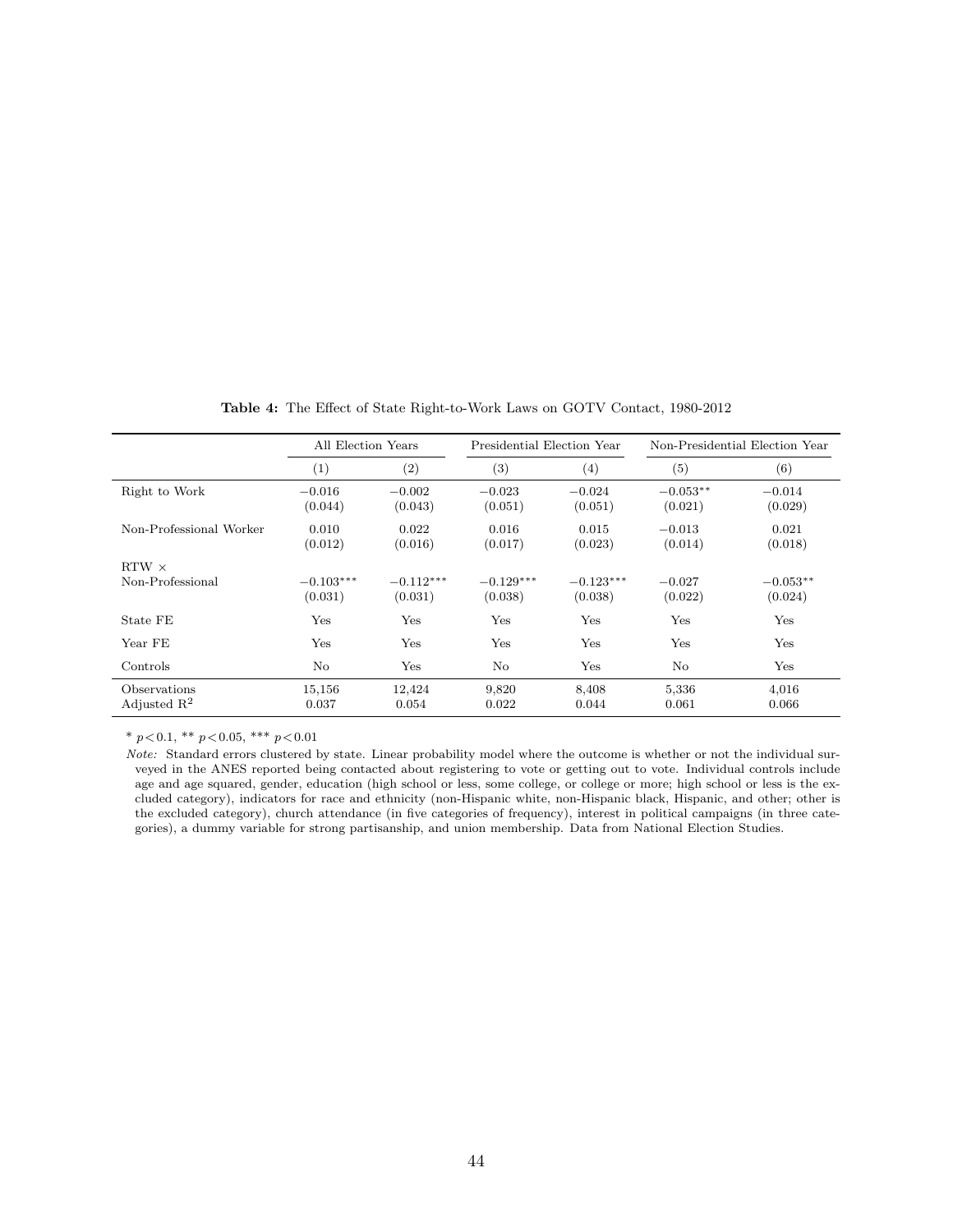**Table 4:** The Effect of State Right-to-Work Laws on GOTV Contact, 1980-2012

| | All Election Years | | Presidential Election Year | | Non-Presidential Election Year | |
|---|---|---|---|---|---|---|
| | (1) | (2) | (3) | (4) | (5) | (6) |
| Right to Work | −0.016 | −0.002 | −0.023 | −0.024 | −0.053** | −0.014 |
| | (0.044) | (0.043) | (0.051) | (0.051) | (0.021) | (0.029) |
| Non-Professional Worker | 0.010 | 0.022 | 0.016 | 0.015 | −0.013 | 0.021 |
| | (0.012) | (0.016) | (0.017) | (0.023) | (0.014) | (0.018) |
| RTW × Non-Professional | −0.103*** | −0.112*** | −0.129*** | −0.123*** | −0.027 | −0.053** |
| | (0.031) | (0.031) | (0.038) | (0.038) | (0.022) | (0.024) |
| State FE | Yes | Yes | Yes | Yes | Yes | Yes |
| Year FE | Yes | Yes | Yes | Yes | Yes | Yes |
| Controls | No | Yes | No | Yes | No | Yes |
| Observations | 15,156 | 12,424 | 9,820 | 8,408 | 5,336 | 4,016 |
| Adjusted $R^2$ | 0.037 | 0.054 | 0.022 | 0.044 | 0.061 | 0.066 |

* $p<0.1$, ** $p<0.05$, *** $p<0.01$

*Note:* Standard errors clustered by state. Linear probability model where the outcome is whether or not the individual surveyed in the ANES reported being contacted about registering to vote or getting out to vote. Individual controls include age and age squared, gender, education (high school or less, some college, or college or more; high school or less is the excluded category), indicators for race and ethnicity (non-Hispanic white, non-Hispanic black, Hispanic, and other; other is the excluded category), church attendance (in five categories of frequency), interest in political campaigns (in three categories), a dummy variable for strong partisanship, and union membership. Data from National Election Studies.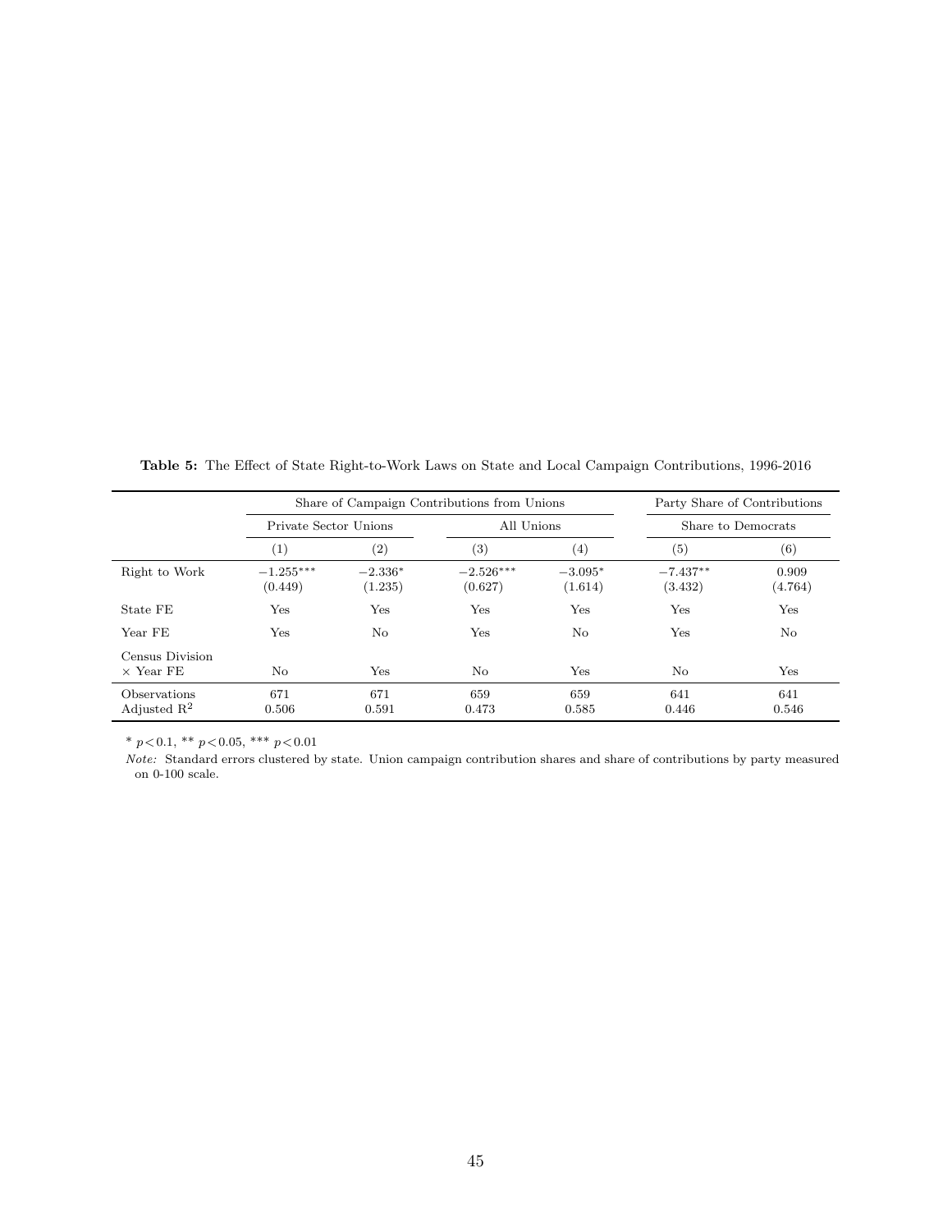**Table 5:** The Effect of State Right-to-Work Laws on State and Local Campaign Contributions, 1996-2016

| | Share of Campaign Contributions from Unions | | | | Party Share of Contributions | |
|---|---|---|---|---|---|---|
| | Private Sector Unions | | All Unions | | Share to Democrats | |
| | (1) | (2) | (3) | (4) | (5) | (6) |
| Right to Work | $-1.255^{***}$ | $-2.336^{*}$ | $-2.526^{***}$ | $-3.095^{*}$ | $-7.437^{**}$ | 0.909 |
| | (0.449) | (1.235) | (0.627) | (1.614) | (3.432) | (4.764) |
| State FE | Yes | Yes | Yes | Yes | Yes | Yes |
| Year FE | Yes | No | Yes | No | Yes | No |
| Census Division $\times$ Year FE | No | Yes | No | Yes | No | Yes |
| Observations | 671 | 671 | 659 | 659 | 641 | 641 |
| Adjusted $R^2$ | 0.506 | 0.591 | 0.473 | 0.585 | 0.446 | 0.546 |

$^{*}p<0.1$, $^{**}p<0.05$, $^{***}p<0.01$

*Note:* Standard errors clustered by state. Union campaign contribution shares and share of contributions by party measured on 0-100 scale.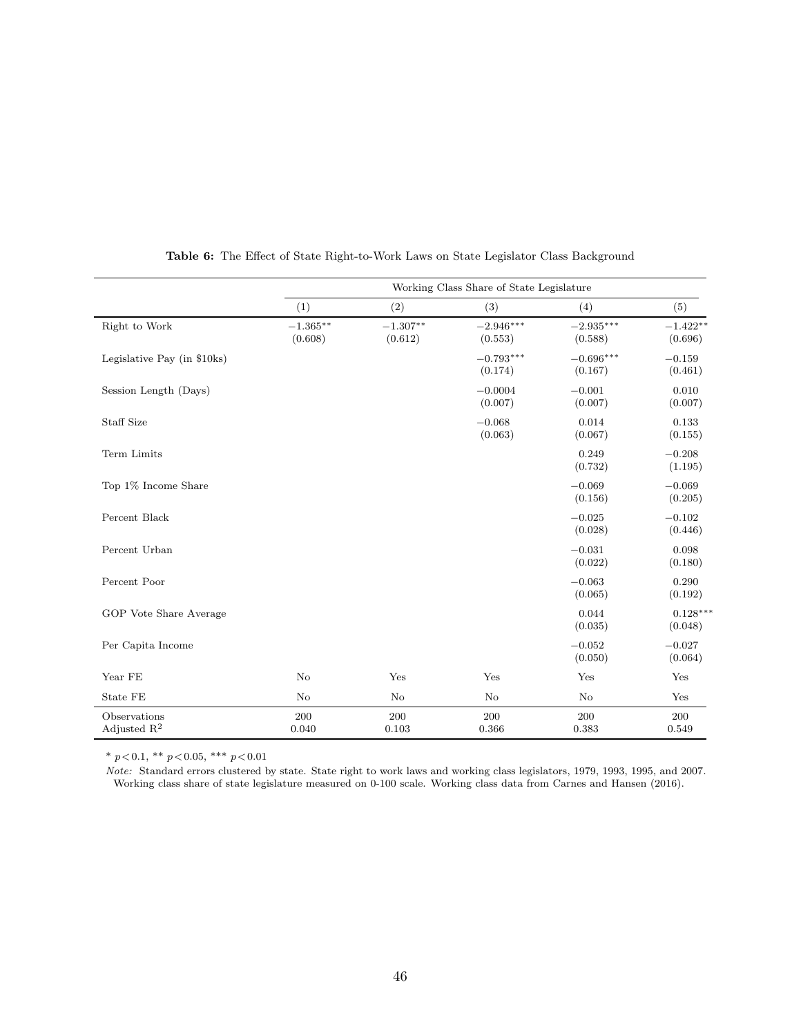**Table 6:** The Effect of State Right-to-Work Laws on State Legislator Class Background

| | Working Class Share of State Legislature | | | | |
|---|---|---|---|---|---|
| | (1) | (2) | (3) | (4) | (5) |
| Right to Work | $-1.365^{**}$ | $-1.307^{**}$ | $-2.946^{***}$ | $-2.935^{***}$ | $-1.422^{**}$ |
| | (0.608) | (0.612) | (0.553) | (0.588) | (0.696) |
| Legislative Pay (in $10ks) | | | $-0.793^{***}$ | $-0.696^{***}$ | $-0.159$ |
| | | | (0.174) | (0.167) | (0.461) |
| Session Length (Days) | | | $-0.0004$ | $-0.001$ | 0.010 |
| | | | (0.007) | (0.007) | (0.007) |
| Staff Size | | | $-0.068$ | 0.014 | 0.133 |
| | | | (0.063) | (0.067) | (0.155) |
| Term Limits | | | | 0.249 | $-0.208$ |
| | | | | (0.732) | (1.195) |
| Top 1% Income Share | | | | $-0.069$ | $-0.069$ |
| | | | | (0.156) | (0.205) |
| Percent Black | | | | $-0.025$ | $-0.102$ |
| | | | | (0.028) | (0.446) |
| Percent Urban | | | | $-0.031$ | 0.098 |
| | | | | (0.022) | (0.180) |
| Percent Poor | | | | $-0.063$ | 0.290 |
| | | | | (0.065) | (0.192) |
| GOP Vote Share Average | | | | 0.044 | $0.128^{***}$ |
| | | | | (0.035) | (0.048) |
| Per Capita Income | | | | $-0.052$ | $-0.027$ |
| | | | | (0.050) | (0.064) |
| Year FE | No | Yes | Yes | Yes | Yes |
| State FE | No | No | No | No | Yes |
| Observations | 200 | 200 | 200 | 200 | 200 |
| Adjusted $R^2$ | 0.040 | 0.103 | 0.366 | 0.383 | 0.549 |

$^{*}$ $p<0.1$, $^{**}$ $p<0.05$, $^{***}$ $p<0.01$

*Note:* Standard errors clustered by state. State right to work laws and working class legislators, 1979, 1993, 1995, and 2007. Working class share of state legislature measured on 0-100 scale. Working class data from Carnes and Hansen (2016).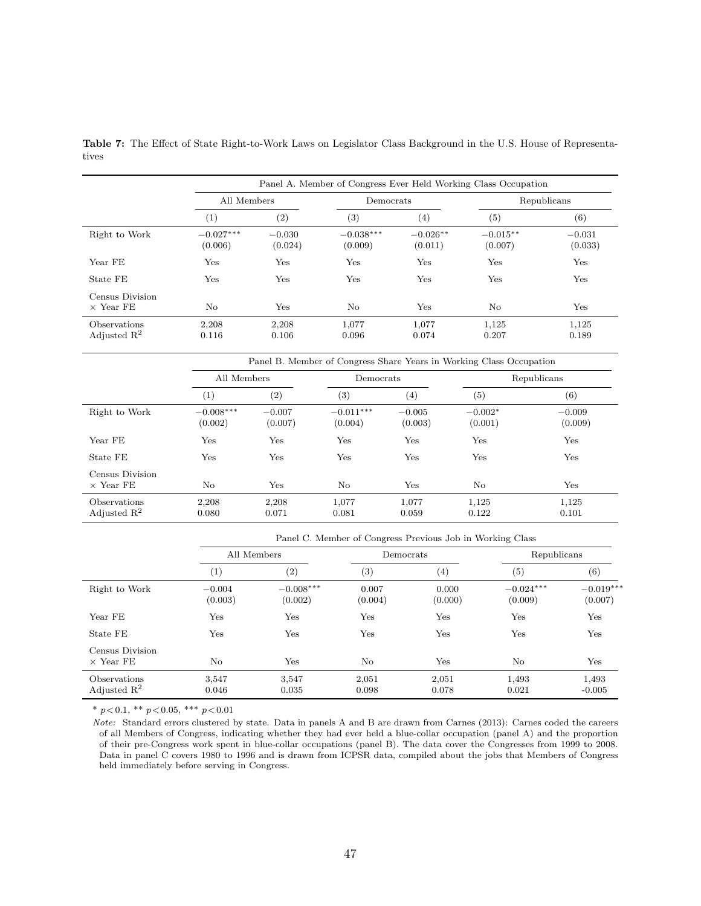**Table 7:** The Effect of State Right-to-Work Laws on Legislator Class Background in the U.S. House of Representatives

| | Panel A. Member of Congress Ever Held Working Class Occupation | | | | | |
|---|---|---|---|---|---|---|
| | All Members | | Democrats | | Republicans | |
| | (1) | (2) | (3) | (4) | (5) | (6) |
| Right to Work | −0.027*** | −0.030 | −0.038*** | −0.026** | −0.015** | −0.031 |
| | (0.006) | (0.024) | (0.009) | (0.011) | (0.007) | (0.033) |
| Year FE | Yes | Yes | Yes | Yes | Yes | Yes |
| State FE | Yes | Yes | Yes | Yes | Yes | Yes |
| Census Division × Year FE | No | Yes | No | Yes | No | Yes |
| Observations | 2,208 | 2,208 | 1,077 | 1,077 | 1,125 | 1,125 |
| Adjusted $R^2$ | 0.116 | 0.106 | 0.096 | 0.074 | 0.207 | 0.189 |

| | Panel B. Member of Congress Share Years in Working Class Occupation | | | | | |
|---|---|---|---|---|---|---|
| | All Members | | Democrats | | Republicans | |
| | (1) | (2) | (3) | (4) | (5) | (6) |
| Right to Work | −0.008*** | −0.007 | −0.011*** | −0.005 | −0.002* | −0.009 |
| | (0.002) | (0.007) | (0.004) | (0.003) | (0.001) | (0.009) |
| Year FE | Yes | Yes | Yes | Yes | Yes | Yes |
| State FE | Yes | Yes | Yes | Yes | Yes | Yes |
| Census Division × Year FE | No | Yes | No | Yes | No | Yes |
| Observations | 2,208 | 2,208 | 1,077 | 1,077 | 1,125 | 1,125 |
| Adjusted $R^2$ | 0.080 | 0.071 | 0.081 | 0.059 | 0.122 | 0.101 |

| | Panel C. Member of Congress Previous Job in Working Class | | | | | |
|---|---|---|---|---|---|---|
| | All Members | | Democrats | | Republicans | |
| | (1) | (2) | (3) | (4) | (5) | (6) |
| Right to Work | −0.004 | −0.008*** | 0.007 | 0.000 | −0.024*** | −0.019*** |
| | (0.003) | (0.002) | (0.004) | (0.000) | (0.009) | (0.007) |
| Year FE | Yes | Yes | Yes | Yes | Yes | Yes |
| State FE | Yes | Yes | Yes | Yes | Yes | Yes |
| Census Division × Year FE | No | Yes | No | Yes | No | Yes |
| Observations | 3,547 | 3,547 | 2,051 | 2,051 | 1,493 | 1,493 |
| Adjusted $R^2$ | 0.046 | 0.035 | 0.098 | 0.078 | 0.021 | -0.005 |

* $p<0.1$, ** $p<0.05$, *** $p<0.01$

*Note:* Standard errors clustered by state. Data in panels A and B are drawn from Carnes (2013): Carnes coded the careers of all Members of Congress, indicating whether they had ever held a blue-collar occupation (panel A) and the proportion of their pre-Congress work spent in blue-collar occupations (panel B). The data cover the Congresses from 1999 to 2008. Data in panel C covers 1980 to 1996 and is drawn from ICPSR data, compiled about the jobs that Members of Congress held immediately before serving in Congress.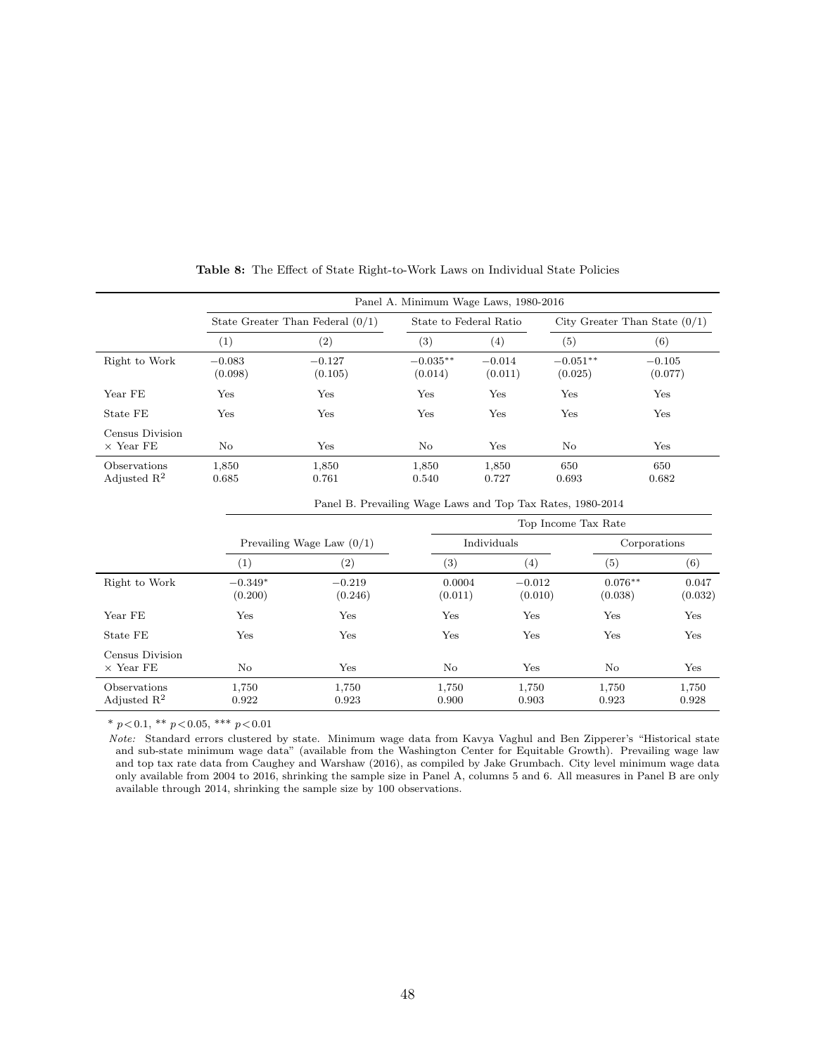**Table 8:** The Effect of State Right-to-Work Laws on Individual State Policies

| | Panel A. Minimum Wage Laws, 1980-2016 | | | | | |
|---|---|---|---|---|---|---|
| | State Greater Than Federal (0/1) | | State to Federal Ratio | | City Greater Than State (0/1) | |
| | (1) | (2) | (3) | (4) | (5) | (6) |
| Right to Work | −0.083 | −0.127 | −0.035** | −0.014 | −0.051** | −0.105 |
| | (0.098) | (0.105) | (0.014) | (0.011) | (0.025) | (0.077) |
| Year FE | Yes | Yes | Yes | Yes | Yes | Yes |
| State FE | Yes | Yes | Yes | Yes | Yes | Yes |
| Census Division × Year FE | No | Yes | No | Yes | No | Yes |
| Observations | 1,850 | 1,850 | 1,850 | 1,850 | 650 | 650 |
| Adjusted $R^2$ | 0.685 | 0.761 | 0.540 | 0.727 | 0.693 | 0.682 |

| | Panel B. Prevailing Wage Laws and Top Tax Rates, 1980-2014 | | | | | |
|---|---|---|---|---|---|---|
| | | | Top Income Tax Rate | | | |
| | Prevailing Wage Law (0/1) | | Individuals | | Corporations | |
| | (1) | (2) | (3) | (4) | (5) | (6) |
| Right to Work | −0.349* | −0.219 | 0.0004 | −0.012 | 0.076** | 0.047 |
| | (0.200) | (0.246) | (0.011) | (0.010) | (0.038) | (0.032) |
| Year FE | Yes | Yes | Yes | Yes | Yes | Yes |
| State FE | Yes | Yes | Yes | Yes | Yes | Yes |
| Census Division × Year FE | No | Yes | No | Yes | No | Yes |
| Observations | 1,750 | 1,750 | 1,750 | 1,750 | 1,750 | 1,750 |
| Adjusted $R^2$ | 0.922 | 0.923 | 0.900 | 0.903 | 0.923 | 0.928 |

* $p<0.1$, ** $p<0.05$, *** $p<0.01$

*Note:* Standard errors clustered by state. Minimum wage data from Kavya Vaghul and Ben Zipperer's "Historical state and sub-state minimum wage data" (available from the Washington Center for Equitable Growth). Prevailing wage law and top tax rate data from Caughey and Warshaw (2016), as compiled by Jake Grumbach. City level minimum wage data only available from 2004 to 2016, shrinking the sample size in Panel A, columns 5 and 6. All measures in Panel B are only available through 2014, shrinking the sample size by 100 observations.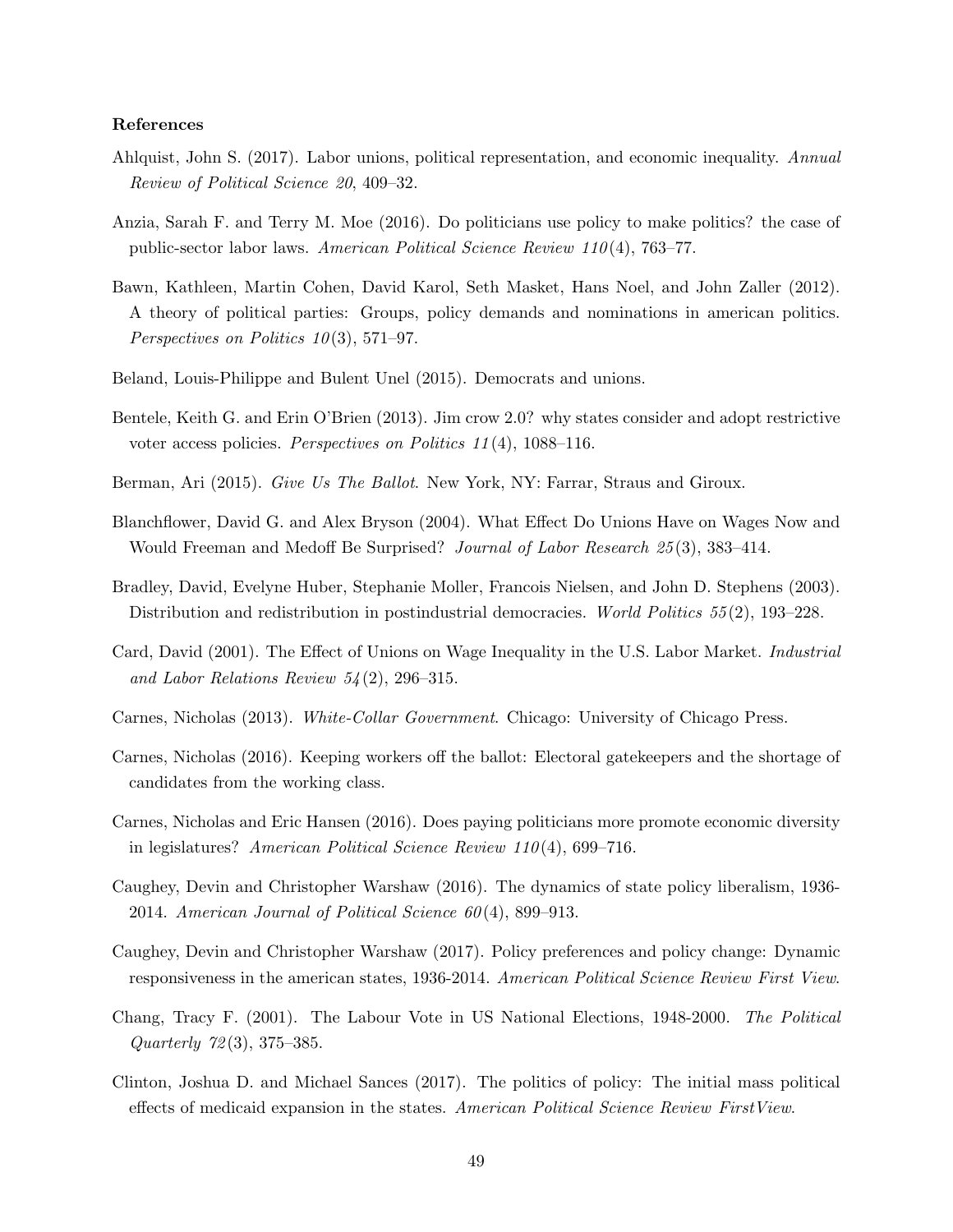### References

Ahlquist, John S. (2017). Labor unions, political representation, and economic inequality. *Annual Review of Political Science 20*, 409–32.

Anzia, Sarah F. and Terry M. Moe (2016). Do politicians use policy to make politics? the case of public-sector labor laws. *American Political Science Review 110*(4), 763–77.

Bawn, Kathleen, Martin Cohen, David Karol, Seth Masket, Hans Noel, and John Zaller (2012). A theory of political parties: Groups, policy demands and nominations in american politics. *Perspectives on Politics 10*(3), 571–97.

Beland, Louis-Philippe and Bulent Unel (2015). Democrats and unions.

Bentele, Keith G. and Erin O'Brien (2013). Jim crow 2.0? why states consider and adopt restrictive voter access policies. *Perspectives on Politics 11*(4), 1088–116.

Berman, Ari (2015). *Give Us The Ballot*. New York, NY: Farrar, Straus and Giroux.

Blanchflower, David G. and Alex Bryson (2004). What Effect Do Unions Have on Wages Now and Would Freeman and Medoff Be Surprised? *Journal of Labor Research 25*(3), 383–414.

Bradley, David, Evelyne Huber, Stephanie Moller, Francois Nielsen, and John D. Stephens (2003). Distribution and redistribution in postindustrial democracies. *World Politics 55*(2), 193–228.

Card, David (2001). The Effect of Unions on Wage Inequality in the U.S. Labor Market. *Industrial and Labor Relations Review 54*(2), 296–315.

Carnes, Nicholas (2013). *White-Collar Government*. Chicago: University of Chicago Press.

Carnes, Nicholas (2016). Keeping workers off the ballot: Electoral gatekeepers and the shortage of candidates from the working class.

Carnes, Nicholas and Eric Hansen (2016). Does paying politicians more promote economic diversity in legislatures? *American Political Science Review 110*(4), 699–716.

Caughey, Devin and Christopher Warshaw (2016). The dynamics of state policy liberalism, 1936-2014. *American Journal of Political Science 60*(4), 899–913.

Caughey, Devin and Christopher Warshaw (2017). Policy preferences and policy change: Dynamic responsiveness in the american states, 1936-2014. *American Political Science Review First View*.

Chang, Tracy F. (2001). The Labour Vote in US National Elections, 1948-2000. *The Political Quarterly 72*(3), 375–385.

Clinton, Joshua D. and Michael Sances (2017). The politics of policy: The initial mass political effects of medicaid expansion in the states. *American Political Science Review FirstView*.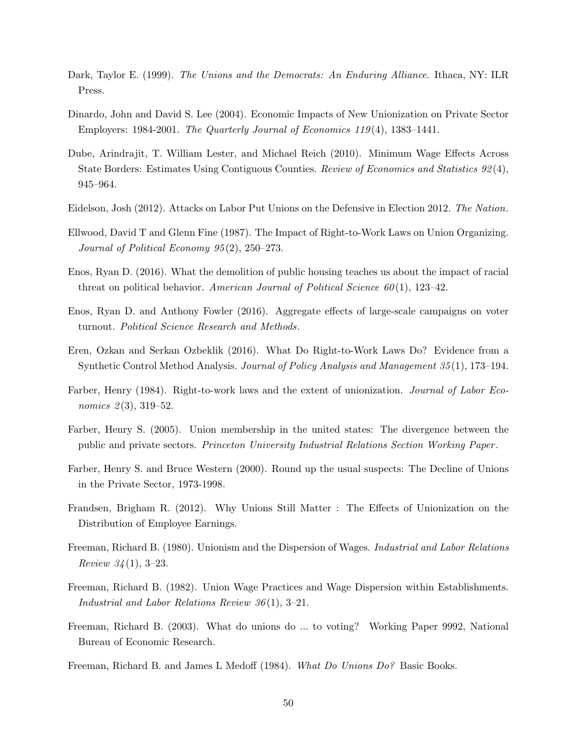Dark, Taylor E. (1999). *The Unions and the Democrats: An Enduring Alliance*. Ithaca, NY: ILR Press.

Dinardo, John and David S. Lee (2004). Economic Impacts of New Unionization on Private Sector Employers: 1984-2001. *The Quarterly Journal of Economics 119*(4), 1383–1441.

Dube, Arindrajit, T. William Lester, and Michael Reich (2010). Minimum Wage Effects Across State Borders: Estimates Using Contiguous Counties. *Review of Economics and Statistics 92*(4), 945–964.

Eidelson, Josh (2012). Attacks on Labor Put Unions on the Defensive in Election 2012. *The Nation*.

Ellwood, David T and Glenn Fine (1987). The Impact of Right-to-Work Laws on Union Organizing. *Journal of Political Economy 95*(2), 250–273.

Enos, Ryan D. (2016). What the demolition of public housing teaches us about the impact of racial threat on political behavior. *American Journal of Political Science 60*(1), 123–42.

Enos, Ryan D. and Anthony Fowler (2016). Aggregate effects of large-scale campaigns on voter turnout. *Political Science Research and Methods*.

Eren, Ozkan and Serkan Ozbeklik (2016). What Do Right-to-Work Laws Do? Evidence from a Synthetic Control Method Analysis. *Journal of Policy Analysis and Management 35*(1), 173–194.

Farber, Henry (1984). Right-to-work laws and the extent of unionization. *Journal of Labor Economics 2*(3), 319–52.

Farber, Henry S. (2005). Union membership in the united states: The divergence between the public and private sectors. *Princeton University Industrial Relations Section Working Paper*.

Farber, Henry S. and Bruce Western (2000). Round up the usual suspects: The Decline of Unions in the Private Sector, 1973-1998.

Frandsen, Brigham R. (2012). Why Unions Still Matter : The Effects of Unionization on the Distribution of Employee Earnings.

Freeman, Richard B. (1980). Unionism and the Dispersion of Wages. *Industrial and Labor Relations Review 34*(1), 3–23.

Freeman, Richard B. (1982). Union Wage Practices and Wage Dispersion within Establishments. *Industrial and Labor Relations Review 36*(1), 3–21.

Freeman, Richard B. (2003). What do unions do ... to voting? Working Paper 9992, National Bureau of Economic Research.

Freeman, Richard B. and James L Medoff (1984). *What Do Unions Do?* Basic Books.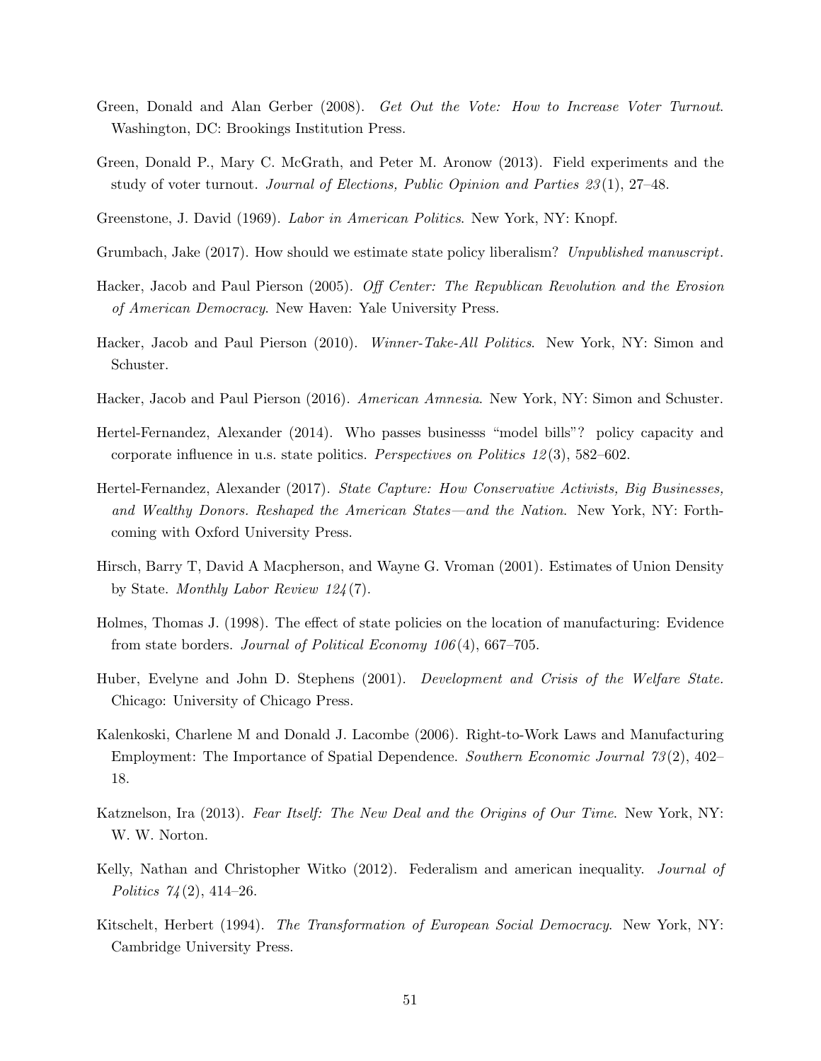Green, Donald and Alan Gerber (2008). *Get Out the Vote: How to Increase Voter Turnout*. Washington, DC: Brookings Institution Press.

Green, Donald P., Mary C. McGrath, and Peter M. Aronow (2013). Field experiments and the study of voter turnout. *Journal of Elections, Public Opinion and Parties 23*(1), 27–48.

Greenstone, J. David (1969). *Labor in American Politics*. New York, NY: Knopf.

Grumbach, Jake (2017). How should we estimate state policy liberalism? *Unpublished manuscript*.

Hacker, Jacob and Paul Pierson (2005). *Off Center: The Republican Revolution and the Erosion of American Democracy*. New Haven: Yale University Press.

Hacker, Jacob and Paul Pierson (2010). *Winner-Take-All Politics*. New York, NY: Simon and Schuster.

Hacker, Jacob and Paul Pierson (2016). *American Amnesia*. New York, NY: Simon and Schuster.

Hertel-Fernandez, Alexander (2014). Who passes businesss "model bills"? policy capacity and corporate influence in u.s. state politics. *Perspectives on Politics 12*(3), 582–602.

Hertel-Fernandez, Alexander (2017). *State Capture: How Conservative Activists, Big Businesses, and Wealthy Donors. Reshaped the American States—and the Nation.* New York, NY: Forthcoming with Oxford University Press.

Hirsch, Barry T, David A Macpherson, and Wayne G. Vroman (2001). Estimates of Union Density by State. *Monthly Labor Review 124*(7).

Holmes, Thomas J. (1998). The effect of state policies on the location of manufacturing: Evidence from state borders. *Journal of Political Economy 106*(4), 667–705.

Huber, Evelyne and John D. Stephens (2001). *Development and Crisis of the Welfare State.* Chicago: University of Chicago Press.

Kalenkoski, Charlene M and Donald J. Lacombe (2006). Right-to-Work Laws and Manufacturing Employment: The Importance of Spatial Dependence. *Southern Economic Journal 73*(2), 402–18.

Katznelson, Ira (2013). *Fear Itself: The New Deal and the Origins of Our Time*. New York, NY: W. W. Norton.

Kelly, Nathan and Christopher Witko (2012). Federalism and american inequality. *Journal of Politics 74*(2), 414–26.

Kitschelt, Herbert (1994). *The Transformation of European Social Democracy.* New York, NY: Cambridge University Press.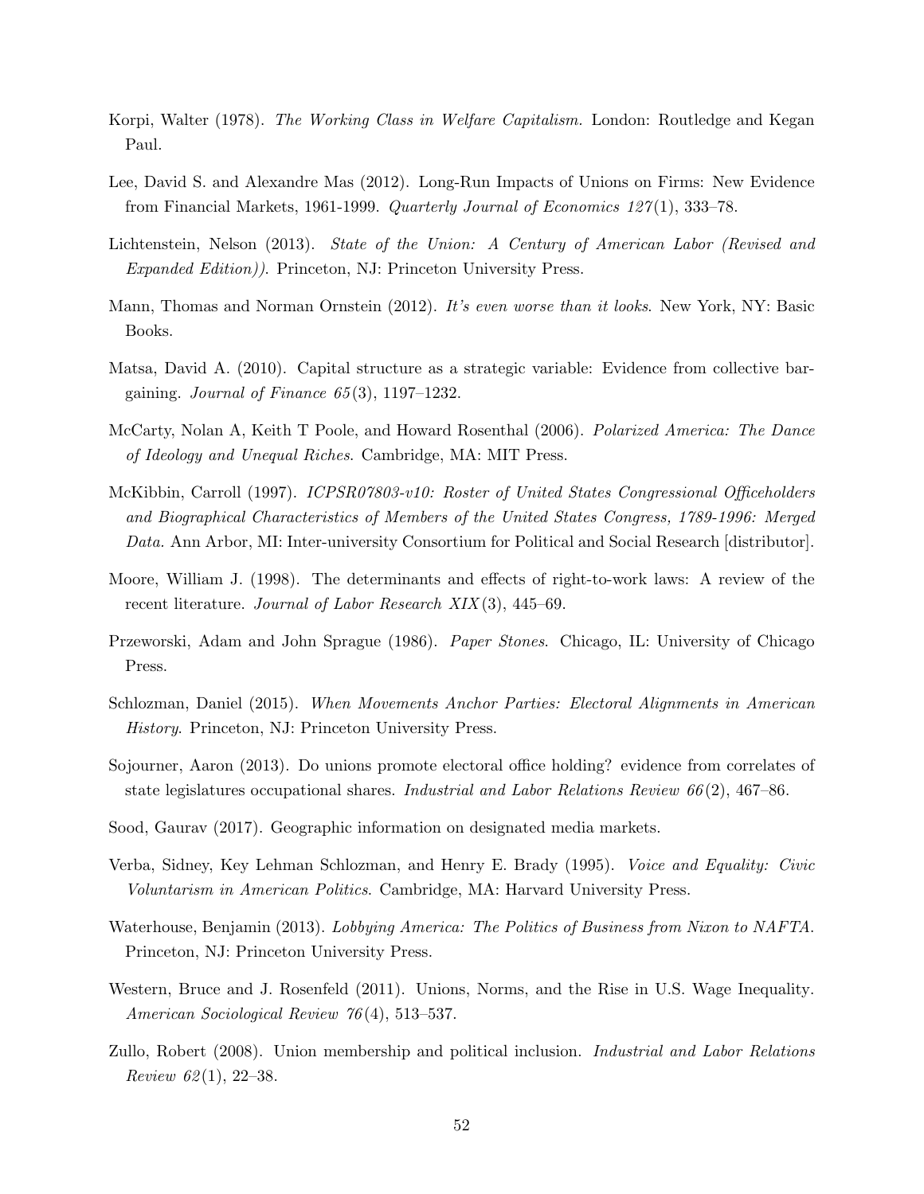Korpi, Walter (1978). *The Working Class in Welfare Capitalism.* London: Routledge and Kegan Paul.

Lee, David S. and Alexandre Mas (2012). Long-Run Impacts of Unions on Firms: New Evidence from Financial Markets, 1961-1999. *Quarterly Journal of Economics 127*(1), 333–78.

Lichtenstein, Nelson (2013). *State of the Union: A Century of American Labor (Revised and Expanded Edition)).* Princeton, NJ: Princeton University Press.

Mann, Thomas and Norman Ornstein (2012). *It's even worse than it looks*. New York, NY: Basic Books.

Matsa, David A. (2010). Capital structure as a strategic variable: Evidence from collective bargaining. *Journal of Finance 65*(3), 1197–1232.

McCarty, Nolan A, Keith T Poole, and Howard Rosenthal (2006). *Polarized America: The Dance of Ideology and Unequal Riches*. Cambridge, MA: MIT Press.

McKibbin, Carroll (1997). *ICPSR07803-v10: Roster of United States Congressional Officeholders and Biographical Characteristics of Members of the United States Congress, 1789-1996: Merged Data.* Ann Arbor, MI: Inter-university Consortium for Political and Social Research [distributor].

Moore, William J. (1998). The determinants and effects of right-to-work laws: A review of the recent literature. *Journal of Labor Research XIX*(3), 445–69.

Przeworski, Adam and John Sprague (1986). *Paper Stones*. Chicago, IL: University of Chicago Press.

Schlozman, Daniel (2015). *When Movements Anchor Parties: Electoral Alignments in American History*. Princeton, NJ: Princeton University Press.

Sojourner, Aaron (2013). Do unions promote electoral office holding? evidence from correlates of state legislatures occupational shares. *Industrial and Labor Relations Review 66*(2), 467–86.

Sood, Gaurav (2017). Geographic information on designated media markets.

Verba, Sidney, Key Lehman Schlozman, and Henry E. Brady (1995). *Voice and Equality: Civic Voluntarism in American Politics*. Cambridge, MA: Harvard University Press.

Waterhouse, Benjamin (2013). *Lobbying America: The Politics of Business from Nixon to NAFTA.* Princeton, NJ: Princeton University Press.

Western, Bruce and J. Rosenfeld (2011). Unions, Norms, and the Rise in U.S. Wage Inequality. *American Sociological Review 76*(4), 513–537.

Zullo, Robert (2008). Union membership and political inclusion. *Industrial and Labor Relations Review 62*(1), 22–38.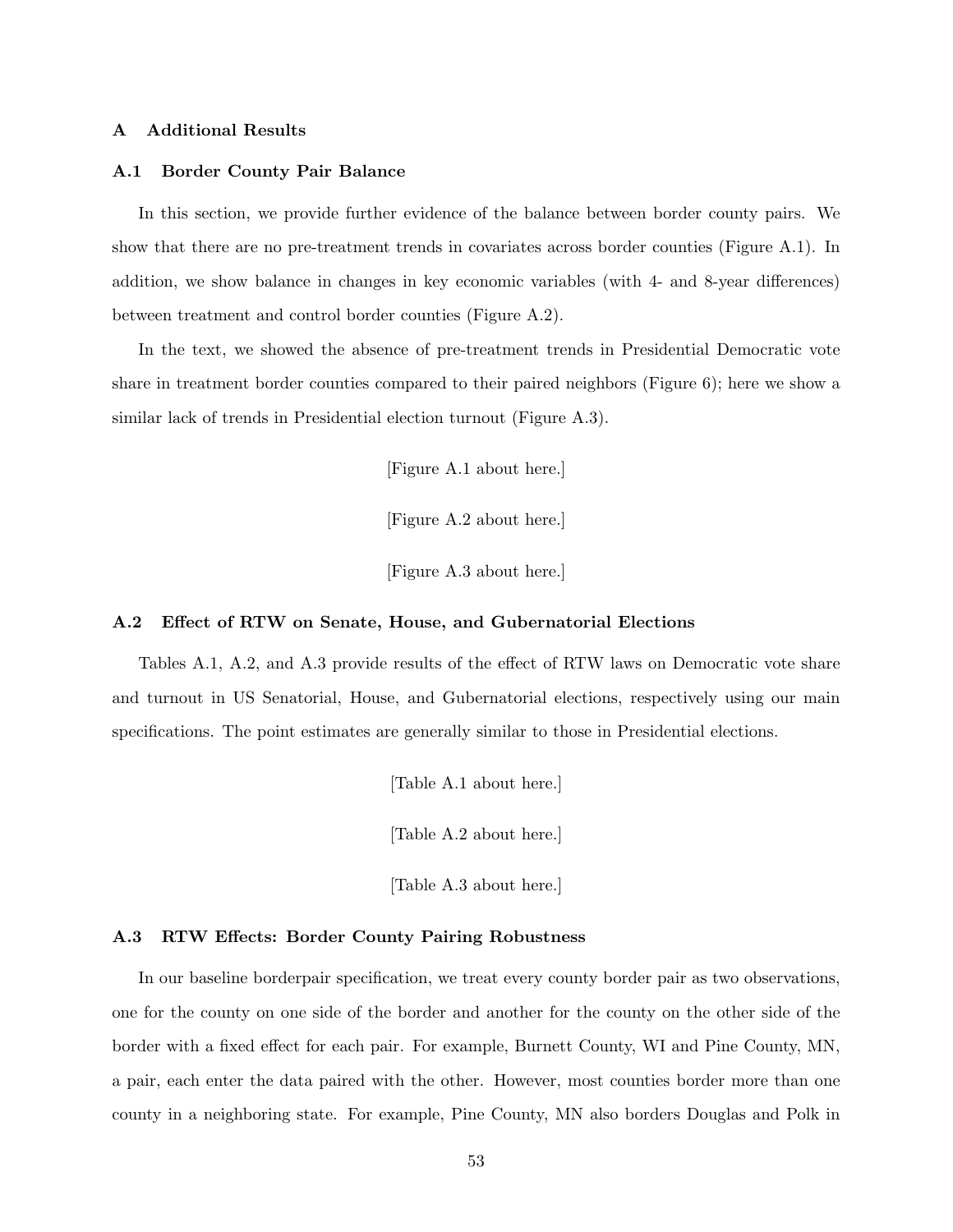## A Additional Results

### A.1 Border County Pair Balance

In this section, we provide further evidence of the balance between border county pairs. We show that there are no pre-treatment trends in covariates across border counties (Figure A.1). In addition, we show balance in changes in key economic variables (with 4- and 8-year differences) between treatment and control border counties (Figure A.2).

In the text, we showed the absence of pre-treatment trends in Presidential Democratic vote share in treatment border counties compared to their paired neighbors (Figure 6); here we show a similar lack of trends in Presidential election turnout (Figure A.3).

[Figure A.1 about here.]

[Figure A.2 about here.]

[Figure A.3 about here.]

### A.2 Effect of RTW on Senate, House, and Gubernatorial Elections

Tables A.1, A.2, and A.3 provide results of the effect of RTW laws on Democratic vote share and turnout in US Senatorial, House, and Gubernatorial elections, respectively using our main specifications. The point estimates are generally similar to those in Presidential elections.

[Table A.1 about here.]

[Table A.2 about here.]

[Table A.3 about here.]

### A.3 RTW Effects: Border County Pairing Robustness

In our baseline borderpair specification, we treat every county border pair as two observations, one for the county on one side of the border and another for the county on the other side of the border with a fixed effect for each pair. For example, Burnett County, WI and Pine County, MN, a pair, each enter the data paired with the other. However, most counties border more than one county in a neighboring state. For example, Pine County, MN also borders Douglas and Polk in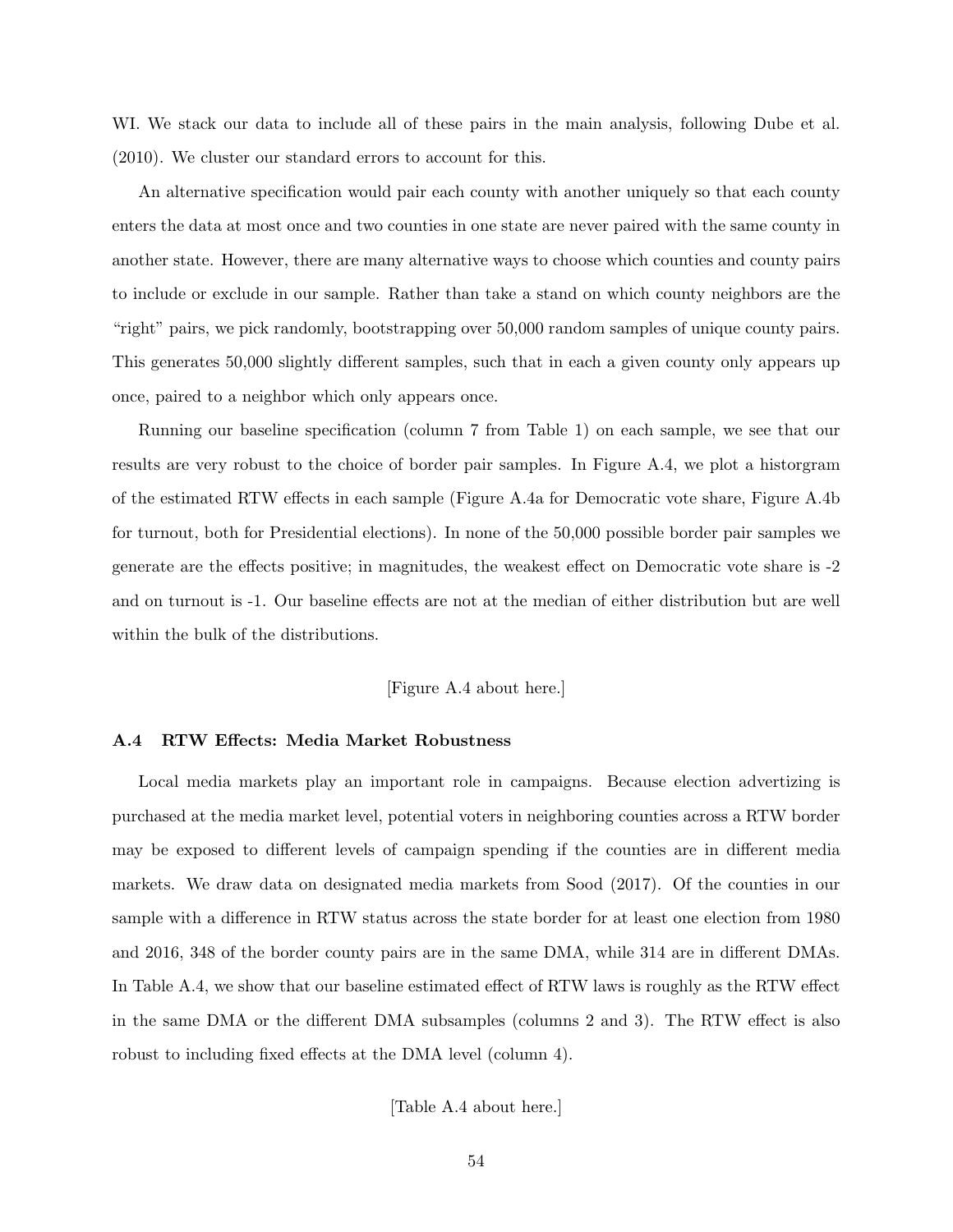WI. We stack our data to include all of these pairs in the main analysis, following Dube et al. (2010). We cluster our standard errors to account for this.

An alternative specification would pair each county with another uniquely so that each county enters the data at most once and two counties in one state are never paired with the same county in another state. However, there are many alternative ways to choose which counties and county pairs to include or exclude in our sample. Rather than take a stand on which county neighbors are the "right" pairs, we pick randomly, bootstrapping over 50,000 random samples of unique county pairs. This generates 50,000 slightly different samples, such that in each a given county only appears up once, paired to a neighbor which only appears once.

Running our baseline specification (column 7 from Table 1) on each sample, we see that our results are very robust to the choice of border pair samples. In Figure A.4, we plot a historgram of the estimated RTW effects in each sample (Figure A.4a for Democratic vote share, Figure A.4b for turnout, both for Presidential elections). In none of the 50,000 possible border pair samples we generate are the effects positive; in magnitudes, the weakest effect on Democratic vote share is -2 and on turnout is -1. Our baseline effects are not at the median of either distribution but are well within the bulk of the distributions.

[Figure A.4 about here.]

### A.4 RTW Effects: Media Market Robustness

Local media markets play an important role in campaigns. Because election advertizing is purchased at the media market level, potential voters in neighboring counties across a RTW border may be exposed to different levels of campaign spending if the counties are in different media markets. We draw data on designated media markets from Sood (2017). Of the counties in our sample with a difference in RTW status across the state border for at least one election from 1980 and 2016, 348 of the border county pairs are in the same DMA, while 314 are in different DMAs. In Table A.4, we show that our baseline estimated effect of RTW laws is roughly as the RTW effect in the same DMA or the different DMA subsamples (columns 2 and 3). The RTW effect is also robust to including fixed effects at the DMA level (column 4).

[Table A.4 about here.]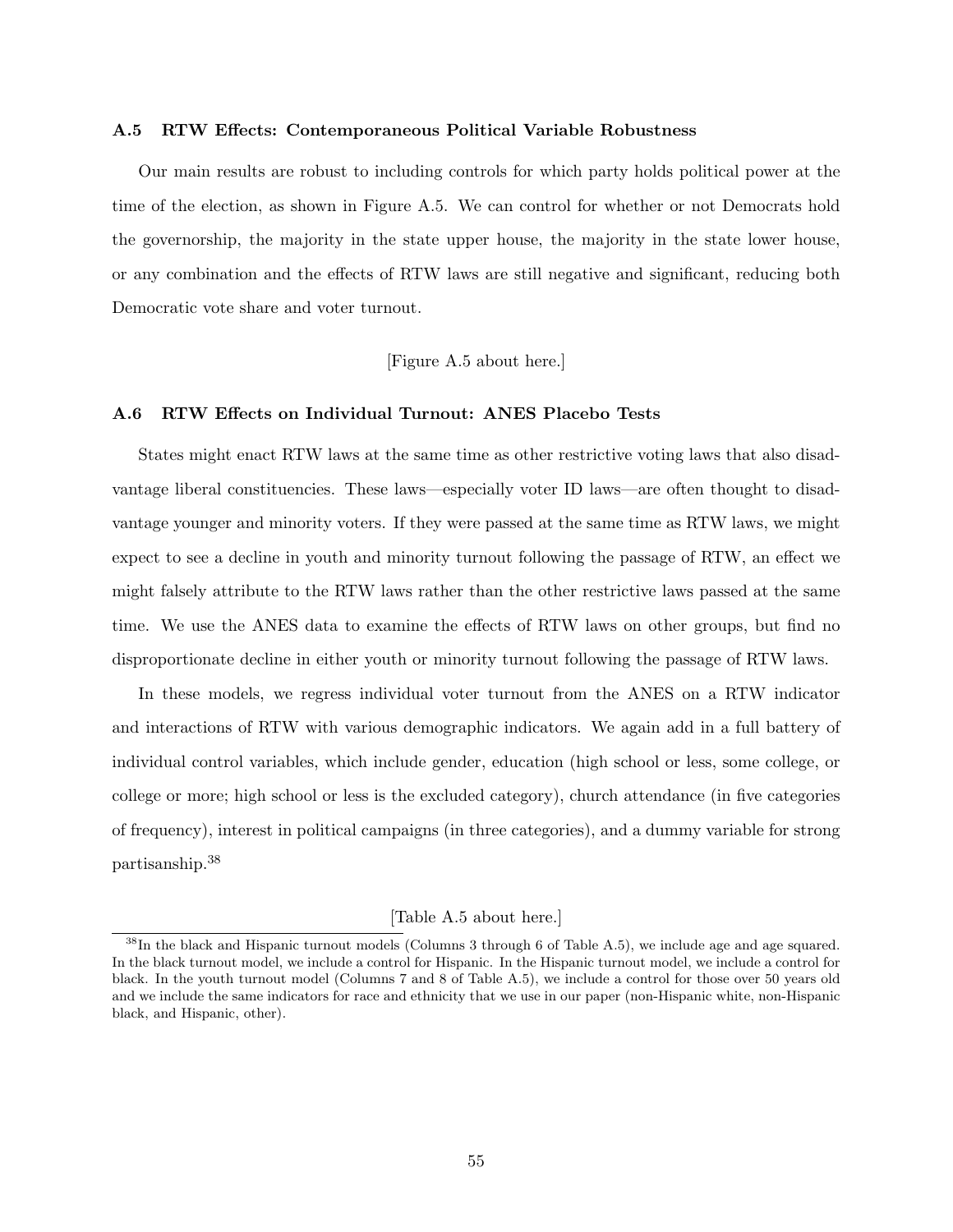### A.5 RTW Effects: Contemporaneous Political Variable Robustness

Our main results are robust to including controls for which party holds political power at the time of the election, as shown in Figure A.5. We can control for whether or not Democrats hold the governorship, the majority in the state upper house, the majority in the state lower house, or any combination and the effects of RTW laws are still negative and significant, reducing both Democratic vote share and voter turnout.

[Figure A.5 about here.]

### A.6 RTW Effects on Individual Turnout: ANES Placebo Tests

States might enact RTW laws at the same time as other restrictive voting laws that also disadvantage liberal constituencies. These laws—especially voter ID laws—are often thought to disadvantage younger and minority voters. If they were passed at the same time as RTW laws, we might expect to see a decline in youth and minority turnout following the passage of RTW, an effect we might falsely attribute to the RTW laws rather than the other restrictive laws passed at the same time. We use the ANES data to examine the effects of RTW laws on other groups, but find no disproportionate decline in either youth or minority turnout following the passage of RTW laws.

In these models, we regress individual voter turnout from the ANES on a RTW indicator and interactions of RTW with various demographic indicators. We again add in a full battery of individual control variables, which include gender, education (high school or less, some college, or college or more; high school or less is the excluded category), church attendance (in five categories of frequency), interest in political campaigns (in three categories), and a dummy variable for strong partisanship.[38]

[Table A.5 about here.]

[38] In the black and Hispanic turnout models (Columns 3 through 6 of Table A.5), we include age and age squared. In the black turnout model, we include a control for Hispanic. In the Hispanic turnout model, we include a control for black. In the youth turnout model (Columns 7 and 8 of Table A.5), we include a control for those over 50 years old and we include the same indicators for race and ethnicity that we use in our paper (non-Hispanic white, non-Hispanic black, and Hispanic, other).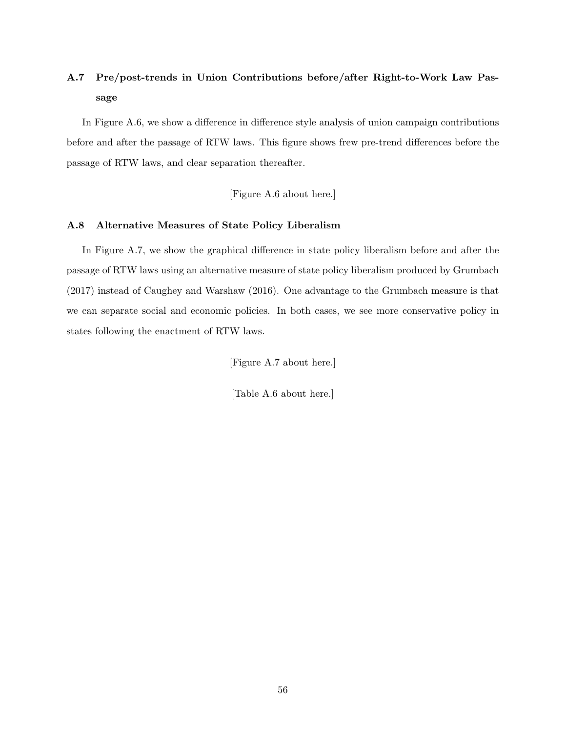### A.7 Pre/post-trends in Union Contributions before/after Right-to-Work Law Passage

In Figure A.6, we show a difference in difference style analysis of union campaign contributions before and after the passage of RTW laws. This figure shows frew pre-trend differences before the passage of RTW laws, and clear separation thereafter.

[Figure A.6 about here.]

### A.8 Alternative Measures of State Policy Liberalism

In Figure A.7, we show the graphical difference in state policy liberalism before and after the passage of RTW laws using an alternative measure of state policy liberalism produced by Grumbach (2017) instead of Caughey and Warshaw (2016). One advantage to the Grumbach measure is that we can separate social and economic policies. In both cases, we see more conservative policy in states following the enactment of RTW laws.

[Figure A.7 about here.]

[Table A.6 about here.]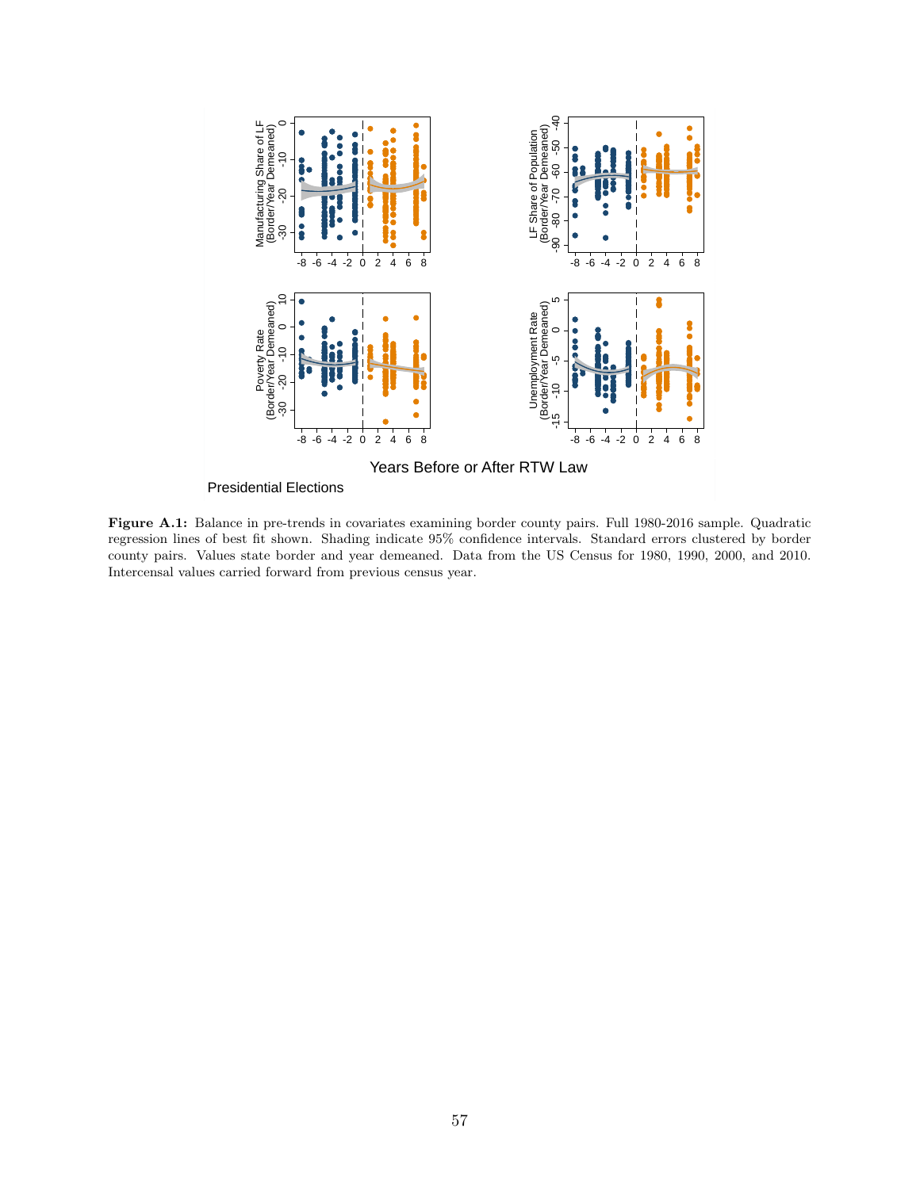**Figure A.1:** Balance in pre-trends in covariates examining border county pairs. Full 1980-2016 sample. Quadratic regression lines of best fit shown. Shading indicate 95% confidence intervals. Standard errors clustered by border county pairs. Values state border and year demeaned. Data from the US Census for 1980, 1990, 2000, and 2010. Intercensal values carried forward from previous census year.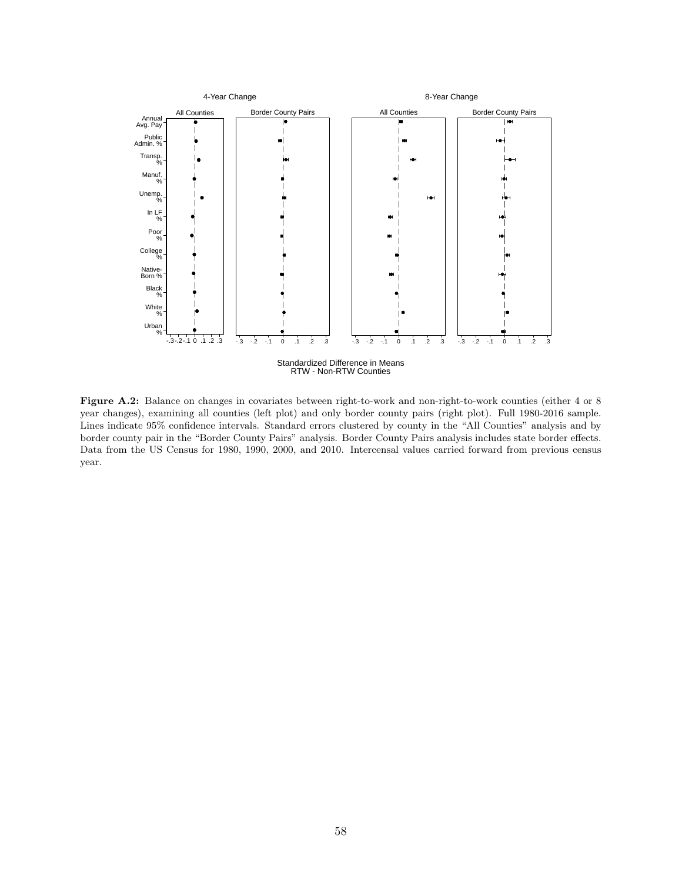**Figure A.2:** Balance on changes in covariates between right-to-work and non-right-to-work counties (either 4 or 8 year changes), examining all counties (left plot) and only border county pairs (right plot). Full 1980-2016 sample. Lines indicate 95% confidence intervals. Standard errors clustered by county in the "All Counties" analysis and by border county pair in the "Border County Pairs" analysis. Border County Pairs analysis includes state border effects. Data from the US Census for 1980, 1990, 2000, and 2010. Intercensal values carried forward from previous census year.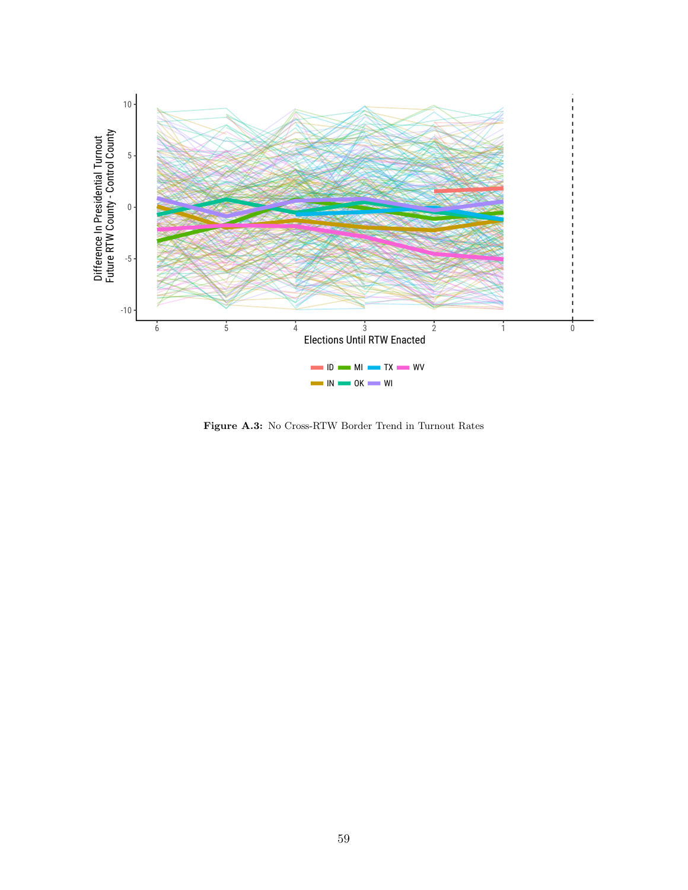**Figure A.3:** No Cross-RTW Border Trend in Turnout Rates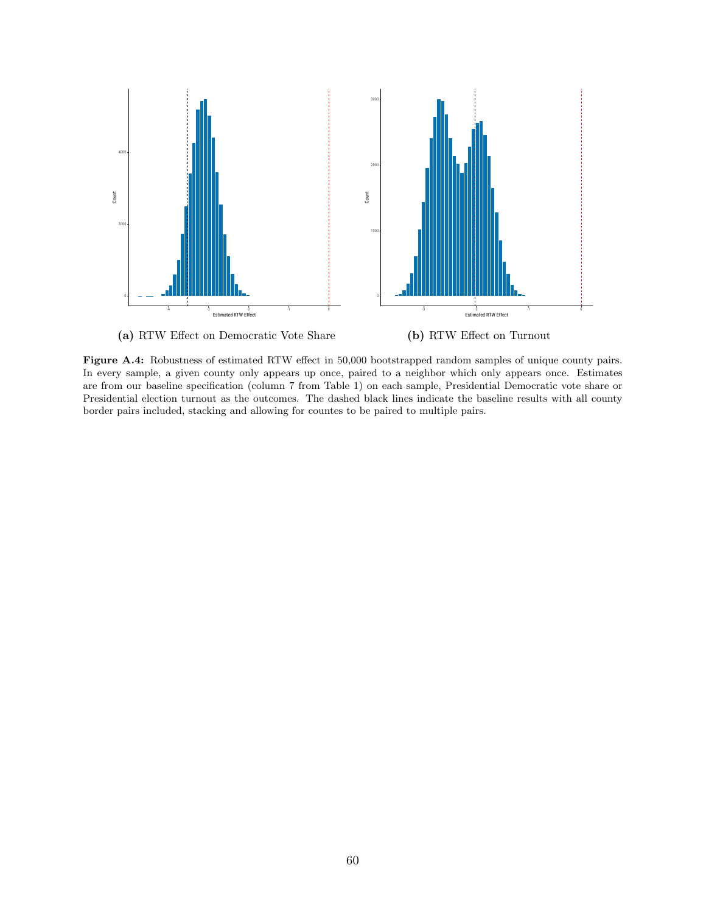**(a)** RTW Effect on Democratic Vote Share

**(b)** RTW Effect on Turnout

**Figure A.4:** Robustness of estimated RTW effect in 50,000 bootstrapped random samples of unique county pairs. In every sample, a given county only appears up once, paired to a neighbor which only appears once. Estimates are from our baseline specification (column 7 from Table 1) on each sample, Presidential Democratic vote share or Presidential election turnout as the outcomes. The dashed black lines indicate the baseline results with all county border pairs included, stacking and allowing for countes to be paired to multiple pairs.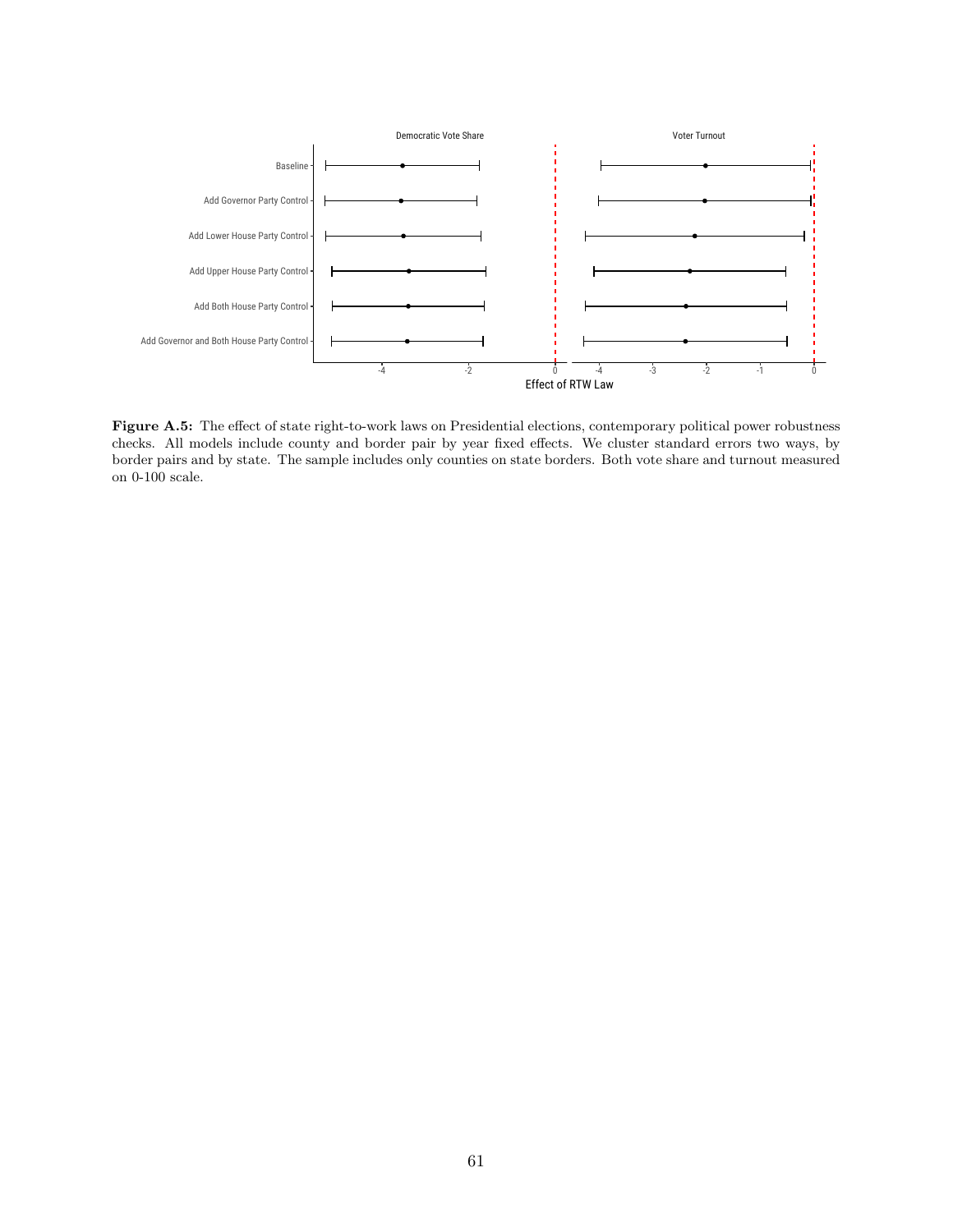**Figure A.5:** The effect of state right-to-work laws on Presidential elections, contemporary political power robustness checks. All models include county and border pair by year fixed effects. We cluster standard errors two ways, by border pairs and by state. The sample includes only counties on state borders. Both vote share and turnout measured on 0-100 scale.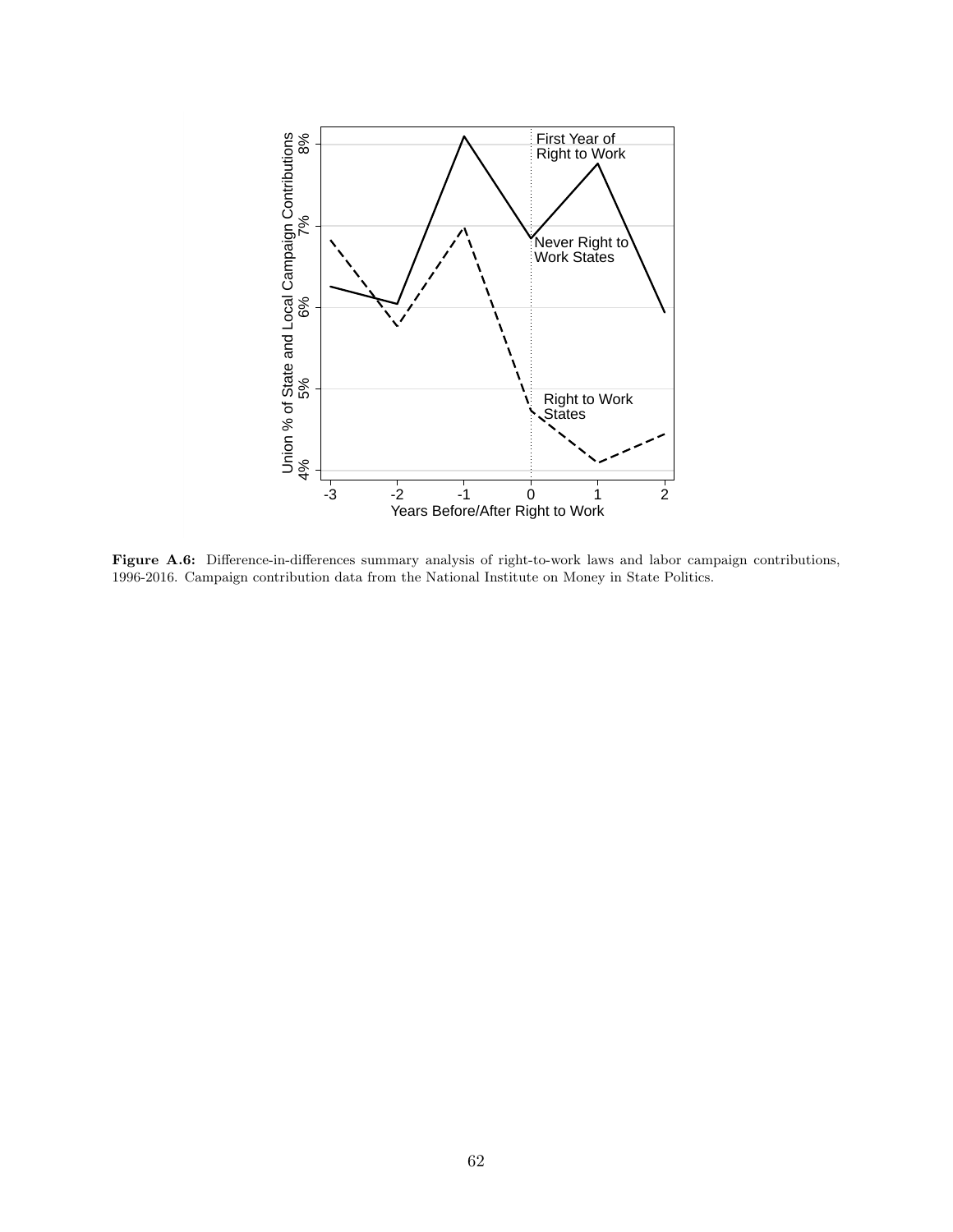**Figure A.6:** Difference-in-differences summary analysis of right-to-work laws and labor campaign contributions, 1996-2016. Campaign contribution data from the National Institute on Money in State Politics.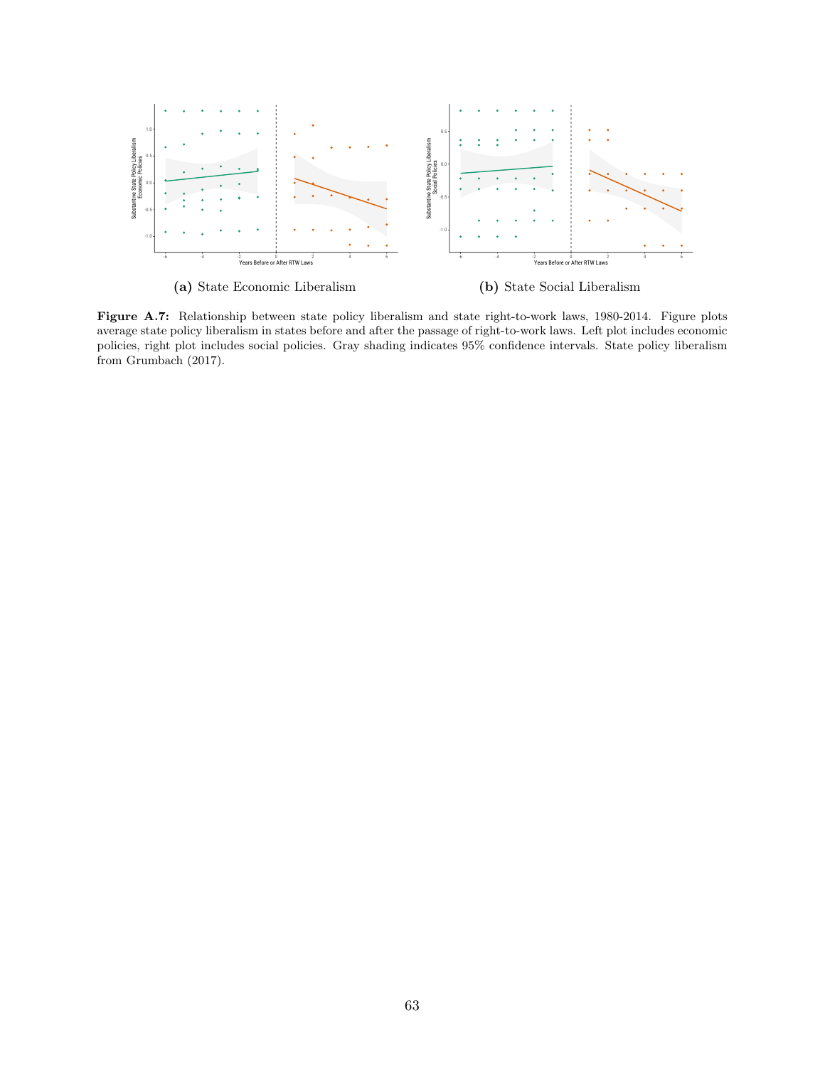(a) State Economic Liberalism

(b) State Social Liberalism

**Figure A.7:** Relationship between state policy liberalism and state right-to-work laws, 1980-2014. Figure plots average state policy liberalism in states before and after the passage of right-to-work laws. Left plot includes economic policies, right plot includes social policies. Gray shading indicates 95% confidence intervals. State policy liberalism from Grumbach (2017).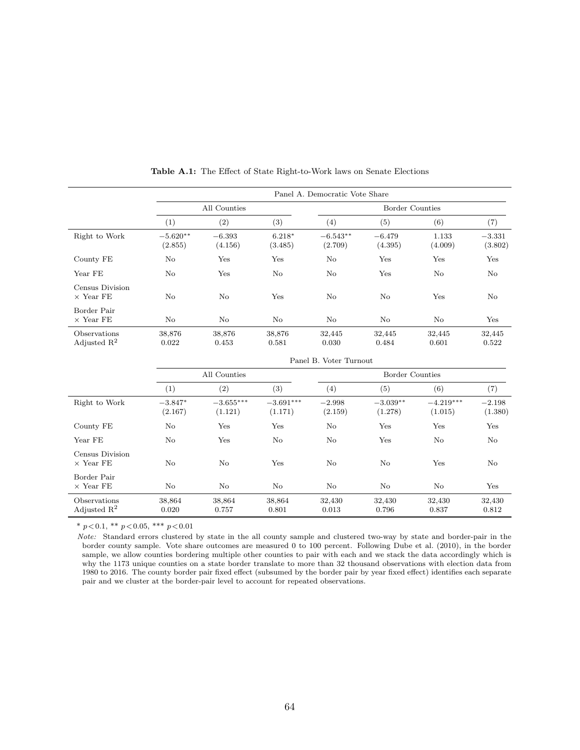**Table A.1:** The Effect of State Right-to-Work laws on Senate Elections

| | Panel A. Democratic Vote Share | | | | | | |
|---|---|---|---|---|---|---|---|
| | All Counties | | | Border Counties | | | |
| | (1) | (2) | (3) | (4) | (5) | (6) | (7) |
| Right to Work | $-5.620^{**}$ | $-6.393$ | $6.218^{*}$ | $-6.543^{**}$ | $-6.479$ | $1.133$ | $-3.331$ |
| | (2.855) | (4.156) | (3.485) | (2.709) | (4.395) | (4.009) | (3.802) |
| County FE | No | Yes | Yes | No | Yes | Yes | Yes |
| Year FE | No | Yes | No | No | Yes | No | No |
| Census Division × Year FE | No | No | Yes | No | No | Yes | No |
| Border Pair × Year FE | No | No | No | No | No | No | Yes |
| Observations | 38,876 | 38,876 | 38,876 | 32,445 | 32,445 | 32,445 | 32,445 |
| Adjusted $R^2$ | 0.022 | 0.453 | 0.581 | 0.030 | 0.484 | 0.601 | 0.522 |
| | Panel B. Voter Turnout | | | | | | |
| | All Counties | | | Border Counties | | | |
| | (1) | (2) | (3) | (4) | (5) | (6) | (7) |
| Right to Work | $-3.847^{*}$ | $-3.655^{***}$ | $-3.691^{***}$ | $-2.998$ | $-3.039^{**}$ | $-4.219^{***}$ | $-2.198$ |
| | (2.167) | (1.121) | (1.171) | (2.159) | (1.278) | (1.015) | (1.380) |
| County FE | No | Yes | Yes | No | Yes | Yes | Yes |
| Year FE | No | Yes | No | No | Yes | No | No |
| Census Division × Year FE | No | No | Yes | No | No | Yes | No |
| Border Pair × Year FE | No | No | No | No | No | No | Yes |
| Observations | 38,864 | 38,864 | 38,864 | 32,430 | 32,430 | 32,430 | 32,430 |
| Adjusted $R^2$ | 0.020 | 0.757 | 0.801 | 0.013 | 0.796 | 0.837 | 0.812 |

* $p<0.1$, ** $p<0.05$, *** $p<0.01$

*Note:* Standard errors clustered by state in the all county sample and clustered two-way by state and border-pair in the border county sample. Vote share outcomes are measured 0 to 100 percent. Following Dube et al. (2010), in the border sample, we allow counties bordering multiple other counties to pair with each and we stack the data accordingly which is why the 1173 unique counties on a state border translate to more than 32 thousand observations with election data from 1980 to 2016. The county border pair fixed effect (subsumed by the border pair by year fixed effect) identifies each separate pair and we cluster at the border-pair level to account for repeated observations.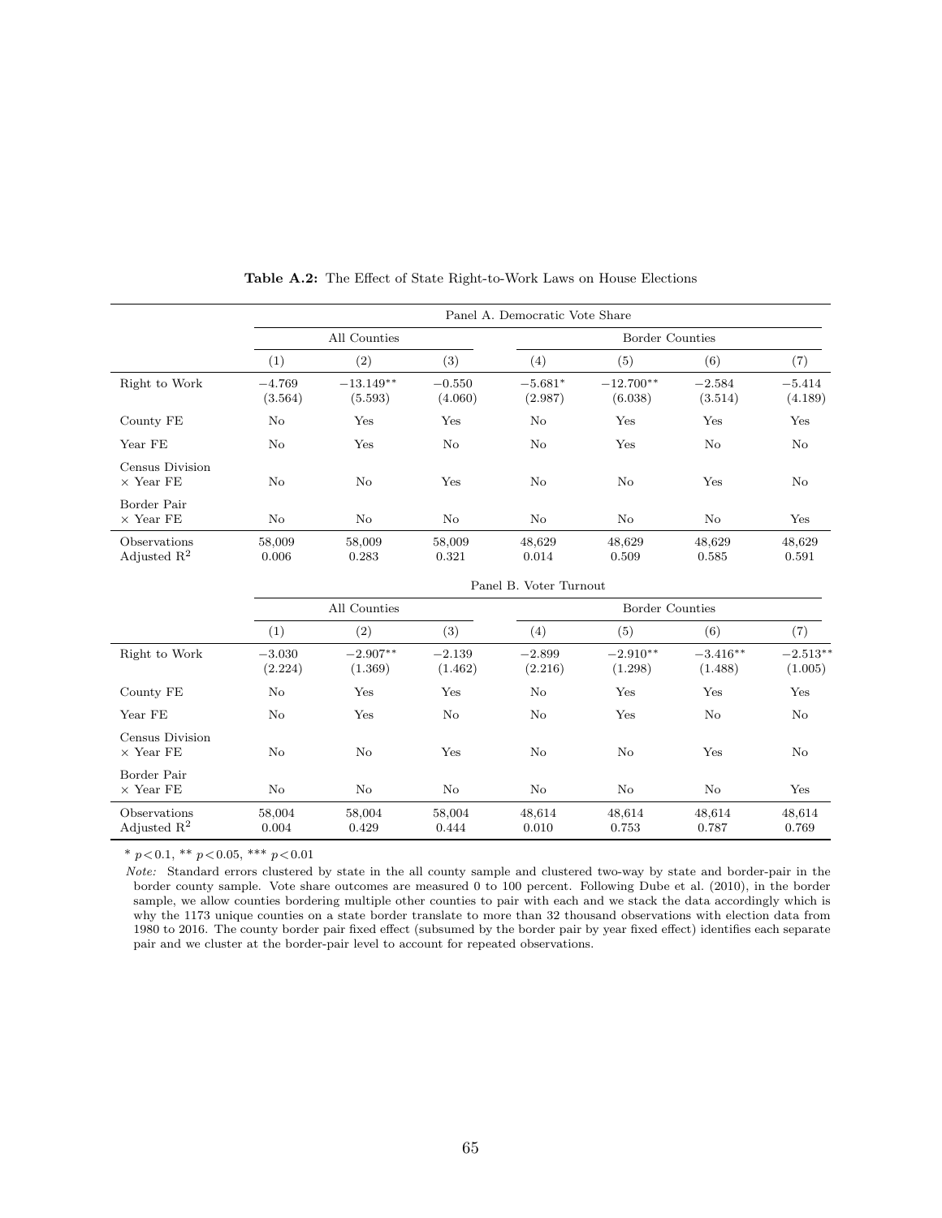**Table A.2:** The Effect of State Right-to-Work Laws on House Elections

| | Panel A. Democratic Vote Share | | | | | | |
|---|---|---|---|---|---|---|---|
| | All Counties | | | Border Counties | | | |
| | (1) | (2) | (3) | (4) | (5) | (6) | (7) |
| Right to Work | −4.769 | −13.149** | −0.550 | −5.681* | −12.700** | −2.584 | −5.414 |
| | (3.564) | (5.593) | (4.060) | (2.987) | (6.038) | (3.514) | (4.189) |
| County FE | No | Yes | Yes | No | Yes | Yes | Yes |
| Year FE | No | Yes | No | No | Yes | No | No |
| Census Division × Year FE | No | No | Yes | No | No | Yes | No |
| Border Pair × Year FE | No | No | No | No | No | No | Yes |
| Observations | 58,009 | 58,009 | 58,009 | 48,629 | 48,629 | 48,629 | 48,629 |
| Adjusted $R^2$ | 0.006 | 0.283 | 0.321 | 0.014 | 0.509 | 0.585 | 0.591 |
| | **Panel B. Voter Turnout** | | | | | | |
| | All Counties | | | Border Counties | | | |
| | (1) | (2) | (3) | (4) | (5) | (6) | (7) |
| Right to Work | −3.030 | −2.907** | −2.139 | −2.899 | −2.910** | −3.416** | −2.513** |
| | (2.224) | (1.369) | (1.462) | (2.216) | (1.298) | (1.488) | (1.005) |
| County FE | No | Yes | Yes | No | Yes | Yes | Yes |
| Year FE | No | Yes | No | No | Yes | No | No |
| Census Division × Year FE | No | No | Yes | No | No | Yes | No |
| Border Pair × Year FE | No | No | No | No | No | No | Yes |
| Observations | 58,004 | 58,004 | 58,004 | 48,614 | 48,614 | 48,614 | 48,614 |
| Adjusted $R^2$ | 0.004 | 0.429 | 0.444 | 0.010 | 0.753 | 0.787 | 0.769 |

\* $p<0.1$, ** $p<0.05$, *** $p<0.01$

*Note:* Standard errors clustered by state in the all county sample and clustered two-way by state and border-pair in the border county sample. Vote share outcomes are measured 0 to 100 percent. Following Dube et al. (2010), in the border sample, we allow counties bordering multiple other counties to pair with each and we stack the data accordingly which is why the 1173 unique counties on a state border translate to more than 32 thousand observations with election data from 1980 to 2016. The county border pair fixed effect (subsumed by the border pair by year fixed effect) identifies each separate pair and we cluster at the border-pair level to account for repeated observations.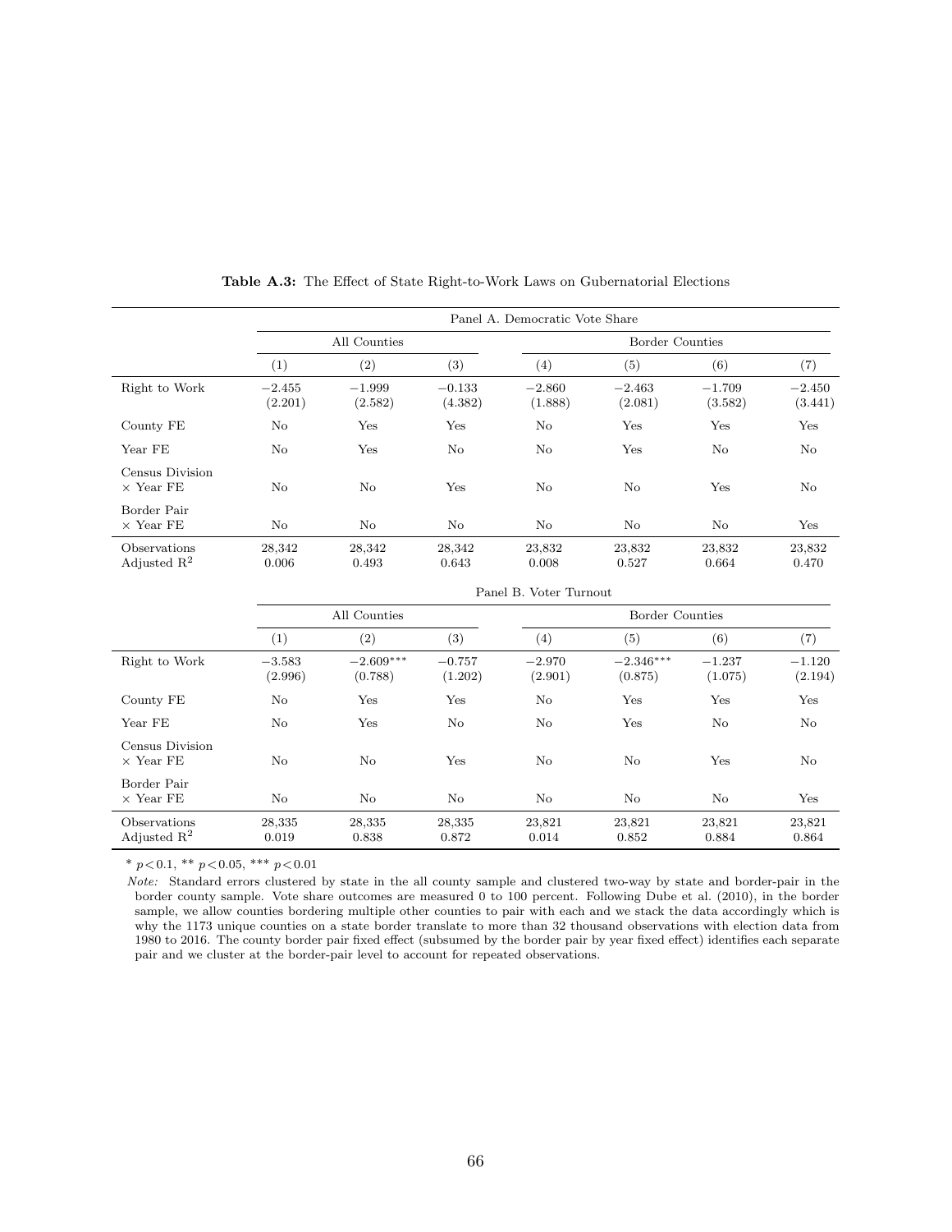**Table A.3:** The Effect of State Right-to-Work Laws on Gubernatorial Elections

| | Panel A. Democratic Vote Share | | | | | | |
|---|---|---|---|---|---|---|---|
| | All Counties | | | Border Counties | | | |
| | (1) | (2) | (3) | (4) | (5) | (6) | (7) |
| Right to Work | −2.455<br>(2.201) | −1.999<br>(2.582) | −0.133<br>(4.382) | −2.860<br>(1.888) | −2.463<br>(2.081) | −1.709<br>(3.582) | −2.450<br>(3.441) |
| County FE | No | Yes | Yes | No | Yes | Yes | Yes |
| Year FE | No | Yes | No | No | Yes | No | No |
| Census Division × Year FE | No | No | Yes | No | No | Yes | No |
| Border Pair × Year FE | No | No | No | No | No | No | Yes |
| Observations | 28,342 | 28,342 | 28,342 | 23,832 | 23,832 | 23,832 | 23,832 |
| Adjusted $R^2$ | 0.006 | 0.493 | 0.643 | 0.008 | 0.527 | 0.664 | 0.470 |

| | Panel B. Voter Turnout | | | | | | |
|---|---|---|---|---|---|---|---|
| | All Counties | | | Border Counties | | | |
| | (1) | (2) | (3) | (4) | (5) | (6) | (7) |
| Right to Work | −3.583<br>(2.996) | −2.609***<br>(0.788) | −0.757<br>(1.202) | −2.970<br>(2.901) | −2.346***<br>(0.875) | −1.237<br>(1.075) | −1.120<br>(2.194) |
| County FE | No | Yes | Yes | No | Yes | Yes | Yes |
| Year FE | No | Yes | No | No | Yes | No | No |
| Census Division × Year FE | No | No | Yes | No | No | Yes | No |
| Border Pair × Year FE | No | No | No | No | No | No | Yes |
| Observations | 28,335 | 28,335 | 28,335 | 23,821 | 23,821 | 23,821 | 23,821 |
| Adjusted $R^2$ | 0.019 | 0.838 | 0.872 | 0.014 | 0.852 | 0.884 | 0.864 |

\* $p<0.1$, ** $p<0.05$, *** $p<0.01$

*Note:* Standard errors clustered by state in the all county sample and clustered two-way by state and border-pair in the border county sample. Vote share outcomes are measured 0 to 100 percent. Following Dube et al. (2010), in the border sample, we allow counties bordering multiple other counties to pair with each and we stack the data accordingly which is why the 1173 unique counties on a state border translate to more than 32 thousand observations with election data from 1980 to 2016. The county border pair fixed effect (subsumed by the border pair by year fixed effect) identifies each separate pair and we cluster at the border-pair level to account for repeated observations.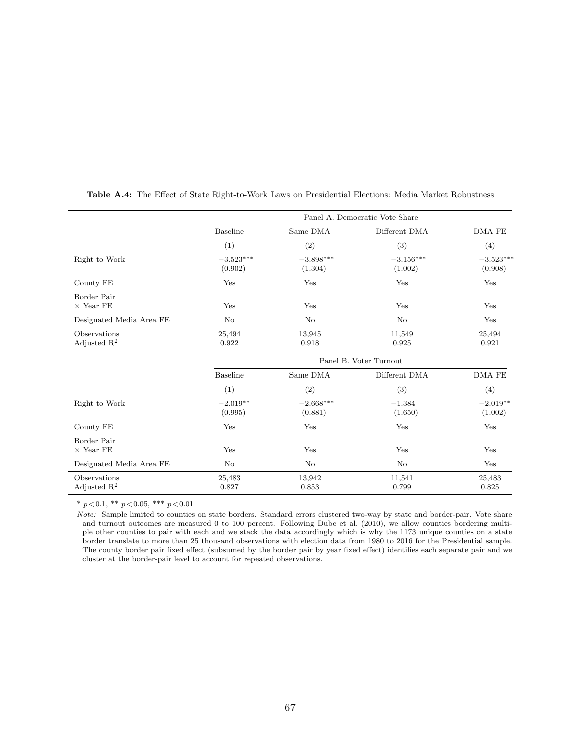**Table A.4:** The Effect of State Right-to-Work Laws on Presidential Elections: Media Market Robustness

| | Panel A. Democratic Vote Share | | | |
|---|---|---|---|---|
| | Baseline | Same DMA | Different DMA | DMA FE |
| | (1) | (2) | (3) | (4) |
| Right to Work | $-3.523^{***}$ | $-3.898^{***}$ | $-3.156^{***}$ | $-3.523^{***}$ |
| | (0.902) | (1.304) | (1.002) | (0.908) |
| County FE | Yes | Yes | Yes | Yes |
| Border Pair × Year FE | Yes | Yes | Yes | Yes |
| Designated Media Area FE | No | No | No | Yes |
| Observations | 25,494 | 13,945 | 11,549 | 25,494 |
| Adjusted $R^2$ | 0.922 | 0.918 | 0.925 | 0.921 |

| | Panel B. Voter Turnout | | | |
|---|---|---|---|---|
| | Baseline | Same DMA | Different DMA | DMA FE |
| | (1) | (2) | (3) | (4) |
| Right to Work | $-2.019^{**}$ | $-2.668^{***}$ | $-1.384$ | $-2.019^{**}$ |
| | (0.995) | (0.881) | (1.650) | (1.002) |
| County FE | Yes | Yes | Yes | Yes |
| Border Pair × Year FE | Yes | Yes | Yes | Yes |
| Designated Media Area FE | No | No | No | Yes |
| Observations | 25,483 | 13,942 | 11,541 | 25,483 |
| Adjusted $R^2$ | 0.827 | 0.853 | 0.799 | 0.825 |

\* $p<0.1$, \*\* $p<0.05$, \*\*\* $p<0.01$

*Note:* Sample limited to counties on state borders. Standard errors clustered two-way by state and border-pair. Vote share and turnout outcomes are measured 0 to 100 percent. Following Dube et al. (2010), we allow counties bordering multiple other counties to pair with each and we stack the data accordingly which is why the 1173 unique counties on a state border translate to more than 25 thousand observations with election data from 1980 to 2016 for the Presidential sample. The county border pair fixed effect (subsumed by the border pair by year fixed effect) identifies each separate pair and we cluster at the border-pair level to account for repeated observations.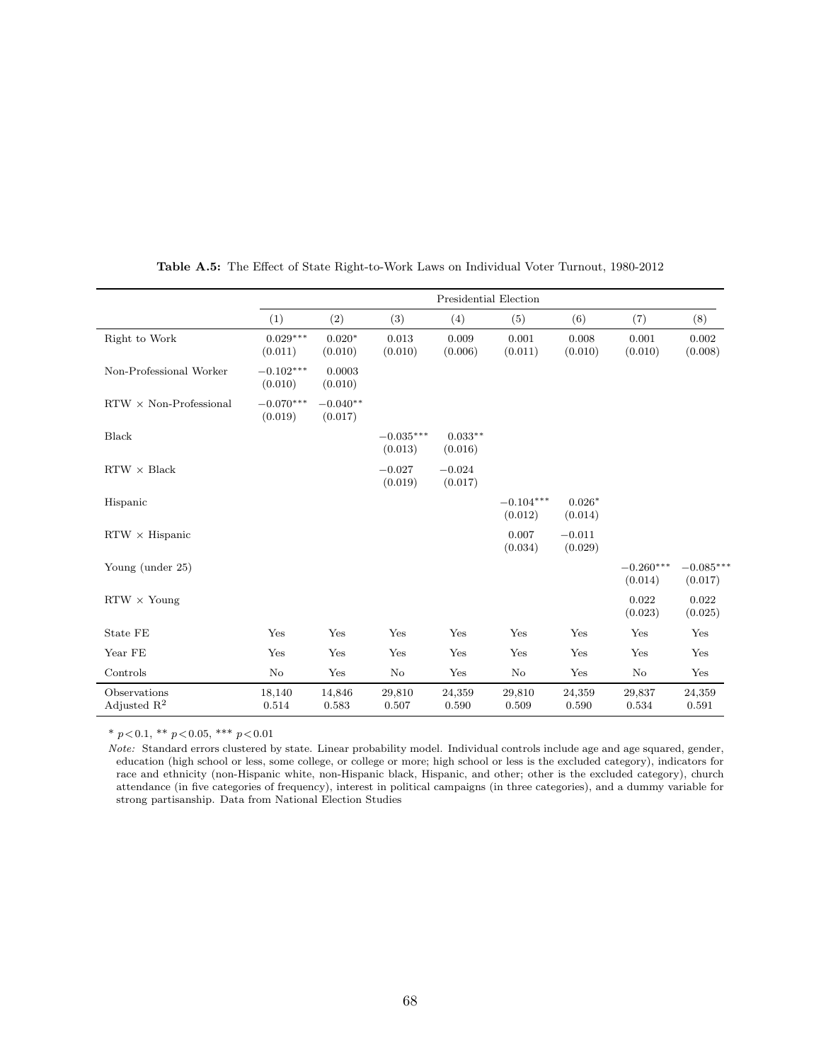**Table A.5:** The Effect of State Right-to-Work Laws on Individual Voter Turnout, 1980-2012

| | Presidential Election | | | | | | | |
|---|---|---|---|---|---|---|---|---|
| | (1) | (2) | (3) | (4) | (5) | (6) | (7) | (8) |
| Right to Work | 0.029*** (0.011) | 0.020* (0.010) | 0.013 (0.010) | 0.009 (0.006) | 0.001 (0.011) | 0.008 (0.010) | 0.001 (0.010) | 0.002 (0.008) |
| Non-Professional Worker | −0.102*** (0.010) | 0.0003 (0.010) | | | | | | |
| RTW × Non-Professional | −0.070*** (0.019) | −0.040** (0.017) | | | | | | |
| Black | | | −0.035*** (0.013) | 0.033** (0.016) | | | | |
| RTW × Black | | | −0.027 (0.019) | −0.024 (0.017) | | | | |
| Hispanic | | | | | −0.104*** (0.012) | 0.026* (0.014) | | |
| RTW × Hispanic | | | | | 0.007 (0.034) | −0.011 (0.029) | | |
| Young (under 25) | | | | | | | −0.260*** (0.014) | −0.085*** (0.017) |
| RTW × Young | | | | | | | 0.022 (0.023) | 0.022 (0.025) |
| State FE | Yes | Yes | Yes | Yes | Yes | Yes | Yes | Yes |
| Year FE | Yes | Yes | Yes | Yes | Yes | Yes | Yes | Yes |
| Controls | No | Yes | No | Yes | No | Yes | No | Yes |
| Observations | 18,140 | 14,846 | 29,810 | 24,359 | 29,810 | 24,359 | 29,837 | 24,359 |
| Adjusted $R^2$ | 0.514 | 0.583 | 0.507 | 0.590 | 0.509 | 0.590 | 0.534 | 0.591 |

* $p<0.1$, ** $p<0.05$, *** $p<0.01$

*Note:* Standard errors clustered by state. Linear probability model. Individual controls include age and age squared, gender, education (high school or less, some college, or college or more; high school or less is the excluded category), indicators for race and ethnicity (non-Hispanic white, non-Hispanic black, Hispanic, and other; other is the excluded category), church attendance (in five categories of frequency), interest in political campaigns (in three categories), and a dummy variable for strong partisanship. Data from National Election Studies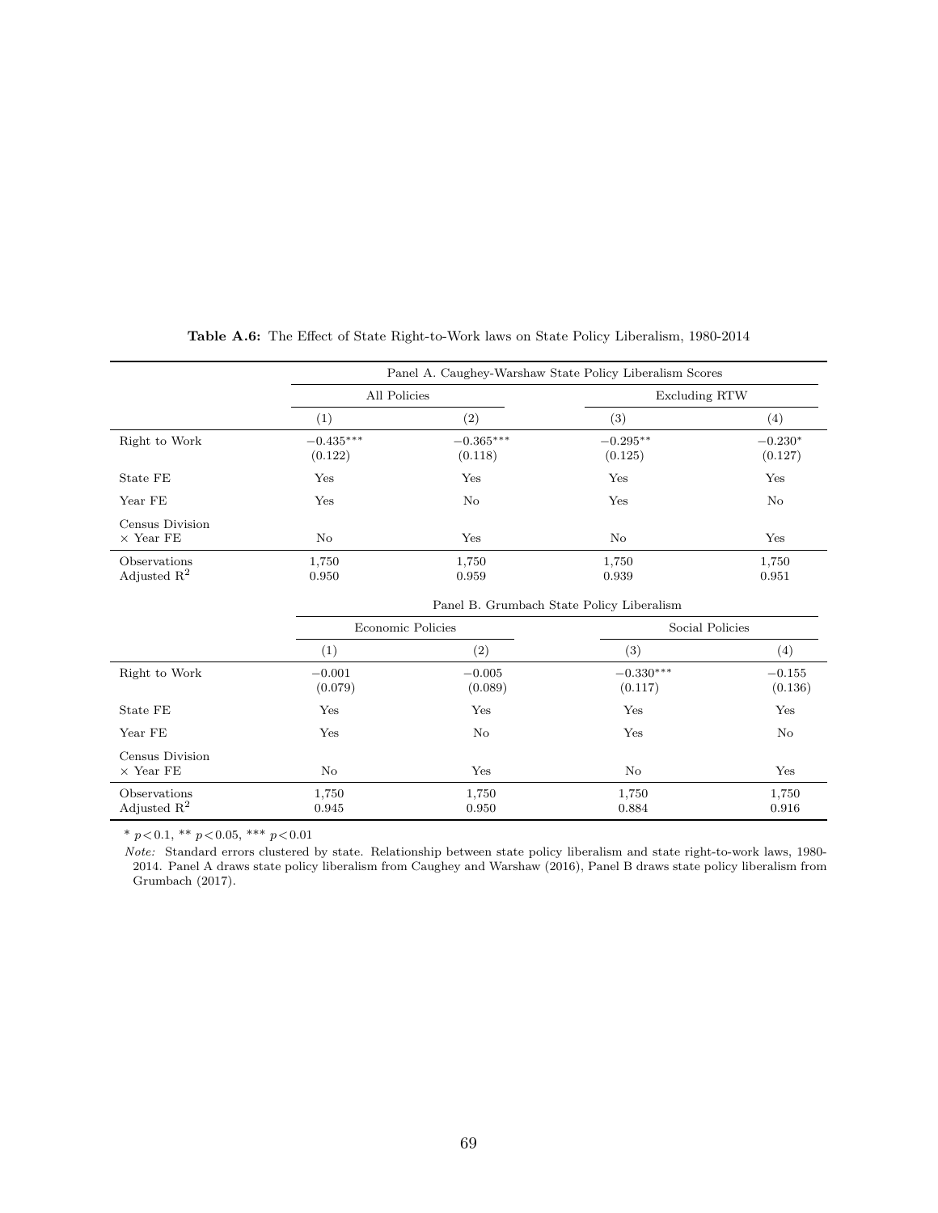**Table A.6:** The Effect of State Right-to-Work laws on State Policy Liberalism, 1980-2014

| | Panel A. Caughey-Warshaw State Policy Liberalism Scores | | | |
|---|---|---|---|---|
| | All Policies | | Excluding RTW | |
| | (1) | (2) | (3) | (4) |
| Right to Work | $-0.435^{***}$ | $-0.365^{***}$ | $-0.295^{**}$ | $-0.230^{*}$ |
| | (0.122) | (0.118) | (0.125) | (0.127) |
| State FE | Yes | Yes | Yes | Yes |
| Year FE | Yes | No | Yes | No |
| Census Division × Year FE | No | Yes | No | Yes |
| Observations | 1,750 | 1,750 | 1,750 | 1,750 |
| Adjusted $R^2$ | 0.950 | 0.959 | 0.939 | 0.951 |
| | **Panel B. Grumbach State Policy Liberalism** | | | |
| | Economic Policies | | Social Policies | |
| | (1) | (2) | (3) | (4) |
| Right to Work | $-0.001$ | $-0.005$ | $-0.330^{***}$ | $-0.155$ |
| | (0.079) | (0.089) | (0.117) | (0.136) |
| State FE | Yes | Yes | Yes | Yes |
| Year FE | Yes | No | Yes | No |
| Census Division × Year FE | No | Yes | No | Yes |
| Observations | 1,750 | 1,750 | 1,750 | 1,750 |
| Adjusted $R^2$ | 0.945 | 0.950 | 0.884 | 0.916 |

$^{*}$ $p<0.1$, $^{**}$ $p<0.05$, $^{***}$ $p<0.01$

*Note:* Standard errors clustered by state. Relationship between state policy liberalism and state right-to-work laws, 1980-2014. Panel A draws state policy liberalism from Caughey and Warshaw (2016), Panel B draws state policy liberalism from Grumbach (2017).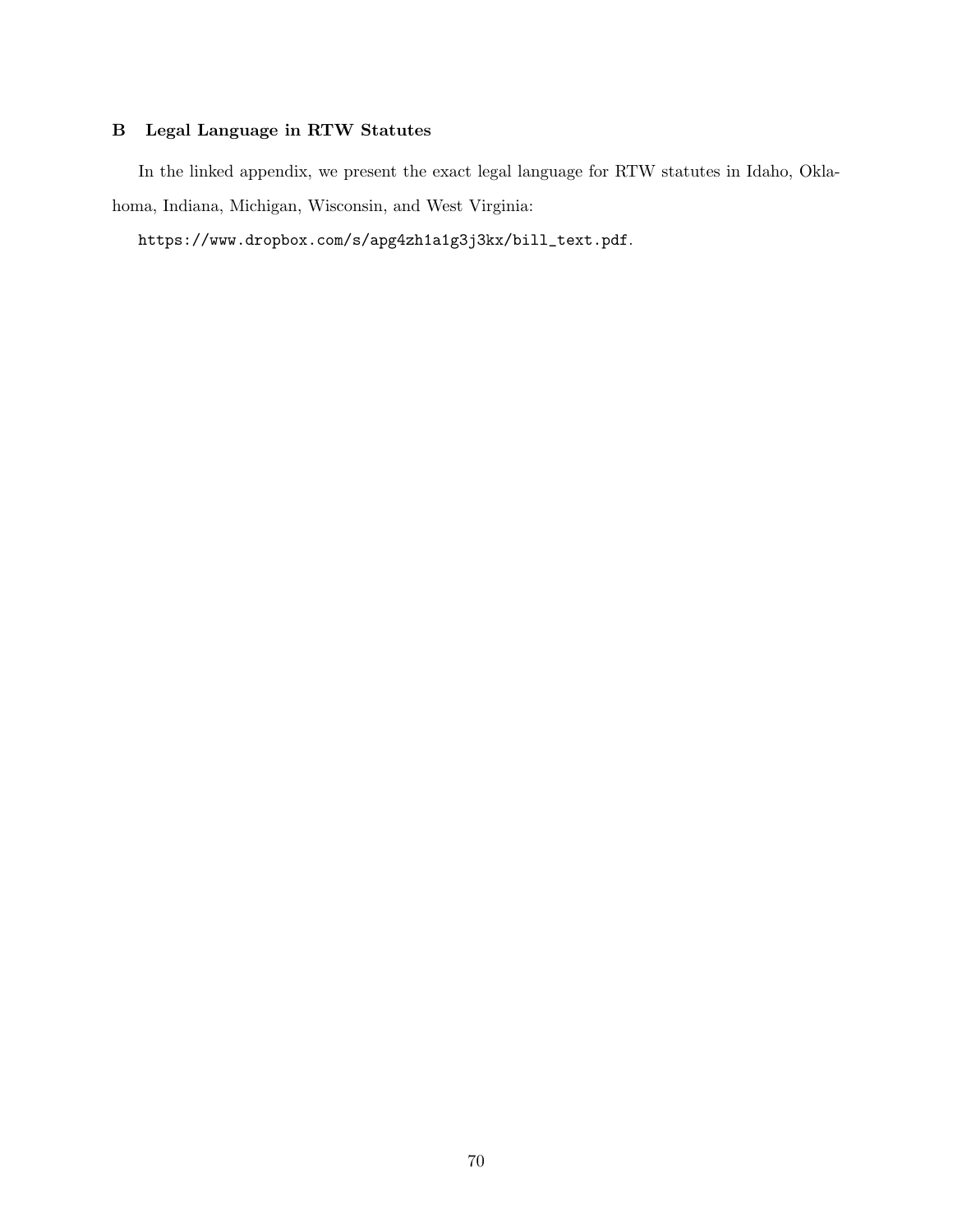## B Legal Language in RTW Statutes

In the linked appendix, we present the exact legal language for RTW statutes in Idaho, Oklahoma, Indiana, Michigan, Wisconsin, and West Virginia:

https://www.dropbox.com/s/apg4zh1a1g3j3kx/bill_text.pdf.